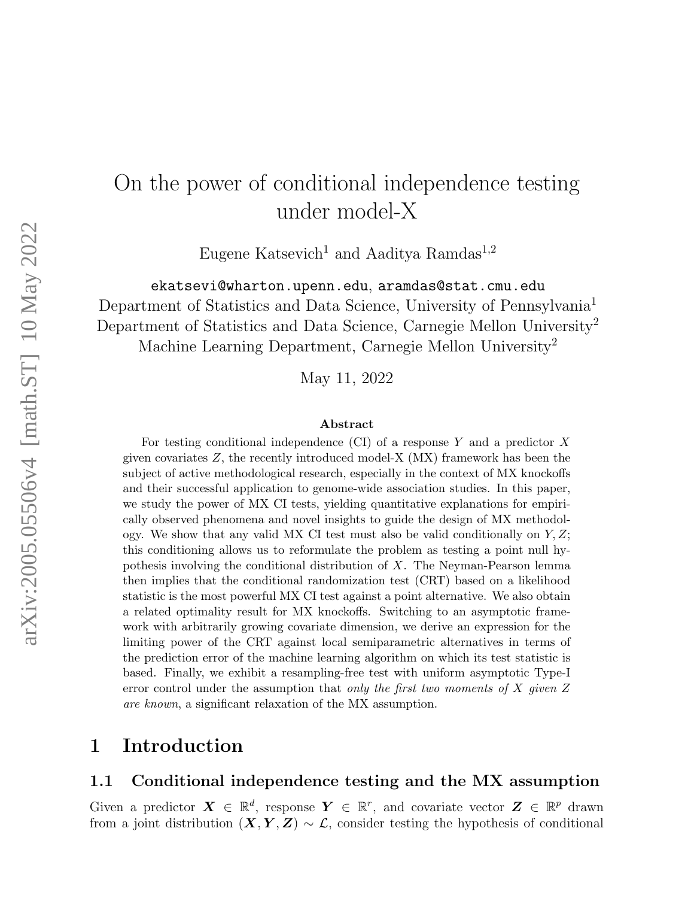# On the power of conditional independence testing under model-X

Eugene Katsevich[1] and Aaditya Ramdas[1,2]

ekatsevi@wharton.upenn.edu, aramdas@stat.cmu.edu

Department of Statistics and Data Science, University of Pennsylvania[1]

Department of Statistics and Data Science, Carnegie Mellon University[2]

Machine Learning Department, Carnegie Mellon University[2]

May 11, 2022

### Abstract

For testing conditional independence (CI) of a response $Y$ and a predictor $X$ given covariates $Z$, the recently introduced model-X (MX) framework has been the subject of active methodological research, especially in the context of MX knockoffs and their successful application to genome-wide association studies. In this paper, we study the power of MX CI tests, yielding quantitative explanations for empirically observed phenomena and novel insights to guide the design of MX methodology. We show that any valid MX CI test must also be valid conditionally on $Y, Z$; this conditioning allows us to reformulate the problem as testing a point null hypothesis involving the conditional distribution of $X$. The Neyman-Pearson lemma then implies that the conditional randomization test (CRT) based on a likelihood statistic is the most powerful MX CI test against a point alternative. We also obtain a related optimality result for MX knockoffs. Switching to an asymptotic framework with arbitrarily growing covariate dimension, we derive an expression for the limiting power of the CRT against local semiparametric alternatives in terms of the prediction error of the machine learning algorithm on which its test statistic is based. Finally, we exhibit a resampling-free test with uniform asymptotic Type-I error control under the assumption that *only the first two moments of $X$ given $Z$ are known*, a significant relaxation of the MX assumption.

## 1 Introduction

### 1.1 Conditional independence testing and the MX assumption

Given a predictor $\boldsymbol{X} \in \mathbb{R}^d$, response $\boldsymbol{Y} \in \mathbb{R}^r$, and covariate vector $\boldsymbol{Z} \in \mathbb{R}^p$ drawn from a joint distribution $(\boldsymbol{X}, \boldsymbol{Y}, \boldsymbol{Z}) \sim \mathcal{L}$, consider testing the hypothesis of conditional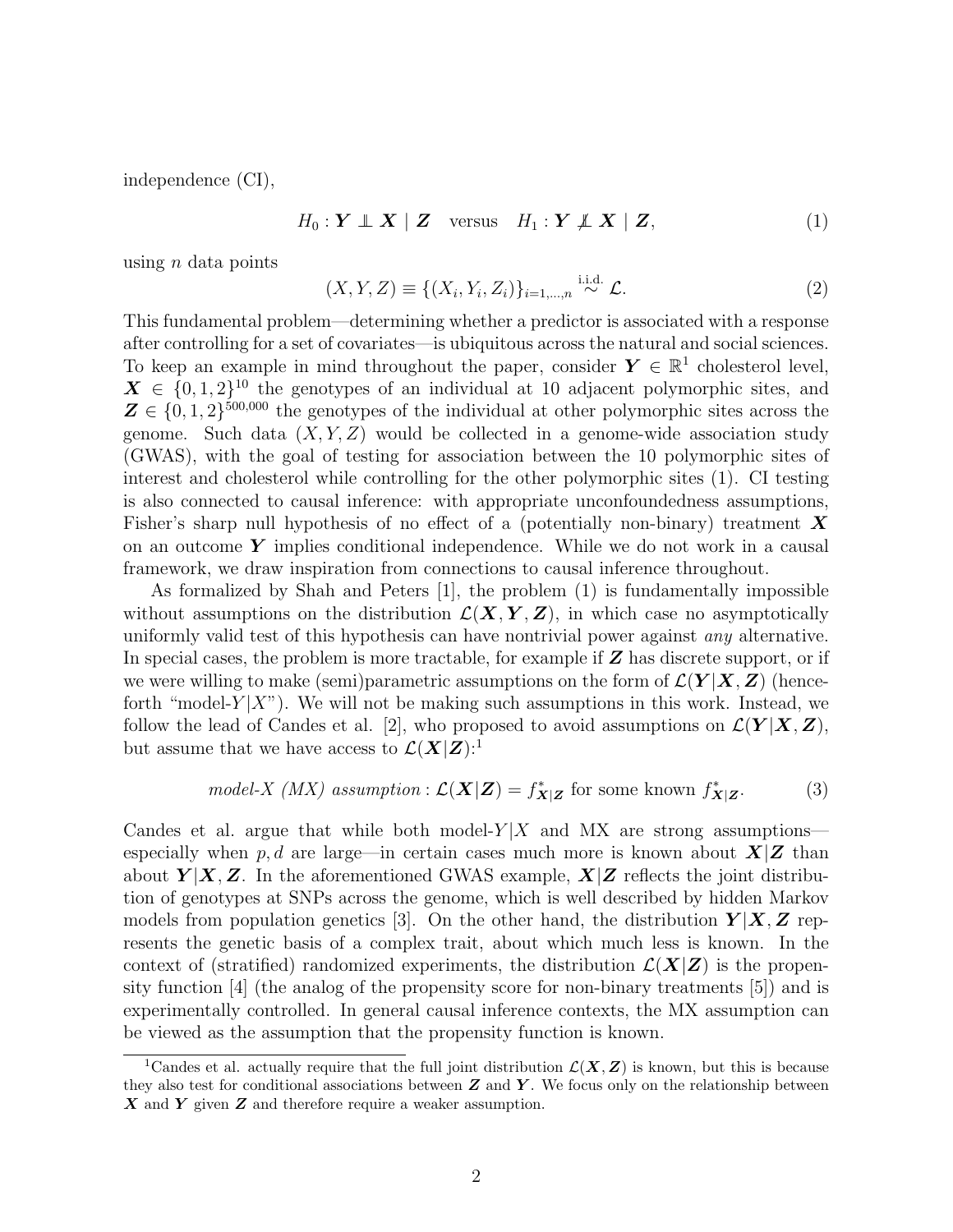independence (CI),

$$H_0 : \boldsymbol{Y} \perp\!\!\!\perp \boldsymbol{X} \mid \boldsymbol{Z} \quad \text{versus} \quad H_1 : \boldsymbol{Y} \not\perp\!\!\!\perp \boldsymbol{X} \mid \boldsymbol{Z}, \tag{1}$$

using $n$ data points

$$(X, Y, Z) \equiv \{(X_i, Y_i, Z_i)\}_{i=1,\ldots,n} \overset{\text{i.i.d.}}{\sim} \mathcal{L}. \tag{2}$$

This fundamental problem—determining whether a predictor is associated with a response after controlling for a set of covariates—is ubiquitous across the natural and social sciences. To keep an example in mind throughout the paper, consider $\boldsymbol{Y} \in \mathbb{R}^1$ cholesterol level, $\boldsymbol{X} \in \{0, 1, 2\}^{10}$ the genotypes of an individual at 10 adjacent polymorphic sites, and $\boldsymbol{Z} \in \{0, 1, 2\}^{500{,}000}$ the genotypes of the individual at other polymorphic sites across the genome. Such data $(X, Y, Z)$ would be collected in a genome-wide association study (GWAS), with the goal of testing for association between the 10 polymorphic sites of interest and cholesterol while controlling for the other polymorphic sites (1). CI testing is also connected to causal inference: with appropriate unconfoundedness assumptions, Fisher's sharp null hypothesis of no effect of a (potentially non-binary) treatment $\boldsymbol{X}$ on an outcome $\boldsymbol{Y}$ implies conditional independence. While we do not work in a causal framework, we draw inspiration from connections to causal inference throughout.

As formalized by Shah and Peters [1], the problem (1) is fundamentally impossible without assumptions on the distribution $\mathcal{L}(\boldsymbol{X}, \boldsymbol{Y}, \boldsymbol{Z})$, in which case no asymptotically uniformly valid test of this hypothesis can have nontrivial power against *any* alternative. In special cases, the problem is more tractable, for example if $\boldsymbol{Z}$ has discrete support, or if we were willing to make (semi)parametric assumptions on the form of $\mathcal{L}(\boldsymbol{Y}|\boldsymbol{X}, \boldsymbol{Z})$ (henceforth "model-$Y|X$"). We will not be making such assumptions in this work. Instead, we follow the lead of Candes et al. [2], who proposed to avoid assumptions on $\mathcal{L}(\boldsymbol{Y}|\boldsymbol{X}, \boldsymbol{Z})$, but assume that we have access to $\mathcal{L}(\boldsymbol{X}|\boldsymbol{Z})$:[1]

$$\textit{model-X (MX) assumption}: \mathcal{L}(\boldsymbol{X}|\boldsymbol{Z}) = f^*_{\boldsymbol{X}|\boldsymbol{Z}} \text{ for some known } f^*_{\boldsymbol{X}|\boldsymbol{Z}}. \tag{3}$$

Candes et al. argue that while both model-$Y|X$ and MX are strong assumptions—especially when $p, d$ are large—in certain cases much more is known about $\boldsymbol{X}|\boldsymbol{Z}$ than about $\boldsymbol{Y}|\boldsymbol{X}, \boldsymbol{Z}$. In the aforementioned GWAS example, $\boldsymbol{X}|\boldsymbol{Z}$ reflects the joint distribution of genotypes at SNPs across the genome, which is well described by hidden Markov models from population genetics [3]. On the other hand, the distribution $\boldsymbol{Y}|\boldsymbol{X}, \boldsymbol{Z}$ represents the genetic basis of a complex trait, about which much less is known. In the context of (stratified) randomized experiments, the distribution $\mathcal{L}(\boldsymbol{X}|\boldsymbol{Z})$ is the propensity function [4] (the analog of the propensity score for non-binary treatments [5]) and is experimentally controlled. In general causal inference contexts, the MX assumption can be viewed as the assumption that the propensity function is known.

[1] Candes et al. actually require that the full joint distribution $\mathcal{L}(\boldsymbol{X}, \boldsymbol{Z})$ is known, but this is because they also test for conditional associations between $\boldsymbol{Z}$ and $\boldsymbol{Y}$. We focus only on the relationship between $\boldsymbol{X}$ and $\boldsymbol{Y}$ given $\boldsymbol{Z}$ and therefore require a weaker assumption.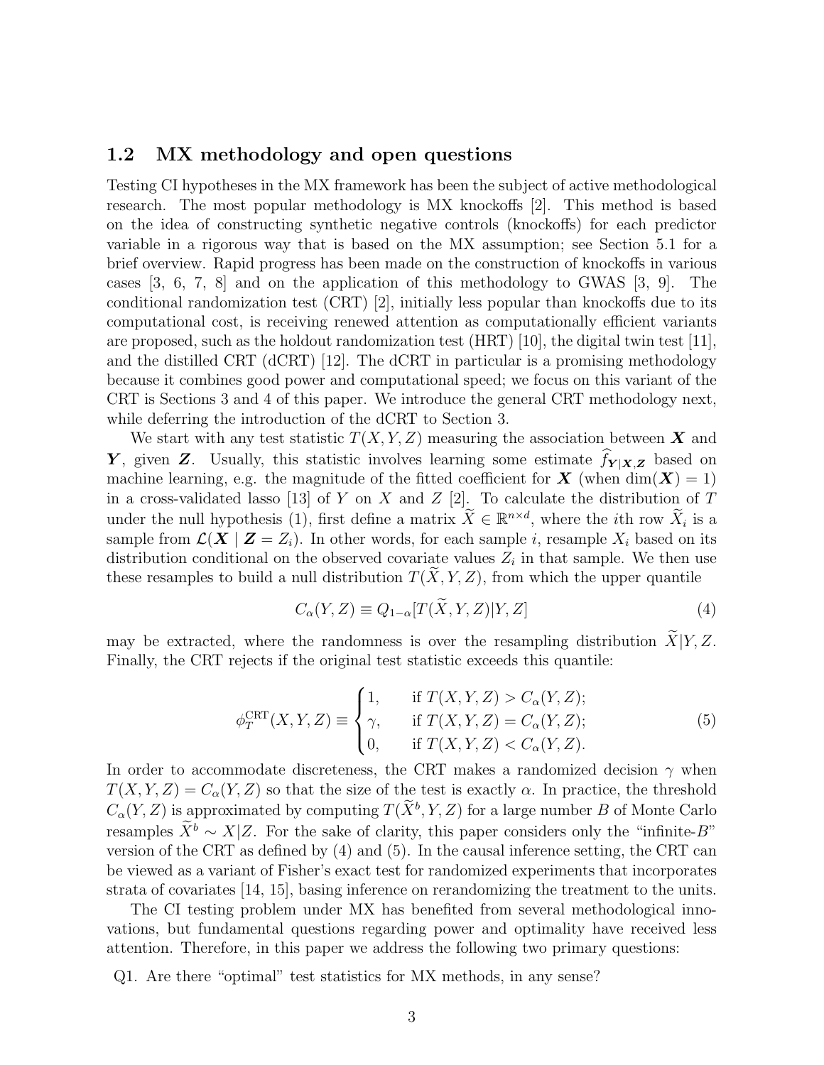### 1.2 MX methodology and open questions

Testing CI hypotheses in the MX framework has been the subject of active methodological research. The most popular methodology is MX knockoffs [2]. This method is based on the idea of constructing synthetic negative controls (knockoffs) for each predictor variable in a rigorous way that is based on the MX assumption; see Section 5.1 for a brief overview. Rapid progress has been made on the construction of knockoffs in various cases [3, 6, 7, 8] and on the application of this methodology to GWAS [3, 9]. The conditional randomization test (CRT) [2], initially less popular than knockoffs due to its computational cost, is receiving renewed attention as computationally efficient variants are proposed, such as the holdout randomization test (HRT) [10], the digital twin test [11], and the distilled CRT (dCRT) [12]. The dCRT in particular is a promising methodology because it combines good power and computational speed; we focus on this variant of the CRT is Sections 3 and 4 of this paper. We introduce the general CRT methodology next, while deferring the introduction of the dCRT to Section 3.

We start with any test statistic $T(X, Y, Z)$ measuring the association between $\boldsymbol{X}$ and $\boldsymbol{Y}$, given $\boldsymbol{Z}$. Usually, this statistic involves learning some estimate $\widehat{f}_{\boldsymbol{Y}|\boldsymbol{X},\boldsymbol{Z}}$ based on machine learning, e.g. the magnitude of the fitted coefficient for $\boldsymbol{X}$ (when $\dim(\boldsymbol{X}) = 1$) in a cross-validated lasso [13] of $Y$ on $X$ and $Z$ [2]. To calculate the distribution of $T$ under the null hypothesis (1), first define a matrix $\widetilde{X} \in \mathbb{R}^{n \times d}$, where the $i$th row $\widetilde{X}_i$ is a sample from $\mathcal{L}(\boldsymbol{X} \mid \boldsymbol{Z} = Z_i)$. In other words, for each sample $i$, resample $X_i$ based on its distribution conditional on the observed covariate values $Z_i$ in that sample. We then use these resamples to build a null distribution $T(\widetilde{X}, Y, Z)$, from which the upper quantile

$$
C_\alpha(Y, Z) \equiv Q_{1-\alpha}[T(\widetilde{X}, Y, Z)|Y, Z] \tag{4}
$$

may be extracted, where the randomness is over the resampling distribution $\widetilde{X}|Y, Z$. Finally, the CRT rejects if the original test statistic exceeds this quantile:

$$
\phi_T^{\text{CRT}}(X, Y, Z) \equiv \begin{cases} 1, & \text{if } T(X, Y, Z) > C_\alpha(Y, Z); \\ \gamma, & \text{if } T(X, Y, Z) = C_\alpha(Y, Z); \\ 0, & \text{if } T(X, Y, Z) < C_\alpha(Y, Z). \end{cases} \tag{5}
$$

In order to accommodate discreteness, the CRT makes a randomized decision $\gamma$ when $T(X, Y, Z) = C_\alpha(Y, Z)$ so that the size of the test is exactly $\alpha$. In practice, the threshold $C_\alpha(Y, Z)$ is approximated by computing $T(\widetilde{X}^b, Y, Z)$ for a large number $B$ of Monte Carlo resamples $\widetilde{X}^b \sim X|Z$. For the sake of clarity, this paper considers only the "infinite-$B$" version of the CRT as defined by (4) and (5). In the causal inference setting, the CRT can be viewed as a variant of Fisher's exact test for randomized experiments that incorporates strata of covariates [14, 15], basing inference on rerandomizing the treatment to the units.

The CI testing problem under MX has benefited from several methodological innovations, but fundamental questions regarding power and optimality have received less attention. Therefore, in this paper we address the following two primary questions:

Q1. Are there "optimal" test statistics for MX methods, in any sense?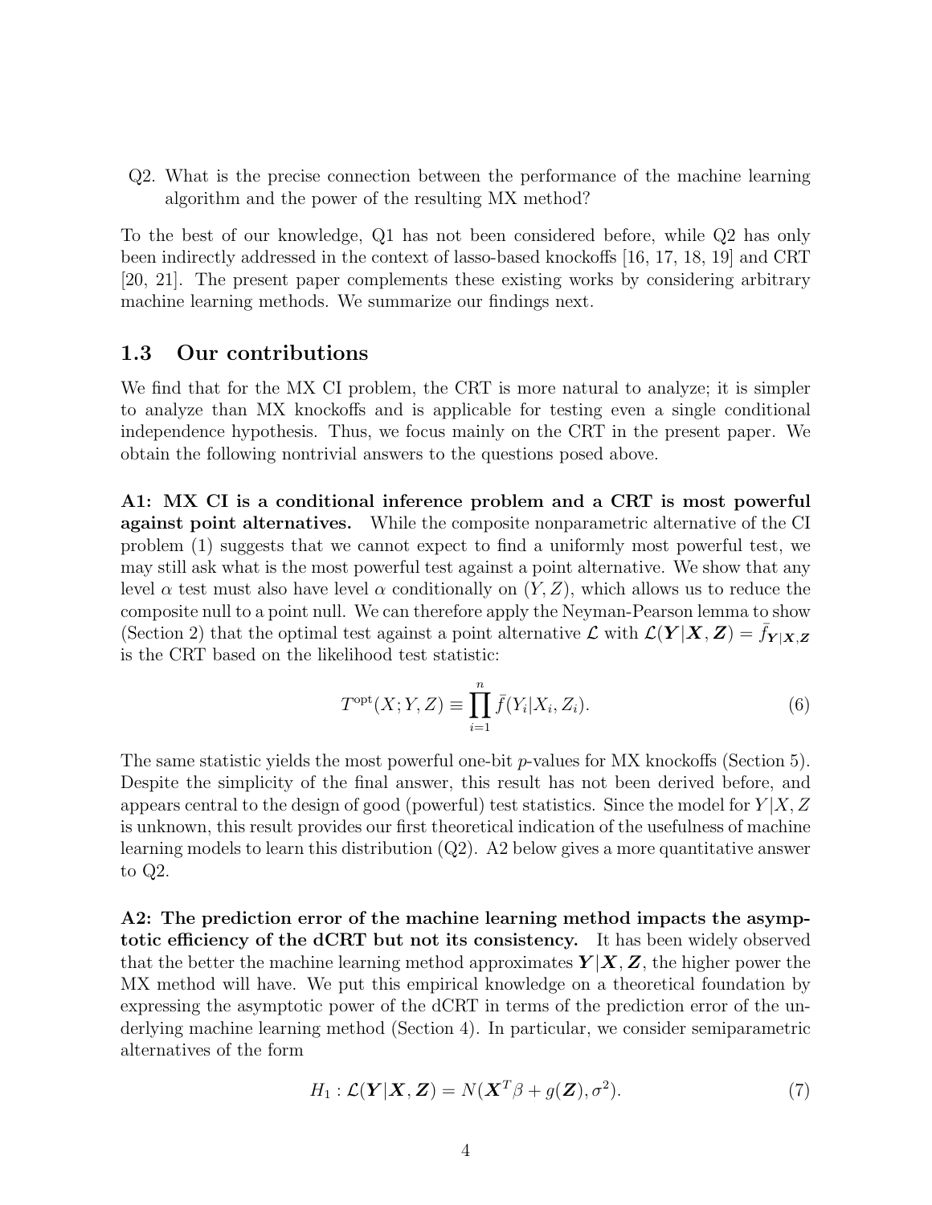Q2. What is the precise connection between the performance of the machine learning algorithm and the power of the resulting MX method?

To the best of our knowledge, Q1 has not been considered before, while Q2 has only been indirectly addressed in the context of lasso-based knockoffs [16, 17, 18, 19] and CRT [20, 21]. The present paper complements these existing works by considering arbitrary machine learning methods. We summarize our findings next.

### 1.3 Our contributions

We find that for the MX CI problem, the CRT is more natural to analyze; it is simpler to analyze than MX knockoffs and is applicable for testing even a single conditional independence hypothesis. Thus, we focus mainly on the CRT in the present paper. We obtain the following nontrivial answers to the questions posed above.

**A1: MX CI is a conditional inference problem and a CRT is most powerful against point alternatives.** While the composite nonparametric alternative of the CI problem (1) suggests that we cannot expect to find a uniformly most powerful test, we may still ask what is the most powerful test against a point alternative. We show that any level $\alpha$ test must also have level $\alpha$ conditionally on $(Y, Z)$, which allows us to reduce the composite null to a point null. We can therefore apply the Neyman-Pearson lemma to show (Section 2) that the optimal test against a point alternative $\mathcal{L}$ with $\mathcal{L}(\boldsymbol{Y}|\boldsymbol{X}, \boldsymbol{Z}) = \bar{f}_{\boldsymbol{Y}|\boldsymbol{X},\boldsymbol{Z}}$ is the CRT based on the likelihood test statistic:

$$T^{\text{opt}}(X; Y, Z) \equiv \prod_{i=1}^{n} \bar{f}(Y_i|X_i, Z_i). \tag{6}$$

The same statistic yields the most powerful one-bit $p$-values for MX knockoffs (Section 5). Despite the simplicity of the final answer, this result has not been derived before, and appears central to the design of good (powerful) test statistics. Since the model for $Y|X, Z$ is unknown, this result provides our first theoretical indication of the usefulness of machine learning models to learn this distribution (Q2). A2 below gives a more quantitative answer to Q2.

**A2: The prediction error of the machine learning method impacts the asymptotic efficiency of the dCRT but not its consistency.** It has been widely observed that the better the machine learning method approximates $\boldsymbol{Y}|\boldsymbol{X}, \boldsymbol{Z}$, the higher power the MX method will have. We put this empirical knowledge on a theoretical foundation by expressing the asymptotic power of the dCRT in terms of the prediction error of the underlying machine learning method (Section 4). In particular, we consider semiparametric alternatives of the form

$$H_1 : \mathcal{L}(\boldsymbol{Y}|\boldsymbol{X}, \boldsymbol{Z}) = N(\boldsymbol{X}^T\beta + g(\boldsymbol{Z}), \sigma^2). \tag{7}$$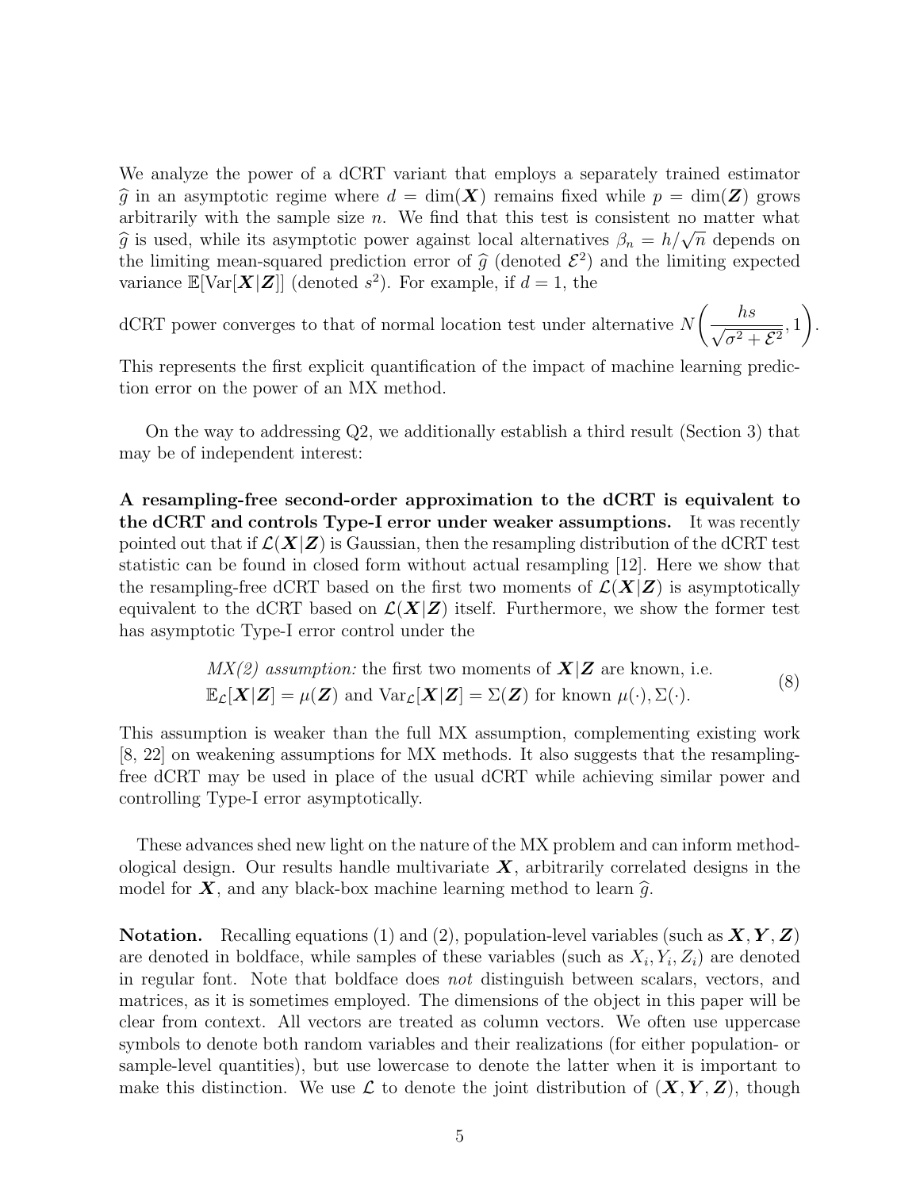We analyze the power of a dCRT variant that employs a separately trained estimator $\widehat{g}$ in an asymptotic regime where $d = \dim(\boldsymbol{X})$ remains fixed while $p = \dim(\boldsymbol{Z})$ grows arbitrarily with the sample size $n$. We find that this test is consistent no matter what $\widehat{g}$ is used, while its asymptotic power against local alternatives $\beta_n = h/\sqrt{n}$ depends on the limiting mean-squared prediction error of $\widehat{g}$ (denoted $\mathcal{E}^2$) and the limiting expected variance $\mathbb{E}[\text{Var}[\boldsymbol{X}|\boldsymbol{Z}]]$ (denoted $s^2$). For example, if $d = 1$, the

$$\text{dCRT power converges to that of normal location test under alternative } N\left(\frac{hs}{\sqrt{\sigma^2 + \mathcal{E}^2}}, 1\right).$$

This represents the first explicit quantification of the impact of machine learning prediction error on the power of an MX method.

On the way to addressing Q2, we additionally establish a third result (Section 3) that may be of independent interest:

**A resampling-free second-order approximation to the dCRT is equivalent to the dCRT and controls Type-I error under weaker assumptions.** It was recently pointed out that if $\mathcal{L}(\boldsymbol{X}|\boldsymbol{Z})$ is Gaussian, then the resampling distribution of the dCRT test statistic can be found in closed form without actual resampling [12]. Here we show that the resampling-free dCRT based on the first two moments of $\mathcal{L}(\boldsymbol{X}|\boldsymbol{Z})$ is asymptotically equivalent to the dCRT based on $\mathcal{L}(\boldsymbol{X}|\boldsymbol{Z})$ itself. Furthermore, we show the former test has asymptotic Type-I error control under the

$$\begin{aligned}&\textit{MX(2) assumption:} \text{ the first two moments of } \boldsymbol{X}|\boldsymbol{Z} \text{ are known, i.e.}\\ &\mathbb{E}_{\mathcal{L}}[\boldsymbol{X}|\boldsymbol{Z}] = \mu(\boldsymbol{Z}) \text{ and } \text{Var}_{\mathcal{L}}[\boldsymbol{X}|\boldsymbol{Z}] = \Sigma(\boldsymbol{Z}) \text{ for known } \mu(\cdot), \Sigma(\cdot).\end{aligned} \tag{8}$$

This assumption is weaker than the full MX assumption, complementing existing work [8, 22] on weakening assumptions for MX methods. It also suggests that the resampling-free dCRT may be used in place of the usual dCRT while achieving similar power and controlling Type-I error asymptotically.

These advances shed new light on the nature of the MX problem and can inform methodological design. Our results handle multivariate $\boldsymbol{X}$, arbitrarily correlated designs in the model for $\boldsymbol{X}$, and any black-box machine learning method to learn $\widehat{g}$.

**Notation.** Recalling equations (1) and (2), population-level variables (such as $\boldsymbol{X}, \boldsymbol{Y}, \boldsymbol{Z}$) are denoted in boldface, while samples of these variables (such as $X_i, Y_i, Z_i$) are denoted in regular font. Note that boldface does *not* distinguish between scalars, vectors, and matrices, as it is sometimes employed. The dimensions of the object in this paper will be clear from context. All vectors are treated as column vectors. We often use uppercase symbols to denote both random variables and their realizations (for either population- or sample-level quantities), but use lowercase to denote the latter when it is important to make this distinction. We use $\mathcal{L}$ to denote the joint distribution of $(\boldsymbol{X}, \boldsymbol{Y}, \boldsymbol{Z})$, though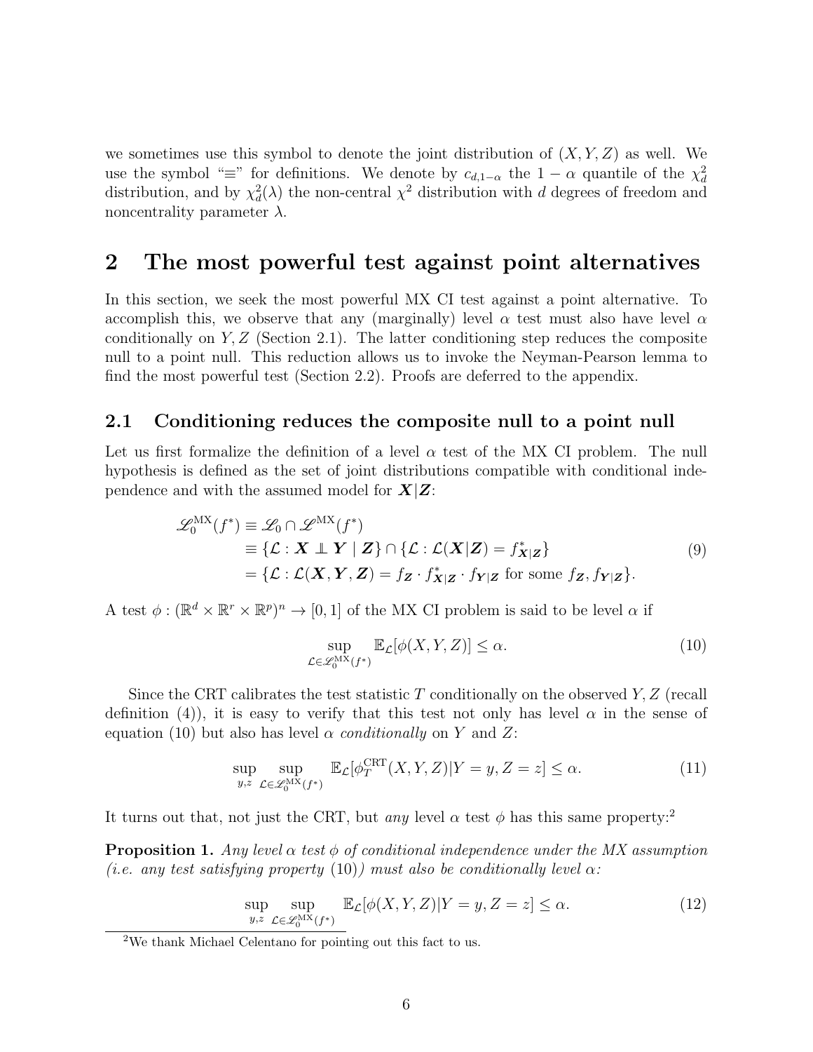we sometimes use this symbol to denote the joint distribution of $(X, Y, Z)$ as well. We use the symbol "$\equiv$" for definitions. We denote by $c_{d,1-\alpha}$ the $1-\alpha$ quantile of the $\chi^2_d$ distribution, and by $\chi^2_d(\lambda)$ the non-central $\chi^2$ distribution with $d$ degrees of freedom and noncentrality parameter $\lambda$.

# 2 The most powerful test against point alternatives

In this section, we seek the most powerful MX CI test against a point alternative. To accomplish this, we observe that any (marginally) level $\alpha$ test must also have level $\alpha$ conditionally on $Y, Z$ (Section 2.1). The latter conditioning step reduces the composite null to a point null. This reduction allows us to invoke the Neyman-Pearson lemma to find the most powerful test (Section 2.2). Proofs are deferred to the appendix.

## 2.1 Conditioning reduces the composite null to a point null

Let us first formalize the definition of a level $\alpha$ test of the MX CI problem. The null hypothesis is defined as the set of joint distributions compatible with conditional independence and with the assumed model for $\boldsymbol{X}|\boldsymbol{Z}$:

$$
\begin{aligned}
\mathscr{L}_0^{\text{MX}}(f^*) &\equiv \mathscr{L}_0 \cap \mathscr{L}^{\text{MX}}(f^*) \\
&\equiv \{\mathcal{L} : \boldsymbol{X} \perp\!\!\!\perp \boldsymbol{Y} \mid \boldsymbol{Z}\} \cap \{\mathcal{L} : \mathcal{L}(\boldsymbol{X}|\boldsymbol{Z}) = f^*_{\boldsymbol{X}|\boldsymbol{Z}}\} \\
&= \{\mathcal{L} : \mathcal{L}(\boldsymbol{X}, \boldsymbol{Y}, \boldsymbol{Z}) = f_{\boldsymbol{Z}} \cdot f^*_{\boldsymbol{X}|\boldsymbol{Z}} \cdot f_{\boldsymbol{Y}|\boldsymbol{Z}} \text{ for some } f_{\boldsymbol{Z}}, f_{\boldsymbol{Y}|\boldsymbol{Z}}\}.
\end{aligned} \tag{9}
$$

A test $\phi : (\mathbb{R}^d \times \mathbb{R}^r \times \mathbb{R}^p)^n \to [0, 1]$ of the MX CI problem is said to be level $\alpha$ if

$$
\sup_{\mathcal{L} \in \mathscr{L}_0^{\text{MX}}(f^*)} \mathbb{E}_{\mathcal{L}}[\phi(X, Y, Z)] \leq \alpha. \tag{10}
$$

Since the CRT calibrates the test statistic $T$ conditionally on the observed $Y, Z$ (recall definition (4)), it is easy to verify that this test not only has level $\alpha$ in the sense of equation (10) but also has level $\alpha$ *conditionally* on $Y$ and $Z$:

$$
\sup_{y,z} \sup_{\mathcal{L} \in \mathscr{L}_0^{\text{MX}}(f^*)} \mathbb{E}_{\mathcal{L}}[\phi_T^{\text{CRT}}(X, Y, Z) | Y = y, Z = z] \leq \alpha. \tag{11}
$$

It turns out that, not just the CRT, but *any* level $\alpha$ test $\phi$ has this same property:[2]

**Proposition 1.** *Any level $\alpha$ test $\phi$ of conditional independence under the MX assumption (i.e. any test satisfying property* (10)*) must also be conditionally level $\alpha$:*

$$
\sup_{y,z} \sup_{\mathcal{L} \in \mathscr{L}_0^{\text{MX}}(f^*)} \mathbb{E}_{\mathcal{L}}[\phi(X, Y, Z) | Y = y, Z = z] \leq \alpha. \tag{12}
$$

[2] We thank Michael Celentano for pointing out this fact to us.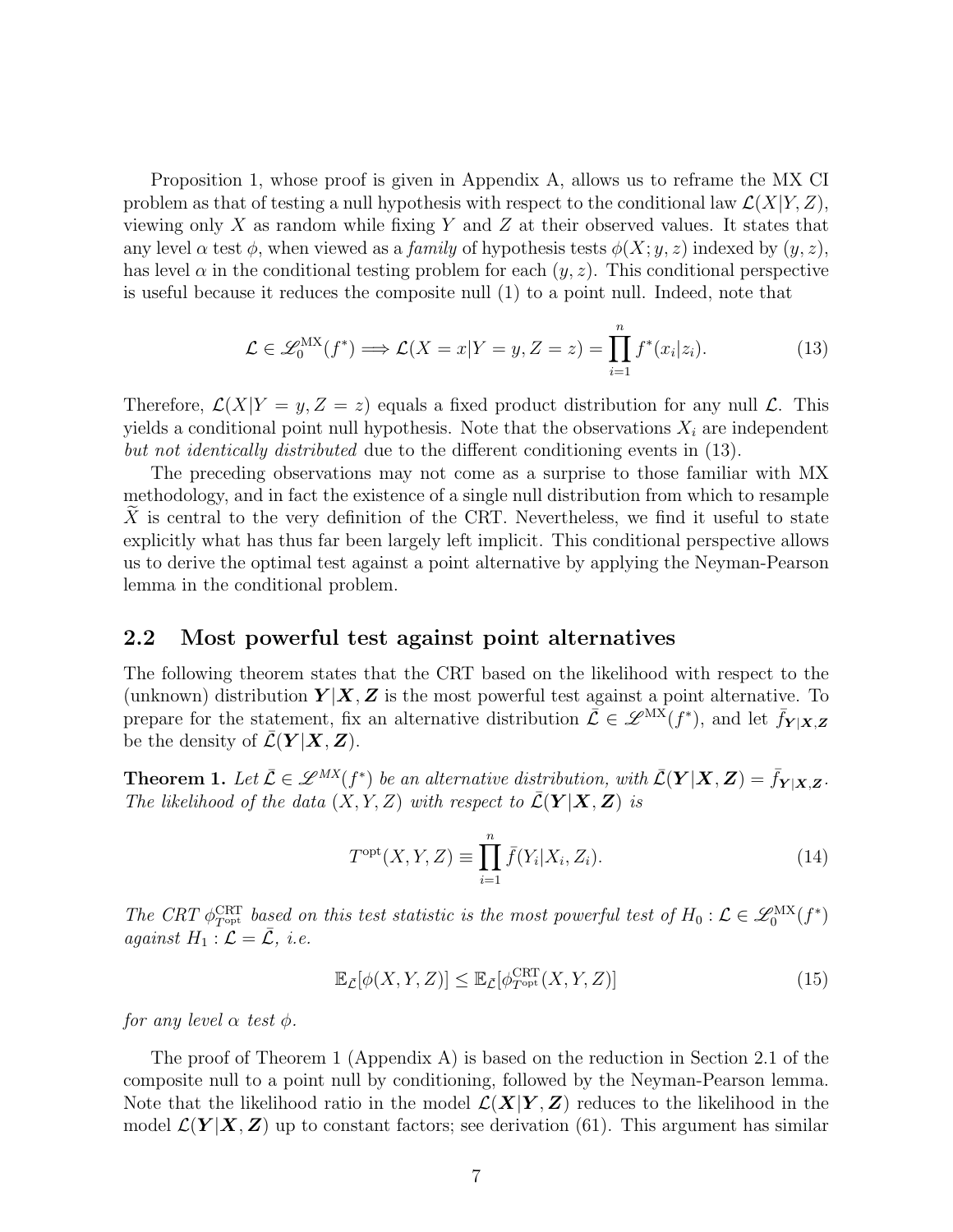Proposition 1, whose proof is given in Appendix A, allows us to reframe the MX CI problem as that of testing a null hypothesis with respect to the conditional law $\mathcal{L}(X|Y, Z)$, viewing only $X$ as random while fixing $Y$ and $Z$ at their observed values. It states that any level $\alpha$ test $\phi$, when viewed as a *family* of hypothesis tests $\phi(X; y, z)$ indexed by $(y, z)$, has level $\alpha$ in the conditional testing problem for each $(y, z)$. This conditional perspective is useful because it reduces the composite null (1) to a point null. Indeed, note that

$$\mathcal{L} \in \mathscr{L}_0^{\mathrm{MX}}(f^*) \Longrightarrow \mathcal{L}(X = x|Y = y, Z = z) = \prod_{i=1}^{n} f^*(x_i|z_i). \tag{13}$$

Therefore, $\mathcal{L}(X|Y = y, Z = z)$ equals a fixed product distribution for any null $\mathcal{L}$. This yields a conditional point null hypothesis. Note that the observations $X_i$ are independent *but not identically distributed* due to the different conditioning events in (13).

The preceding observations may not come as a surprise to those familiar with MX methodology, and in fact the existence of a single null distribution from which to resample $\widetilde{X}$ is central to the very definition of the CRT. Nevertheless, we find it useful to state explicitly what has thus far been largely left implicit. This conditional perspective allows us to derive the optimal test against a point alternative by applying the Neyman-Pearson lemma in the conditional problem.

## 2.2 Most powerful test against point alternatives

The following theorem states that the CRT based on the likelihood with respect to the (unknown) distribution $\boldsymbol{Y}|\boldsymbol{X}, \boldsymbol{Z}$ is the most powerful test against a point alternative. To prepare for the statement, fix an alternative distribution $\bar{\mathcal{L}} \in \mathscr{L}^{\mathrm{MX}}(f^*)$, and let $\bar{f}_{\boldsymbol{Y}|\boldsymbol{X},\boldsymbol{Z}}$ be the density of $\bar{\mathcal{L}}(\boldsymbol{Y}|\boldsymbol{X}, \boldsymbol{Z})$.

**Theorem 1.** *Let $\bar{\mathcal{L}} \in \mathscr{L}^{MX}(f^*)$ be an alternative distribution, with $\bar{\mathcal{L}}(\boldsymbol{Y}|\boldsymbol{X}, \boldsymbol{Z}) = \bar{f}_{\boldsymbol{Y}|\boldsymbol{X},\boldsymbol{Z}}$. The likelihood of the data $(X, Y, Z)$ with respect to $\bar{\mathcal{L}}(\boldsymbol{Y}|\boldsymbol{X}, \boldsymbol{Z})$ is*

$$T^{\mathrm{opt}}(X, Y, Z) \equiv \prod_{i=1}^{n} \bar{f}(Y_i|X_i, Z_i). \tag{14}$$

*The CRT $\phi^{\mathrm{CRT}}_{T^{\mathrm{opt}}}$ based on this test statistic is the most powerful test of $H_0 : \mathcal{L} \in \mathscr{L}_0^{\mathrm{MX}}(f^*)$ against $H_1 : \mathcal{L} = \bar{\mathcal{L}}$, i.e.*

$$\mathbb{E}_{\bar{\mathcal{L}}}[\phi(X, Y, Z)] \leq \mathbb{E}_{\bar{\mathcal{L}}}[\phi^{\mathrm{CRT}}_{T^{\mathrm{opt}}}(X, Y, Z)] \tag{15}$$

*for any level $\alpha$ test $\phi$.*

The proof of Theorem 1 (Appendix A) is based on the reduction in Section 2.1 of the composite null to a point null by conditioning, followed by the Neyman-Pearson lemma. Note that the likelihood ratio in the model $\mathcal{L}(\boldsymbol{X}|\boldsymbol{Y}, \boldsymbol{Z})$ reduces to the likelihood in the model $\mathcal{L}(\boldsymbol{Y}|\boldsymbol{X}, \boldsymbol{Z})$ up to constant factors; see derivation (61). This argument has similar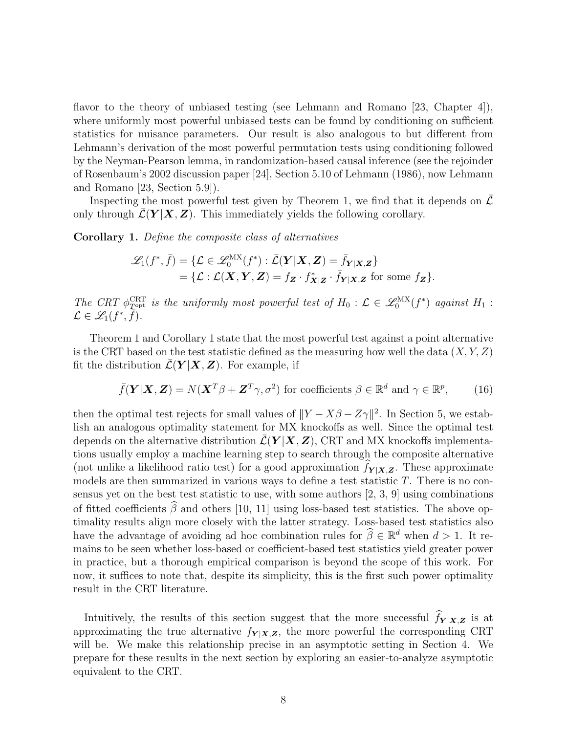flavor to the theory of unbiased testing (see Lehmann and Romano [23, Chapter 4]), where uniformly most powerful unbiased tests can be found by conditioning on sufficient statistics for nuisance parameters. Our result is also analogous to but different from Lehmann's derivation of the most powerful permutation tests using conditioning followed by the Neyman-Pearson lemma, in randomization-based causal inference (see the rejoinder of Rosenbaum's 2002 discussion paper [24], Section 5.10 of Lehmann (1986), now Lehmann and Romano [23, Section 5.9]).

Inspecting the most powerful test given by Theorem 1, we find that it depends on $\bar{\mathcal{L}}$ only through $\bar{\mathcal{L}}(\boldsymbol{Y}|\boldsymbol{X},\boldsymbol{Z})$. This immediately yields the following corollary.

**Corollary 1.** *Define the composite class of alternatives*

$$
\begin{aligned}
\mathscr{L}_1(f^*,\bar{f}) &= \{\mathcal{L} \in \mathscr{L}_0^{\mathrm{MX}}(f^*) : \bar{\mathcal{L}}(\boldsymbol{Y}|\boldsymbol{X},\boldsymbol{Z}) = \bar{f}_{\boldsymbol{Y}|\boldsymbol{X},\boldsymbol{Z}}\} \\
&= \{\mathcal{L} : \mathcal{L}(\boldsymbol{X},\boldsymbol{Y},\boldsymbol{Z}) = f_{\boldsymbol{Z}} \cdot f^*_{\boldsymbol{X}|\boldsymbol{Z}} \cdot \bar{f}_{\boldsymbol{Y}|\boldsymbol{X},\boldsymbol{Z}} \text{ for some } f_{\boldsymbol{Z}}\}.
\end{aligned}
$$

*The CRT $\phi^{\mathrm{CRT}}_{T^{\mathrm{opt}}}$ is the uniformly most powerful test of $H_0 : \mathcal{L} \in \mathscr{L}_0^{\mathrm{MX}}(f^*)$ against $H_1 : \mathcal{L} \in \mathscr{L}_1(f^*,\bar{f})$.*

Theorem 1 and Corollary 1 state that the most powerful test against a point alternative is the CRT based on the test statistic defined as the measuring how well the data $(X, Y, Z)$ fit the distribution $\bar{\mathcal{L}}(\boldsymbol{Y}|\boldsymbol{X},\boldsymbol{Z})$. For example, if

$$
\bar{f}(\boldsymbol{Y}|\boldsymbol{X},\boldsymbol{Z}) = N(\boldsymbol{X}^T\beta + \boldsymbol{Z}^T\gamma, \sigma^2) \text{ for coefficients } \beta \in \mathbb{R}^d \text{ and } \gamma \in \mathbb{R}^p, \tag{16}
$$

then the optimal test rejects for small values of $\|Y - X\beta - Z\gamma\|^2$. In Section 5, we establish an analogous optimality statement for MX knockoffs as well. Since the optimal test depends on the alternative distribution $\bar{\mathcal{L}}(\boldsymbol{Y}|\boldsymbol{X},\boldsymbol{Z})$, CRT and MX knockoffs implementations usually employ a machine learning step to search through the composite alternative (not unlike a likelihood ratio test) for a good approximation $\widehat{f}_{\boldsymbol{Y}|\boldsymbol{X},\boldsymbol{Z}}$. These approximate models are then summarized in various ways to define a test statistic $T$. There is no consensus yet on the best test statistic to use, with some authors [2, 3, 9] using combinations of fitted coefficients $\widehat{\beta}$ and others [10, 11] using loss-based test statistics. The above optimality results align more closely with the latter strategy. Loss-based test statistics also have the advantage of avoiding ad hoc combination rules for $\widehat{\beta} \in \mathbb{R}^d$ when $d > 1$. It remains to be seen whether loss-based or coefficient-based test statistics yield greater power in practice, but a thorough empirical comparison is beyond the scope of this work. For now, it suffices to note that, despite its simplicity, this is the first such power optimality result in the CRT literature.

Intuitively, the results of this section suggest that the more successful $\widehat{f}_{\boldsymbol{Y}|\boldsymbol{X},\boldsymbol{Z}}$ is at approximating the true alternative $f_{\boldsymbol{Y}|\boldsymbol{X},\boldsymbol{Z}}$, the more powerful the corresponding CRT will be. We make this relationship precise in an asymptotic setting in Section 4. We prepare for these results in the next section by exploring an easier-to-analyze asymptotic equivalent to the CRT.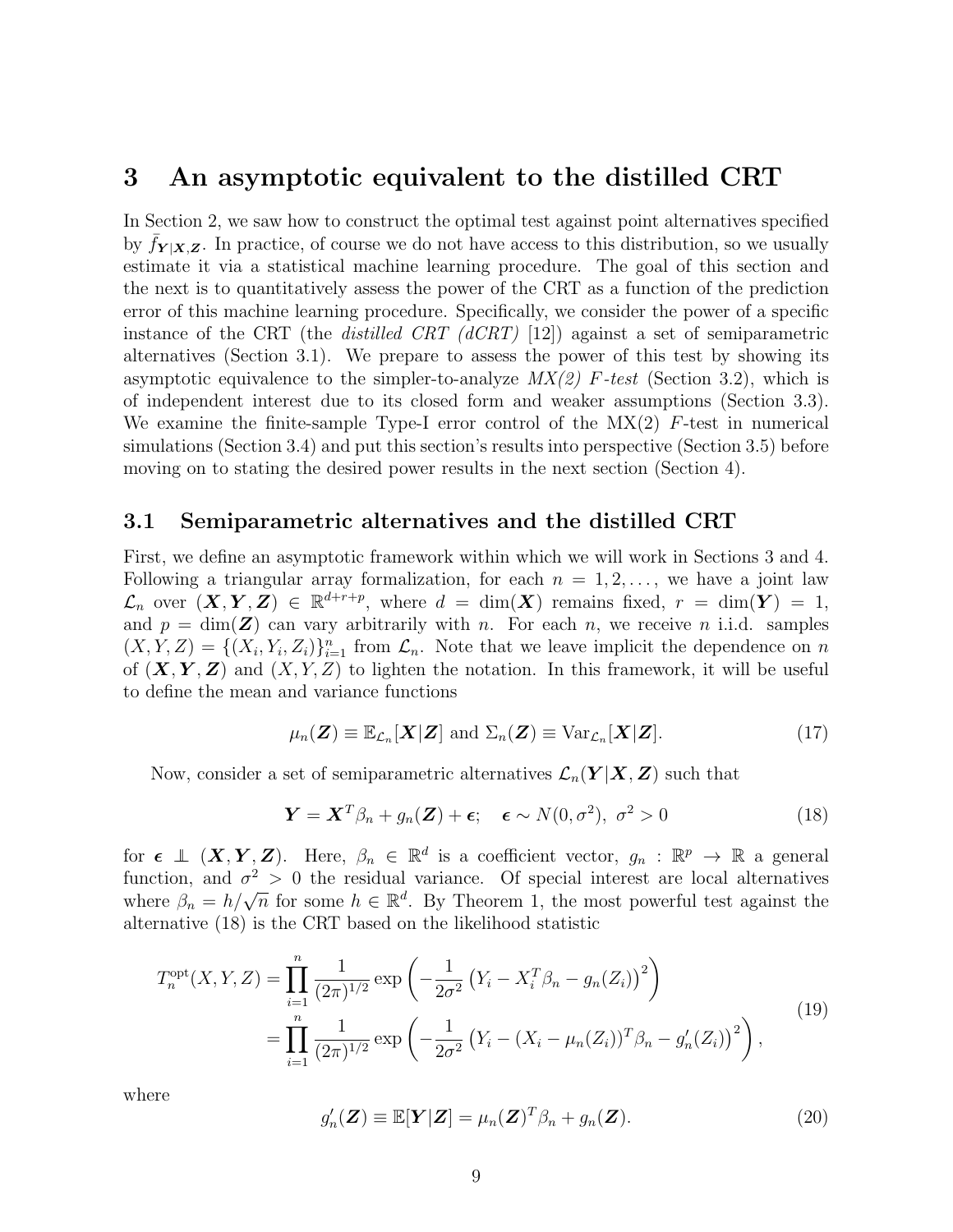# 3 An asymptotic equivalent to the distilled CRT

In Section 2, we saw how to construct the optimal test against point alternatives specified by $\bar{f}_{\boldsymbol{Y}|\boldsymbol{X},\boldsymbol{Z}}$. In practice, of course we do not have access to this distribution, so we usually estimate it via a statistical machine learning procedure. The goal of this section and the next is to quantitatively assess the power of the CRT as a function of the prediction error of this machine learning procedure. Specifically, we consider the power of a specific instance of the CRT (the *distilled CRT (dCRT)* [12]) against a set of semiparametric alternatives (Section 3.1). We prepare to assess the power of this test by showing its asymptotic equivalence to the simpler-to-analyze *MX(2) F-test* (Section 3.2), which is of independent interest due to its closed form and weaker assumptions (Section 3.3). We examine the finite-sample Type-I error control of the MX(2) $F$-test in numerical simulations (Section 3.4) and put this section's results into perspective (Section 3.5) before moving on to stating the desired power results in the next section (Section 4).

## 3.1 Semiparametric alternatives and the distilled CRT

First, we define an asymptotic framework within which we will work in Sections 3 and 4. Following a triangular array formalization, for each $n = 1, 2, \ldots$, we have a joint law $\mathcal{L}_n$ over $(\boldsymbol{X}, \boldsymbol{Y}, \boldsymbol{Z}) \in \mathbb{R}^{d+r+p}$, where $d = \dim(\boldsymbol{X})$ remains fixed, $r = \dim(\boldsymbol{Y}) = 1$, and $p = \dim(\boldsymbol{Z})$ can vary arbitrarily with $n$. For each $n$, we receive $n$ i.i.d. samples $(X, Y, Z) = \{(X_i, Y_i, Z_i)\}_{i=1}^n$ from $\mathcal{L}_n$. Note that we leave implicit the dependence on $n$ of $(\boldsymbol{X}, \boldsymbol{Y}, \boldsymbol{Z})$ and $(X, Y, Z)$ to lighten the notation. In this framework, it will be useful to define the mean and variance functions

$$\mu_n(\boldsymbol{Z}) \equiv \mathbb{E}_{\mathcal{L}_n}[\boldsymbol{X}|\boldsymbol{Z}] \text{ and } \Sigma_n(\boldsymbol{Z}) \equiv \mathrm{Var}_{\mathcal{L}_n}[\boldsymbol{X}|\boldsymbol{Z}]. \tag{17}$$

Now, consider a set of semiparametric alternatives $\mathcal{L}_n(\boldsymbol{Y}|\boldsymbol{X}, \boldsymbol{Z})$ such that

$$\boldsymbol{Y} = \boldsymbol{X}^T\beta_n + g_n(\boldsymbol{Z}) + \boldsymbol{\epsilon}; \quad \boldsymbol{\epsilon} \sim N(0, \sigma^2),\ \sigma^2 > 0 \tag{18}$$

for $\boldsymbol{\epsilon} \perp\!\!\!\perp (\boldsymbol{X}, \boldsymbol{Y}, \boldsymbol{Z})$. Here, $\beta_n \in \mathbb{R}^d$ is a coefficient vector, $g_n : \mathbb{R}^p \to \mathbb{R}$ a general function, and $\sigma^2 > 0$ the residual variance. Of special interest are local alternatives where $\beta_n = h/\sqrt{n}$ for some $h \in \mathbb{R}^d$. By Theorem 1, the most powerful test against the alternative (18) is the CRT based on the likelihood statistic

$$\begin{aligned} T_n^{\text{opt}}(X, Y, Z) &= \prod_{i=1}^n \frac{1}{(2\pi)^{1/2}} \exp\left(-\frac{1}{2\sigma^2}\left(Y_i - X_i^T\beta_n - g_n(Z_i)\right)^2\right) \\ &= \prod_{i=1}^n \frac{1}{(2\pi)^{1/2}} \exp\left(-\frac{1}{2\sigma^2}\left(Y_i - (X_i - \mu_n(Z_i))^T\beta_n - g_n'(Z_i)\right)^2\right), \end{aligned} \tag{19}$$

where

$$g_n'(\boldsymbol{Z}) \equiv \mathbb{E}[\boldsymbol{Y}|\boldsymbol{Z}] = \mu_n(\boldsymbol{Z})^T\beta_n + g_n(\boldsymbol{Z}). \tag{20}$$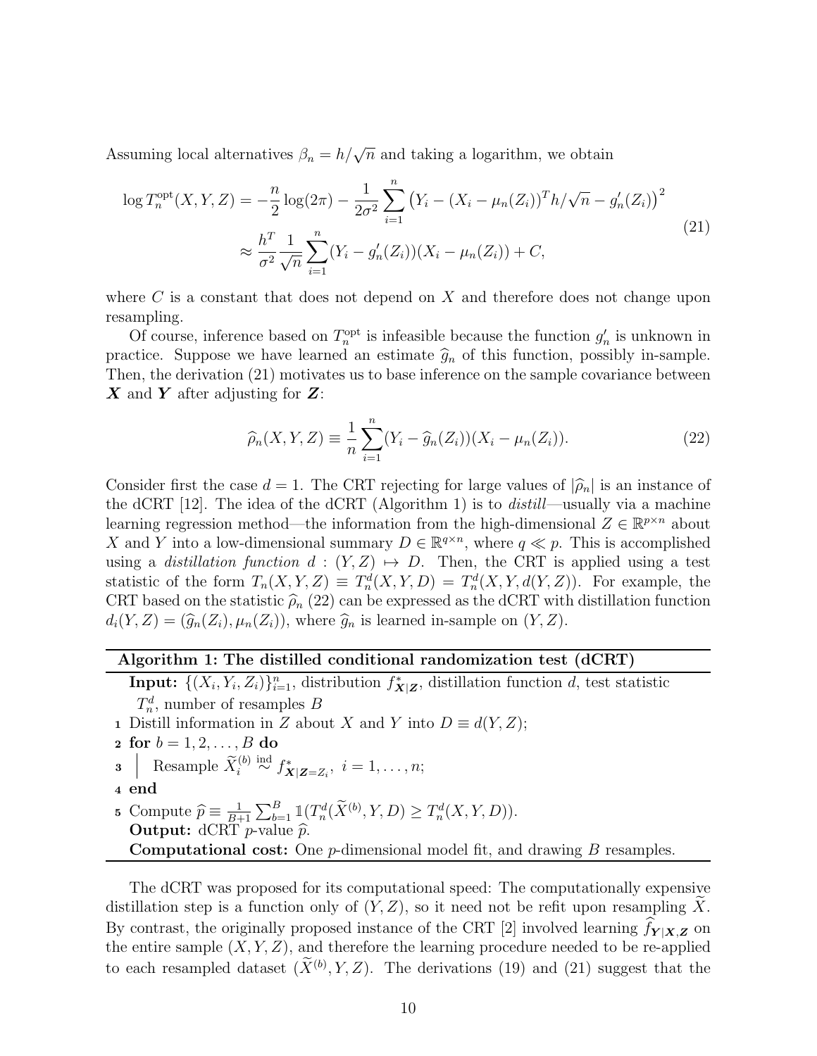Assuming local alternatives $\beta_n = h/\sqrt{n}$ and taking a logarithm, we obtain

$$
\begin{aligned}
\log T_n^{\text{opt}}(X, Y, Z) &= -\frac{n}{2}\log(2\pi) - \frac{1}{2\sigma^2}\sum_{i=1}^{n}\left(Y_i - (X_i - \mu_n(Z_i))^T h/\sqrt{n} - g_n'(Z_i)\right)^2 \\
&\approx \frac{h^T}{\sigma^2}\frac{1}{\sqrt{n}}\sum_{i=1}^{n}(Y_i - g_n'(Z_i))(X_i - \mu_n(Z_i)) + C,
\end{aligned}
\tag{21}
$$

where $C$ is a constant that does not depend on $X$ and therefore does not change upon resampling.

Of course, inference based on $T_n^{\text{opt}}$ is infeasible because the function $g_n'$ is unknown in practice. Suppose we have learned an estimate $\widehat{g}_n$ of this function, possibly in-sample. Then, the derivation (21) motivates us to base inference on the sample covariance between $\boldsymbol{X}$ and $\boldsymbol{Y}$ after adjusting for $\boldsymbol{Z}$:

$$
\widehat{\rho}_n(X, Y, Z) \equiv \frac{1}{n}\sum_{i=1}^{n}(Y_i - \widehat{g}_n(Z_i))(X_i - \mu_n(Z_i)). \tag{22}
$$

Consider first the case $d = 1$. The CRT rejecting for large values of $|\widehat{\rho}_n|$ is an instance of the dCRT [12]. The idea of the dCRT (Algorithm 1) is to *distill*—usually via a machine learning regression method—the information from the high-dimensional $Z \in \mathbb{R}^{p\times n}$ about $X$ and $Y$ into a low-dimensional summary $D \in \mathbb{R}^{q\times n}$, where $q \ll p$. This is accomplished using a *distillation function* $d : (Y, Z) \mapsto D$. Then, the CRT is applied using a test statistic of the form $T_n(X, Y, Z) \equiv T_n^d(X, Y, D) = T_n^d(X, Y, d(Y, Z))$. For example, the CRT based on the statistic $\widehat{\rho}_n$ (22) can be expressed as the dCRT with distillation function $d_i(Y, Z) = (\widehat{g}_n(Z_i), \mu_n(Z_i))$, where $\widehat{g}_n$ is learned in-sample on $(Y, Z)$.

---

**Algorithm 1: The distilled conditional randomization test (dCRT)**

**Input:** $\{(X_i, Y_i, Z_i)\}_{i=1}^n$, distribution $f^*_{\boldsymbol{X}|\boldsymbol{Z}}$, distillation function $d$, test statistic $T_n^d$, number of resamples $B$

1. Distill information in $Z$ about $X$ and $Y$ into $D \equiv d(Y, Z)$;
2. **for** $b = 1, 2, \ldots, B$ **do**
3. &nbsp;&nbsp;&nbsp;&nbsp;Resample $\widetilde{X}_i^{(b)} \overset{\text{ind}}{\sim} f^*_{\boldsymbol{X}|\boldsymbol{Z}=Z_i},\ i = 1, \ldots, n$;
4. **end**
5. Compute $\widehat{p} \equiv \frac{1}{B+1}\sum_{b=1}^{B}\mathbb{1}(T_n^d(\widetilde{X}^{(b)}, Y, D) \geq T_n^d(X, Y, D))$.

**Output:** dCRT $p$-value $\widehat{p}$.

**Computational cost:** One $p$-dimensional model fit, and drawing $B$ resamples.

---

The dCRT was proposed for its computational speed: The computationally expensive distillation step is a function only of $(Y, Z)$, so it need not be refit upon resampling $\widetilde{X}$. By contrast, the originally proposed instance of the CRT [2] involved learning $\widehat{f}_{\boldsymbol{Y}|\boldsymbol{X},\boldsymbol{Z}}$ on the entire sample $(X, Y, Z)$, and therefore the learning procedure needed to be re-applied to each resampled dataset $(\widetilde{X}^{(b)}, Y, Z)$. The derivations (19) and (21) suggest that the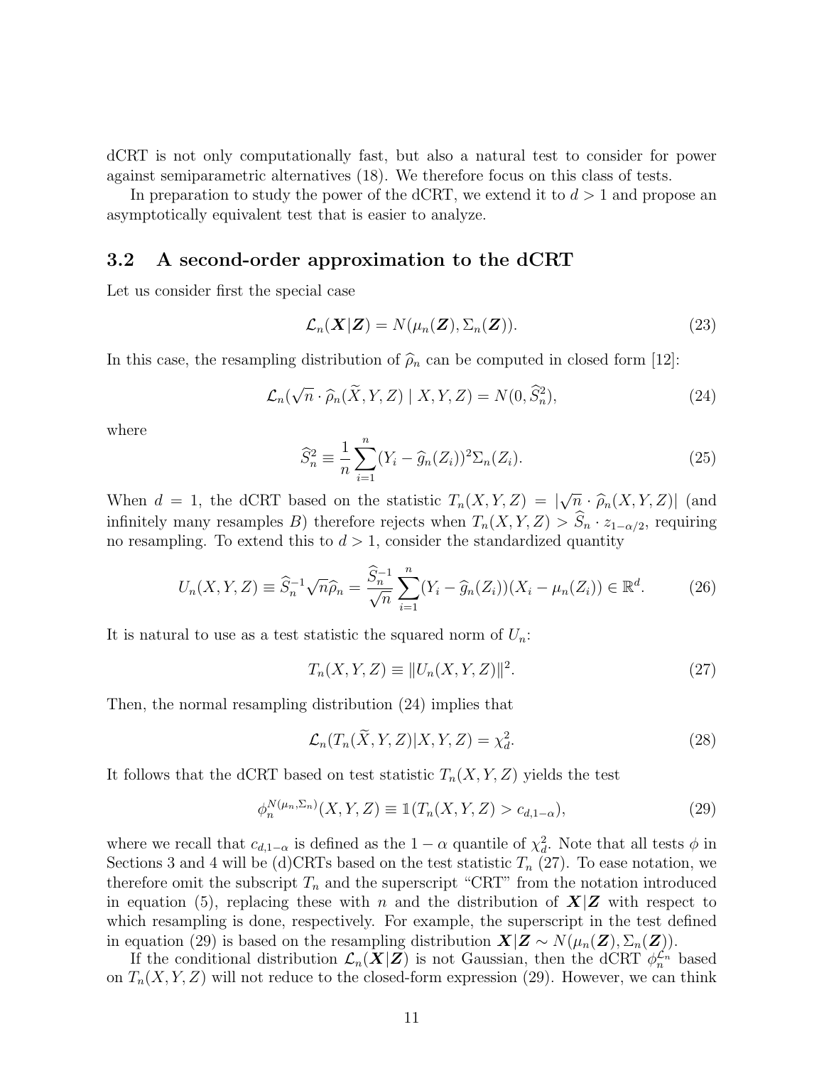dCRT is not only computationally fast, but also a natural test to consider for power against semiparametric alternatives (18). We therefore focus on this class of tests.

In preparation to study the power of the dCRT, we extend it to $d > 1$ and propose an asymptotically equivalent test that is easier to analyze.

## 3.2 A second-order approximation to the dCRT

Let us consider first the special case

$$\mathcal{L}_n(\boldsymbol{X}|\boldsymbol{Z}) = N(\mu_n(\boldsymbol{Z}), \Sigma_n(\boldsymbol{Z})). \tag{23}$$

In this case, the resampling distribution of $\widehat{\rho}_n$ can be computed in closed form [12]:

$$\mathcal{L}_n(\sqrt{n} \cdot \widehat{\rho}_n(\widetilde{X}, Y, Z) \mid X, Y, Z) = N(0, \widehat{S}_n^2), \tag{24}$$

where

$$\widehat{S}_n^2 \equiv \frac{1}{n} \sum_{i=1}^{n} (Y_i - \widehat{g}_n(Z_i))^2 \Sigma_n(Z_i). \tag{25}$$

When $d = 1$, the dCRT based on the statistic $T_n(X, Y, Z) = |\sqrt{n} \cdot \widehat{\rho}_n(X, Y, Z)|$ (and infinitely many resamples $B$) therefore rejects when $T_n(X, Y, Z) > \widehat{S}_n \cdot z_{1-\alpha/2}$, requiring no resampling. To extend this to $d > 1$, consider the standardized quantity

$$U_n(X, Y, Z) \equiv \widehat{S}_n^{-1} \sqrt{n} \widehat{\rho}_n = \frac{\widehat{S}_n^{-1}}{\sqrt{n}} \sum_{i=1}^{n} (Y_i - \widehat{g}_n(Z_i))(X_i - \mu_n(Z_i)) \in \mathbb{R}^d. \tag{26}$$

It is natural to use as a test statistic the squared norm of $U_n$:

$$T_n(X, Y, Z) \equiv \|U_n(X, Y, Z)\|^2. \tag{27}$$

Then, the normal resampling distribution (24) implies that

$$\mathcal{L}_n(T_n(\widetilde{X}, Y, Z)|X, Y, Z) = \chi_d^2. \tag{28}$$

It follows that the dCRT based on test statistic $T_n(X, Y, Z)$ yields the test

$$\phi_n^{N(\mu_n, \Sigma_n)}(X, Y, Z) \equiv \mathbb{1}(T_n(X, Y, Z) > c_{d,1-\alpha}), \tag{29}$$

where we recall that $c_{d,1-\alpha}$ is defined as the $1 - \alpha$ quantile of $\chi_d^2$. Note that all tests $\phi$ in Sections 3 and 4 will be (d)CRTs based on the test statistic $T_n$ (27). To ease notation, we therefore omit the subscript $T_n$ and the superscript "CRT" from the notation introduced in equation (5), replacing these with $n$ and the distribution of $\boldsymbol{X}|\boldsymbol{Z}$ with respect to which resampling is done, respectively. For example, the superscript in the test defined in equation (29) is based on the resampling distribution $\boldsymbol{X}|\boldsymbol{Z} \sim N(\mu_n(\boldsymbol{Z}), \Sigma_n(\boldsymbol{Z}))$.

If the conditional distribution $\mathcal{L}_n(\boldsymbol{X}|\boldsymbol{Z})$ is not Gaussian, then the dCRT $\phi_n^{\mathcal{L}_n}$ based on $T_n(X, Y, Z)$ will not reduce to the closed-form expression (29). However, we can think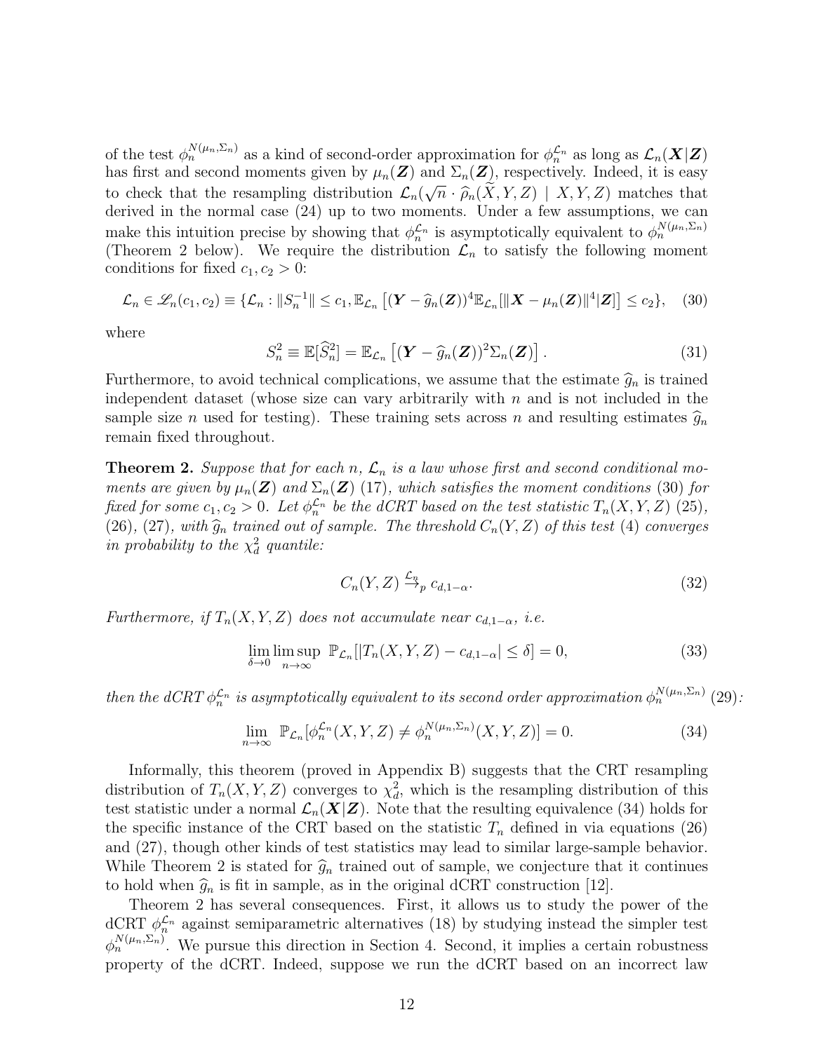of the test $\phi_n^{N(\mu_n,\Sigma_n)}$ as a kind of second-order approximation for $\phi_n^{\mathcal{L}_n}$ as long as $\mathcal{L}_n(\boldsymbol{X}|\boldsymbol{Z})$ has first and second moments given by $\mu_n(\boldsymbol{Z})$ and $\Sigma_n(\boldsymbol{Z})$, respectively. Indeed, it is easy to check that the resampling distribution $\mathcal{L}_n(\sqrt{n} \cdot \widehat{\rho}_n(\widetilde{X}, Y, Z) \mid X, Y, Z)$ matches that derived in the normal case (24) up to two moments. Under a few assumptions, we can make this intuition precise by showing that $\phi_n^{\mathcal{L}_n}$ is asymptotically equivalent to $\phi_n^{N(\mu_n,\Sigma_n)}$ (Theorem 2 below). We require the distribution $\mathcal{L}_n$ to satisfy the following moment conditions for fixed $c_1, c_2 > 0$:

$$\mathcal{L}_n \in \mathscr{L}_n(c_1, c_2) \equiv \{\mathcal{L}_n : \|S_n^{-1}\| \leq c_1, \mathbb{E}_{\mathcal{L}_n}\left[(\boldsymbol{Y} - \widehat{g}_n(\boldsymbol{Z}))^4 \mathbb{E}_{\mathcal{L}_n}[\|\boldsymbol{X} - \mu_n(\boldsymbol{Z})\|^4 | \boldsymbol{Z}]\right] \leq c_2\}, \quad (30)$$

where

$$S_n^2 \equiv \mathbb{E}[\widehat{S}_n^2] = \mathbb{E}_{\mathcal{L}_n}\left[(\boldsymbol{Y} - \widehat{g}_n(\boldsymbol{Z}))^2 \Sigma_n(\boldsymbol{Z})\right]. \quad (31)$$

Furthermore, to avoid technical complications, we assume that the estimate $\widehat{g}_n$ is trained independent dataset (whose size can vary arbitrarily with $n$ and is not included in the sample size $n$ used for testing). These training sets across $n$ and resulting estimates $\widehat{g}_n$ remain fixed throughout.

**Theorem 2.** *Suppose that for each $n$, $\mathcal{L}_n$ is a law whose first and second conditional moments are given by $\mu_n(\boldsymbol{Z})$ and $\Sigma_n(\boldsymbol{Z})$ (17), which satisfies the moment conditions (30) for fixed for some $c_1, c_2 > 0$. Let $\phi_n^{\mathcal{L}_n}$ be the dCRT based on the test statistic $T_n(X, Y, Z)$ (25), (26), (27), with $\widehat{g}_n$ trained out of sample. The threshold $C_n(Y, Z)$ of this test (4) converges in probability to the $\chi_d^2$ quantile:*

$$C_n(Y, Z) \overset{\mathcal{L}_n}{\to}_p c_{d,1-\alpha}. \quad (32)$$

*Furthermore, if $T_n(X, Y, Z)$ does not accumulate near $c_{d,1-\alpha}$, i.e.*

$$\lim_{\delta \to 0} \limsup_{n \to \infty} \ \mathbb{P}_{\mathcal{L}_n}[|T_n(X, Y, Z) - c_{d,1-\alpha}| \leq \delta] = 0, \quad (33)$$

*then the dCRT $\phi_n^{\mathcal{L}_n}$ is asymptotically equivalent to its second order approximation $\phi_n^{N(\mu_n,\Sigma_n)}$ (29):*

$$\lim_{n \to \infty} \ \mathbb{P}_{\mathcal{L}_n}[\phi_n^{\mathcal{L}_n}(X, Y, Z) \neq \phi_n^{N(\mu_n,\Sigma_n)}(X, Y, Z)] = 0. \quad (34)$$

Informally, this theorem (proved in Appendix B) suggests that the CRT resampling distribution of $T_n(X, Y, Z)$ converges to $\chi_d^2$, which is the resampling distribution of this test statistic under a normal $\mathcal{L}_n(\boldsymbol{X}|\boldsymbol{Z})$. Note that the resulting equivalence (34) holds for the specific instance of the CRT based on the statistic $T_n$ defined in via equations (26) and (27), though other kinds of test statistics may lead to similar large-sample behavior. While Theorem 2 is stated for $\widehat{g}_n$ trained out of sample, we conjecture that it continues to hold when $\widehat{g}_n$ is fit in sample, as in the original dCRT construction [12].

Theorem 2 has several consequences. First, it allows us to study the power of the dCRT $\phi_n^{\mathcal{L}_n}$ against semiparametric alternatives (18) by studying instead the simpler test $\phi_n^{N(\mu_n,\Sigma_n)}$. We pursue this direction in Section 4. Second, it implies a certain robustness property of the dCRT. Indeed, suppose we run the dCRT based on an incorrect law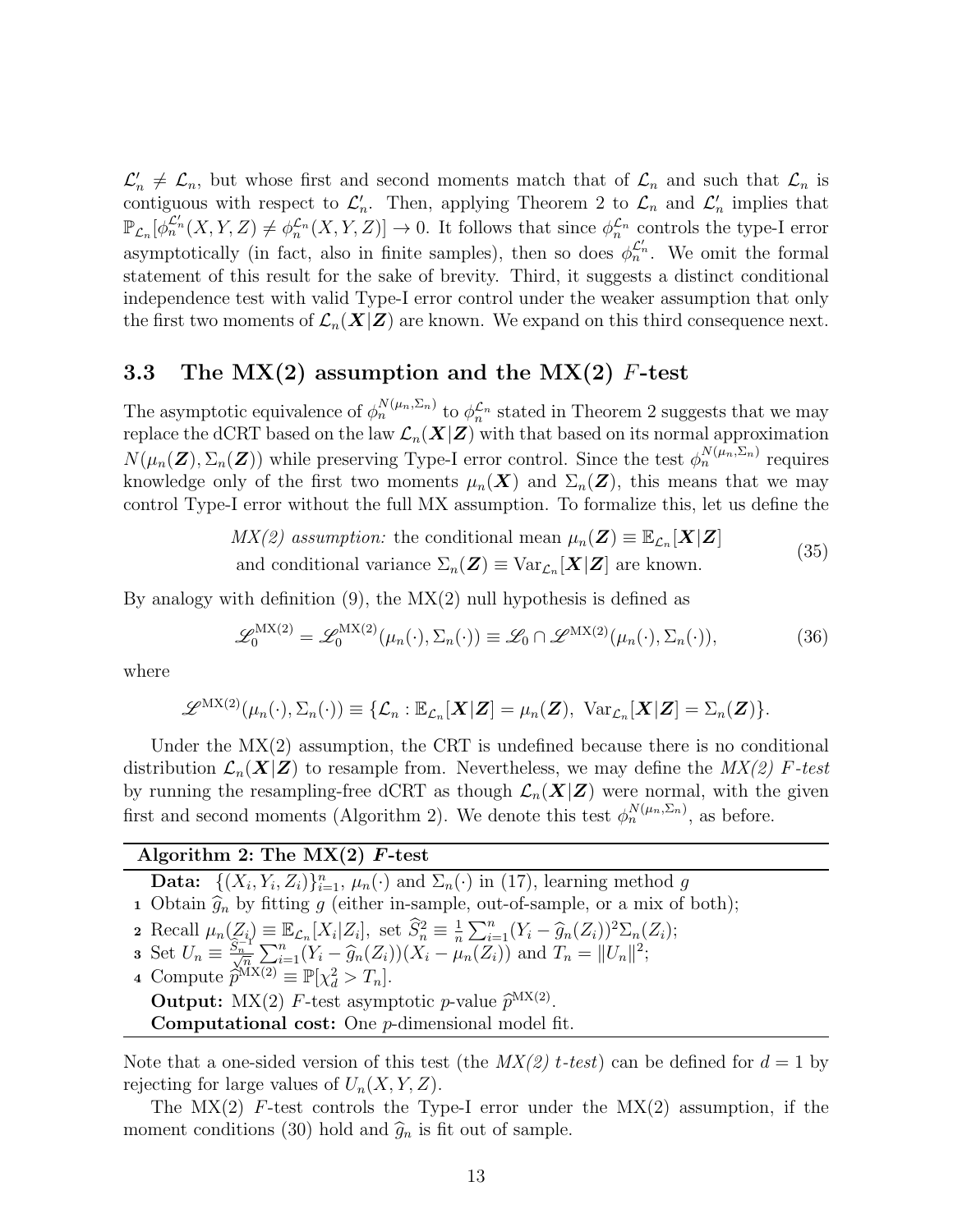$\mathcal{L}'_n \neq \mathcal{L}_n$, but whose first and second moments match that of $\mathcal{L}_n$ and such that $\mathcal{L}_n$ is contiguous with respect to $\mathcal{L}'_n$. Then, applying Theorem 2 to $\mathcal{L}_n$ and $\mathcal{L}'_n$ implies that $\mathbb{P}_{\mathcal{L}_n}[\phi_n^{\mathcal{L}'_n}(X,Y,Z) \neq \phi_n^{\mathcal{L}_n}(X,Y,Z)] \to 0$. It follows that since $\phi_n^{\mathcal{L}_n}$ controls the type-I error asymptotically (in fact, also in finite samples), then so does $\phi_n^{\mathcal{L}'_n}$. We omit the formal statement of this result for the sake of brevity. Third, it suggests a distinct conditional independence test with valid Type-I error control under the weaker assumption that only the first two moments of $\mathcal{L}_n(\boldsymbol{X}|\boldsymbol{Z})$ are known. We expand on this third consequence next.

### 3.3 The MX(2) assumption and the MX(2) $F$-test

The asymptotic equivalence of $\phi_n^{N(\mu_n,\Sigma_n)}$ to $\phi_n^{\mathcal{L}_n}$ stated in Theorem 2 suggests that we may replace the dCRT based on the law $\mathcal{L}_n(\boldsymbol{X}|\boldsymbol{Z})$ with that based on its normal approximation $N(\mu_n(\boldsymbol{Z}), \Sigma_n(\boldsymbol{Z}))$ while preserving Type-I error control. Since the test $\phi_n^{N(\mu_n,\Sigma_n)}$ requires knowledge only of the first two moments $\mu_n(\boldsymbol{X})$ and $\Sigma_n(\boldsymbol{Z})$, this means that we may control Type-I error without the full MX assumption. To formalize this, let us define the

$$
\begin{gathered}
\textit{MX(2) assumption:} \text{ the conditional mean } \mu_n(\boldsymbol{Z}) \equiv \mathbb{E}_{\mathcal{L}_n}[\boldsymbol{X}|\boldsymbol{Z}] \\
\text{and conditional variance } \Sigma_n(\boldsymbol{Z}) \equiv \mathrm{Var}_{\mathcal{L}_n}[\boldsymbol{X}|\boldsymbol{Z}] \text{ are known.}
\end{gathered} \tag{35}
$$

By analogy with definition (9), the MX(2) null hypothesis is defined as

$$
\mathscr{L}_0^{\mathrm{MX}(2)} = \mathscr{L}_0^{\mathrm{MX}(2)}(\mu_n(\cdot), \Sigma_n(\cdot)) \equiv \mathscr{L}_0 \cap \mathscr{L}^{\mathrm{MX}(2)}(\mu_n(\cdot), \Sigma_n(\cdot)), \tag{36}
$$

where

$$
\mathscr{L}^{\mathrm{MX}(2)}(\mu_n(\cdot), \Sigma_n(\cdot)) \equiv \{\mathcal{L}_n : \mathbb{E}_{\mathcal{L}_n}[\boldsymbol{X}|\boldsymbol{Z}] = \mu_n(\boldsymbol{Z}),\ \mathrm{Var}_{\mathcal{L}_n}[\boldsymbol{X}|\boldsymbol{Z}] = \Sigma_n(\boldsymbol{Z})\}.
$$

Under the MX(2) assumption, the CRT is undefined because there is no conditional distribution $\mathcal{L}_n(\boldsymbol{X}|\boldsymbol{Z})$ to resample from. Nevertheless, we may define the *MX(2) $F$-test* by running the resampling-free dCRT as though $\mathcal{L}_n(\boldsymbol{X}|\boldsymbol{Z})$ were normal, with the given first and second moments (Algorithm 2). We denote this test $\phi_n^{N(\mu_n,\Sigma_n)}$, as before.

**Algorithm 2: The MX(2) $F$-test**

**Data:** $\{(X_i, Y_i, Z_i)\}_{i=1}^n$, $\mu_n(\cdot)$ and $\Sigma_n(\cdot)$ in (17), learning method $g$

1. Obtain $\widehat{g}_n$ by fitting $g$ (either in-sample, out-of-sample, or a mix of both);
2. Recall $\mu_n(Z_i) \equiv \mathbb{E}_{\mathcal{L}_n}[X_i|Z_i]$, set $\widehat{S}_n^2 \equiv \frac{1}{n}\sum_{i=1}^n (Y_i - \widehat{g}_n(Z_i))^2 \Sigma_n(Z_i)$;
3. Set $U_n \equiv \frac{\widehat{S}_n^{-1}}{\sqrt{n}} \sum_{i=1}^n (Y_i - \widehat{g}_n(Z_i))(X_i - \mu_n(Z_i))$ and $T_n = \|U_n\|^2$;
4. Compute $\widehat{p}^{\mathrm{MX}(2)} \equiv \mathbb{P}[\chi_d^2 > T_n]$.

**Output:** MX(2) $F$-test asymptotic $p$-value $\widehat{p}^{\mathrm{MX}(2)}$.

**Computational cost:** One $p$-dimensional model fit.

Note that a one-sided version of this test (the *MX(2) $t$-test*) can be defined for $d = 1$ by rejecting for large values of $U_n(X, Y, Z)$.

The MX(2) $F$-test controls the Type-I error under the MX(2) assumption, if the moment conditions (30) hold and $\widehat{g}_n$ is fit out of sample.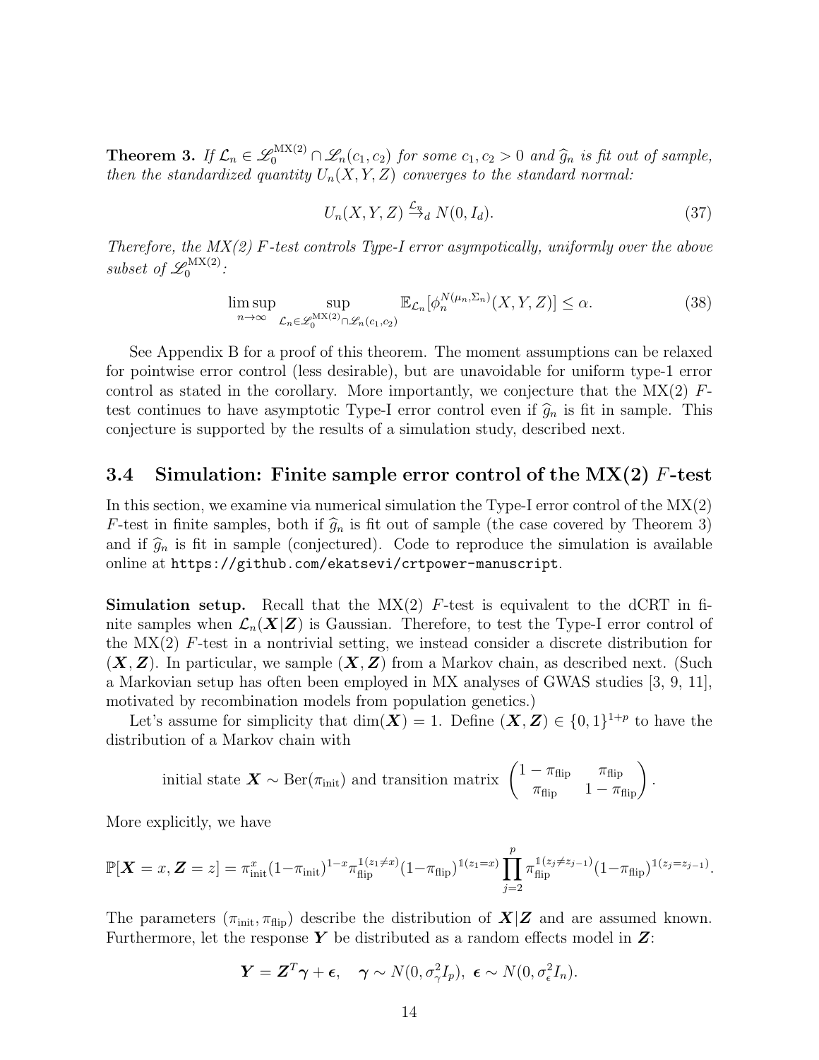**Theorem 3.** *If $\mathcal{L}_n \in \mathscr{L}_0^{\mathrm{MX}(2)} \cap \mathscr{L}_n(c_1, c_2)$ for some $c_1, c_2 > 0$ and $\widehat{g}_n$ is fit out of sample, then the standardized quantity $U_n(X, Y, Z)$ converges to the standard normal:*

$$U_n(X, Y, Z) \xrightarrow{\mathcal{L}_n}_d N(0, I_d). \tag{37}$$

*Therefore, the MX(2) $F$-test controls Type-I error asymptotically, uniformly over the above subset of $\mathscr{L}_0^{\mathrm{MX}(2)}$:*

$$\limsup_{n\to\infty} \sup_{\mathcal{L}_n \in \mathscr{L}_0^{\mathrm{MX}(2)} \cap \mathscr{L}_n(c_1,c_2)} \mathbb{E}_{\mathcal{L}_n}[\phi_n^{N(\mu_n, \Sigma_n)}(X, Y, Z)] \leq \alpha. \tag{38}$$

See Appendix B for a proof of this theorem. The moment assumptions can be relaxed for pointwise error control (less desirable), but are unavoidable for uniform type-1 error control as stated in the corollary. More importantly, we conjecture that the MX(2) $F$-test continues to have asymptotic Type-I error control even if $\widehat{g}_n$ is fit in sample. This conjecture is supported by the results of a simulation study, described next.

### 3.4 Simulation: Finite sample error control of the MX(2) $F$-test

In this section, we examine via numerical simulation the Type-I error control of the MX(2) $F$-test in finite samples, both if $\widehat{g}_n$ is fit out of sample (the case covered by Theorem 3) and if $\widehat{g}_n$ is fit in sample (conjectured). Code to reproduce the simulation is available online at `https://github.com/ekatsevi/crtpower-manuscript`.

**Simulation setup.** Recall that the MX(2) $F$-test is equivalent to the dCRT in finite samples when $\mathcal{L}_n(\boldsymbol{X}|\boldsymbol{Z})$ is Gaussian. Therefore, to test the Type-I error control of the MX(2) $F$-test in a nontrivial setting, we instead consider a discrete distribution for $(\boldsymbol{X}, \boldsymbol{Z})$. In particular, we sample $(\boldsymbol{X}, \boldsymbol{Z})$ from a Markov chain, as described next. (Such a Markovian setup has often been employed in MX analyses of GWAS studies [3, 9, 11], motivated by recombination models from population genetics.)

Let's assume for simplicity that $\dim(\boldsymbol{X}) = 1$. Define $(\boldsymbol{X}, \boldsymbol{Z}) \in \{0, 1\}^{1+p}$ to have the distribution of a Markov chain with

$$\text{initial state } \boldsymbol{X} \sim \mathrm{Ber}(\pi_{\mathrm{init}}) \text{ and transition matrix } \begin{pmatrix} 1 - \pi_{\mathrm{flip}} & \pi_{\mathrm{flip}} \\ \pi_{\mathrm{flip}} & 1 - \pi_{\mathrm{flip}} \end{pmatrix}.$$

More explicitly, we have

$$\mathbb{P}[\boldsymbol{X} = x, \boldsymbol{Z} = z] = \pi_{\mathrm{init}}^x (1-\pi_{\mathrm{init}})^{1-x} \pi_{\mathrm{flip}}^{\mathbb{1}(z_1 \neq x)} (1-\pi_{\mathrm{flip}})^{\mathbb{1}(z_1 = x)} \prod_{j=2}^p \pi_{\mathrm{flip}}^{\mathbb{1}(z_j \neq z_{j-1})} (1-\pi_{\mathrm{flip}})^{\mathbb{1}(z_j = z_{j-1})}.$$

The parameters $(\pi_{\mathrm{init}}, \pi_{\mathrm{flip}})$ describe the distribution of $\boldsymbol{X}|\boldsymbol{Z}$ and are assumed known. Furthermore, let the response $\boldsymbol{Y}$ be distributed as a random effects model in $\boldsymbol{Z}$:

$$\boldsymbol{Y} = \boldsymbol{Z}^T \boldsymbol{\gamma} + \boldsymbol{\epsilon}, \quad \boldsymbol{\gamma} \sim N(0, \sigma_\gamma^2 I_p), \ \boldsymbol{\epsilon} \sim N(0, \sigma_\epsilon^2 I_n).$$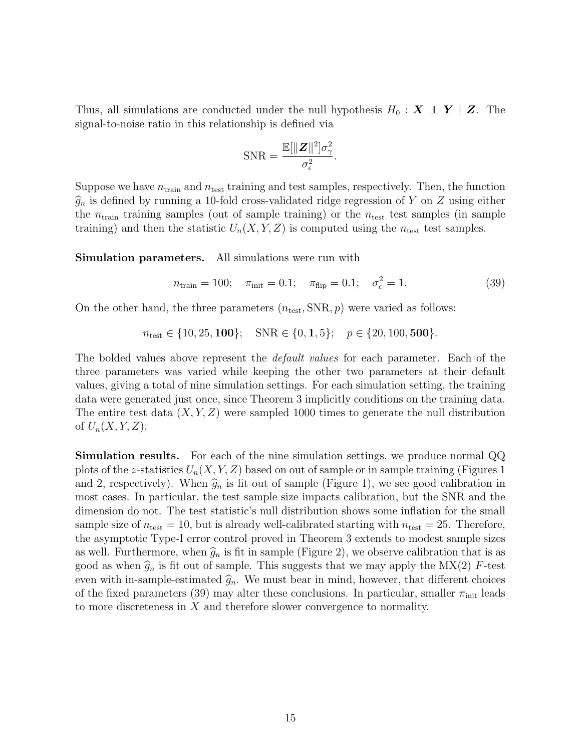Thus, all simulations are conducted under the null hypothesis $H_0 : \boldsymbol{X} \perp\!\!\!\perp \boldsymbol{Y} \mid \boldsymbol{Z}$. The signal-to-noise ratio in this relationship is defined via

$$\text{SNR} = \frac{\mathbb{E}[\|\boldsymbol{Z}\|^2]\sigma_\gamma^2}{\sigma_\epsilon^2}.$$

Suppose we have $n_{\text{train}}$ and $n_{\text{test}}$ training and test samples, respectively. Then, the function $\widehat{g}_n$ is defined by running a 10-fold cross-validated ridge regression of $Y$ on $Z$ using either the $n_{\text{train}}$ training samples (out of sample training) or the $n_{\text{test}}$ test samples (in sample training) and then the statistic $U_n(X, Y, Z)$ is computed using the $n_{\text{test}}$ test samples.

**Simulation parameters.** All simulations were run with

$$n_{\text{train}} = 100; \quad \pi_{\text{init}} = 0.1; \quad \pi_{\text{flip}} = 0.1; \quad \sigma_\epsilon^2 = 1. \tag{39}$$

On the other hand, the three parameters $(n_{\text{test}}, \text{SNR}, p)$ were varied as follows:

$$n_{\text{test}} \in \{10, 25, \mathbf{100}\}; \quad \text{SNR} \in \{0, \mathbf{1}, 5\}; \quad p \in \{20, 100, \mathbf{500}\}.$$

The bolded values above represent the *default values* for each parameter. Each of the three parameters was varied while keeping the other two parameters at their default values, giving a total of nine simulation settings. For each simulation setting, the training data were generated just once, since Theorem 3 implicitly conditions on the training data. The entire test data $(X, Y, Z)$ were sampled 1000 times to generate the null distribution of $U_n(X, Y, Z)$.

**Simulation results.** For each of the nine simulation settings, we produce normal QQ plots of the $z$-statistics $U_n(X, Y, Z)$ based on out of sample or in sample training (Figures 1 and 2, respectively). When $\widehat{g}_n$ is fit out of sample (Figure 1), we see good calibration in most cases. In particular, the test sample size impacts calibration, but the SNR and the dimension do not. The test statistic's null distribution shows some inflation for the small sample size of $n_{\text{test}} = 10$, but is already well-calibrated starting with $n_{\text{test}} = 25$. Therefore, the asymptotic Type-I error control proved in Theorem 3 extends to modest sample sizes as well. Furthermore, when $\widehat{g}_n$ is fit in sample (Figure 2), we observe calibration that is as good as when $\widehat{g}_n$ is fit out of sample. This suggests that we may apply the MX(2) $F$-test even with in-sample-estimated $\widehat{g}_n$. We must bear in mind, however, that different choices of the fixed parameters (39) may alter these conclusions. In particular, smaller $\pi_{\text{init}}$ leads to more discreteness in $X$ and therefore slower convergence to normality.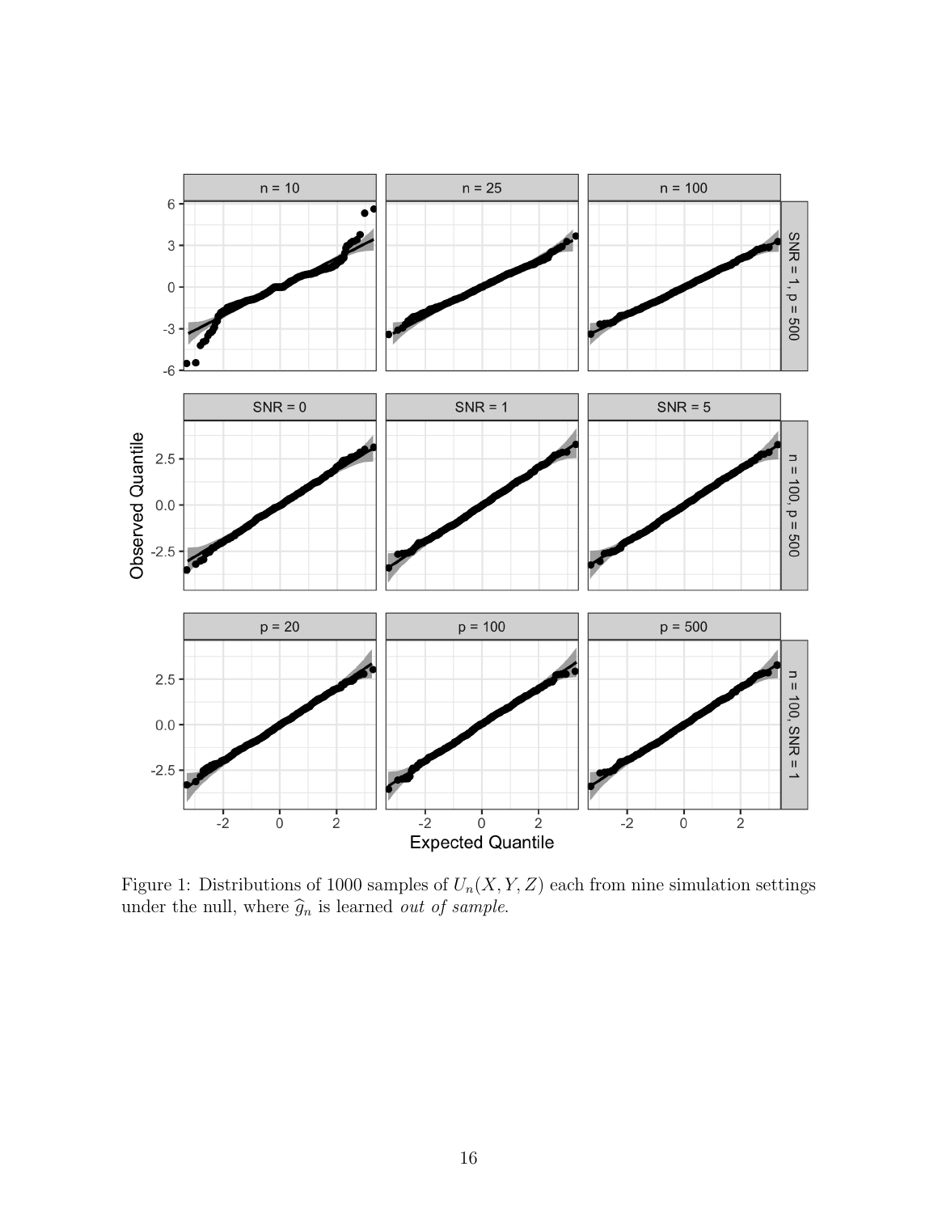Figure 1: Distributions of 1000 samples of $U_n(X, Y, Z)$ each from nine simulation settings under the null, where $\widehat{g}_n$ is learned *out of sample*.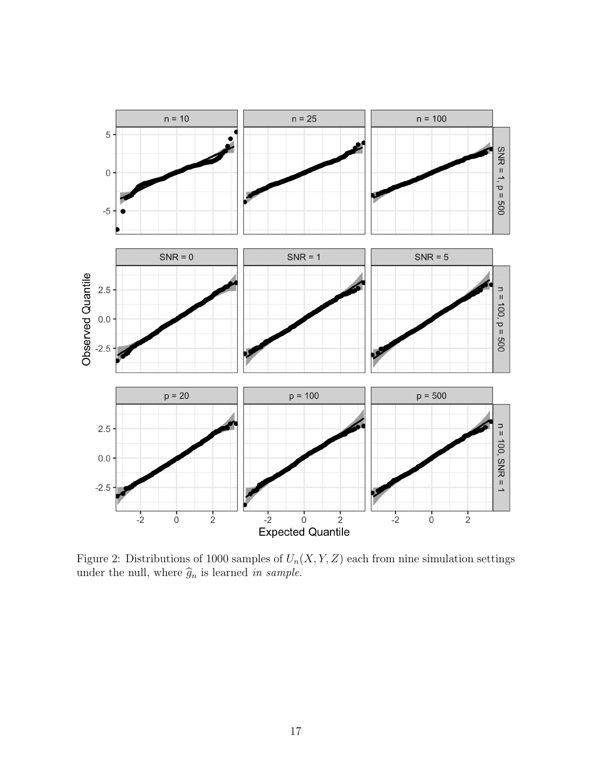Figure 2: Distributions of 1000 samples of $U_n(X, Y, Z)$ each from nine simulation settings under the null, where $\widehat{g}_n$ is learned *in sample*.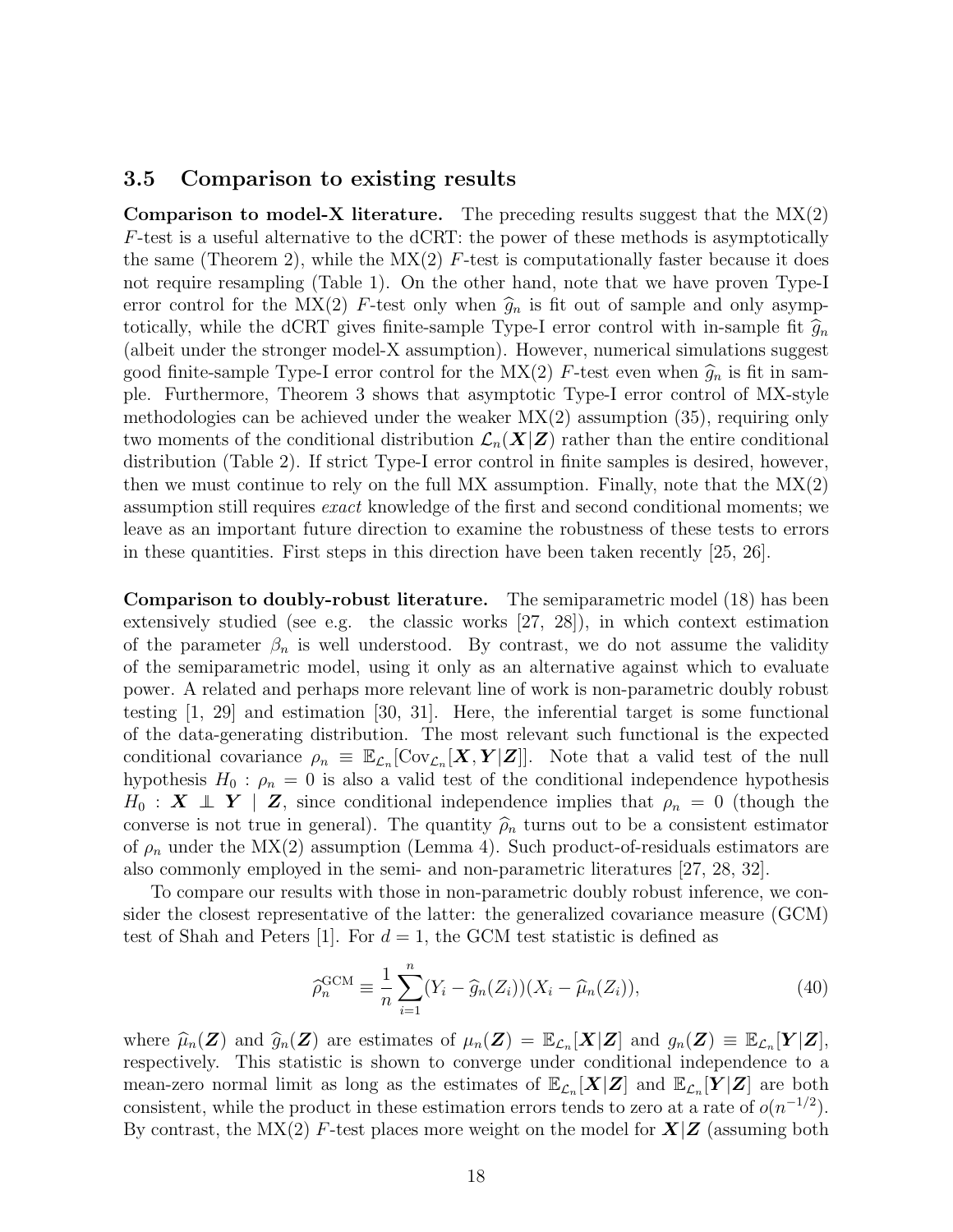### 3.5 Comparison to existing results

**Comparison to model-X literature.** The preceding results suggest that the MX(2) $F$-test is a useful alternative to the dCRT: the power of these methods is asymptotically the same (Theorem 2), while the MX(2) $F$-test is computationally faster because it does not require resampling (Table 1). On the other hand, note that we have proven Type-I error control for the MX(2) $F$-test only when $\widehat{g}_n$ is fit out of sample and only asymptotically, while the dCRT gives finite-sample Type-I error control with in-sample fit $\widehat{g}_n$ (albeit under the stronger model-X assumption). However, numerical simulations suggest good finite-sample Type-I error control for the MX(2) $F$-test even when $\widehat{g}_n$ is fit in sample. Furthermore, Theorem 3 shows that asymptotic Type-I error control of MX-style methodologies can be achieved under the weaker MX(2) assumption (35), requiring only two moments of the conditional distribution $\mathcal{L}_n(\boldsymbol{X}|\boldsymbol{Z})$ rather than the entire conditional distribution (Table 2). If strict Type-I error control in finite samples is desired, however, then we must continue to rely on the full MX assumption. Finally, note that the MX(2) assumption still requires *exact* knowledge of the first and second conditional moments; we leave as an important future direction to examine the robustness of these tests to errors in these quantities. First steps in this direction have been taken recently [25, 26].

**Comparison to doubly-robust literature.** The semiparametric model (18) has been extensively studied (see e.g. the classic works [27, 28]), in which context estimation of the parameter $\beta_n$ is well understood. By contrast, we do not assume the validity of the semiparametric model, using it only as an alternative against which to evaluate power. A related and perhaps more relevant line of work is non-parametric doubly robust testing [1, 29] and estimation [30, 31]. Here, the inferential target is some functional of the data-generating distribution. The most relevant such functional is the expected conditional covariance $\rho_n \equiv \mathbb{E}_{\mathcal{L}_n}[\mathrm{Cov}_{\mathcal{L}_n}[\boldsymbol{X}, \boldsymbol{Y}|\boldsymbol{Z}]]$. Note that a valid test of the null hypothesis $H_0 : \rho_n = 0$ is also a valid test of the conditional independence hypothesis $H_0 : \boldsymbol{X} \perp\!\!\!\perp \boldsymbol{Y} \mid \boldsymbol{Z}$, since conditional independence implies that $\rho_n = 0$ (though the converse is not true in general). The quantity $\widehat{\rho}_n$ turns out to be a consistent estimator of $\rho_n$ under the MX(2) assumption (Lemma 4). Such product-of-residuals estimators are also commonly employed in the semi- and non-parametric literatures [27, 28, 32].

To compare our results with those in non-parametric doubly robust inference, we consider the closest representative of the latter: the generalized covariance measure (GCM) test of Shah and Peters [1]. For $d = 1$, the GCM test statistic is defined as

$$\widehat{\rho}_n^{\mathrm{GCM}} \equiv \frac{1}{n}\sum_{i=1}^{n}(Y_i - \widehat{g}_n(Z_i))(X_i - \widehat{\mu}_n(Z_i)), \tag{40}$$

where $\widehat{\mu}_n(\boldsymbol{Z})$ and $\widehat{g}_n(\boldsymbol{Z})$ are estimates of $\mu_n(\boldsymbol{Z}) = \mathbb{E}_{\mathcal{L}_n}[\boldsymbol{X}|\boldsymbol{Z}]$ and $g_n(\boldsymbol{Z}) \equiv \mathbb{E}_{\mathcal{L}_n}[\boldsymbol{Y}|\boldsymbol{Z}]$, respectively. This statistic is shown to converge under conditional independence to a mean-zero normal limit as long as the estimates of $\mathbb{E}_{\mathcal{L}_n}[\boldsymbol{X}|\boldsymbol{Z}]$ and $\mathbb{E}_{\mathcal{L}_n}[\boldsymbol{Y}|\boldsymbol{Z}]$ are both consistent, while the product in these estimation errors tends to zero at a rate of $o(n^{-1/2})$. By contrast, the MX(2) $F$-test places more weight on the model for $\boldsymbol{X}|\boldsymbol{Z}$ (assuming both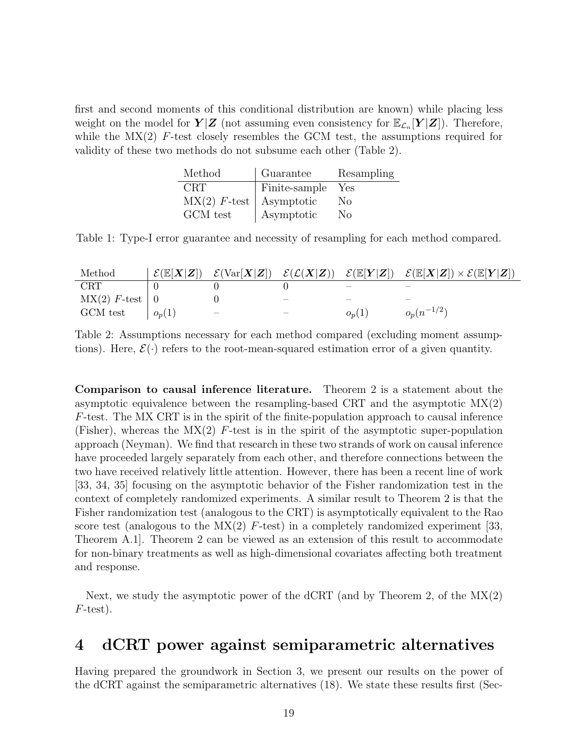first and second moments of this conditional distribution are known) while placing less weight on the model for $\boldsymbol{Y}|\boldsymbol{Z}$ (not assuming even consistency for $\mathbb{E}_{\mathcal{L}_n}[\boldsymbol{Y}|\boldsymbol{Z}]$). Therefore, while the MX(2) $F$-test closely resembles the GCM test, the assumptions required for validity of these two methods do not subsume each other (Table 2).

| Method | Guarantee | Resampling |
|---|---|---|
| CRT | Finite-sample | Yes |
| MX(2) $F$-test | Asymptotic | No |
| GCM test | Asymptotic | No |

Table 1: Type-I error guarantee and necessity of resampling for each method compared.

| Method | $\mathcal{E}(\mathbb{E}[\boldsymbol{X}\|\boldsymbol{Z}])$ | $\mathcal{E}(\text{Var}[\boldsymbol{X}\|\boldsymbol{Z}])$ | $\mathcal{E}(\mathcal{L}(\boldsymbol{X}\|\boldsymbol{Z}))$ | $\mathcal{E}(\mathbb{E}[\boldsymbol{Y}\|\boldsymbol{Z}])$ | $\mathcal{E}(\mathbb{E}[\boldsymbol{X}\|\boldsymbol{Z}]) \times \mathcal{E}(\mathbb{E}[\boldsymbol{Y}\|\boldsymbol{Z}])$ |
|---|---|---|---|---|---|
| CRT | 0 | 0 | 0 | – | – |
| MX(2) $F$-test | 0 | 0 | – | – | – |
| GCM test | $o_p(1)$ | – | – | $o_p(1)$ | $o_p(n^{-1/2})$ |

Table 2: Assumptions necessary for each method compared (excluding moment assumptions). Here, $\mathcal{E}(\cdot)$ refers to the root-mean-squared estimation error of a given quantity.

**Comparison to causal inference literature.** Theorem 2 is a statement about the asymptotic equivalence between the resampling-based CRT and the asymptotic MX(2) $F$-test. The MX CRT is in the spirit of the finite-population approach to causal inference (Fisher), whereas the MX(2) $F$-test is in the spirit of the asymptotic super-population approach (Neyman). We find that research in these two strands of work on causal inference have proceeded largely separately from each other, and therefore connections between the two have received relatively little attention. However, there has been a recent line of work [33, 34, 35] focusing on the asymptotic behavior of the Fisher randomization test in the context of completely randomized experiments. A similar result to Theorem 2 is that the Fisher randomization test (analogous to the CRT) is asymptotically equivalent to the Rao score test (analogous to the MX(2) $F$-test) in a completely randomized experiment [33, Theorem A.1]. Theorem 2 can be viewed as an extension of this result to accommodate for non-binary treatments as well as high-dimensional covariates affecting both treatment and response.

Next, we study the asymptotic power of the dCRT (and by Theorem 2, of the MX(2) $F$-test).

# 4 dCRT power against semiparametric alternatives

Having prepared the groundwork in Section 3, we present our results on the power of the dCRT against the semiparametric alternatives (18). We state these results first (Sec-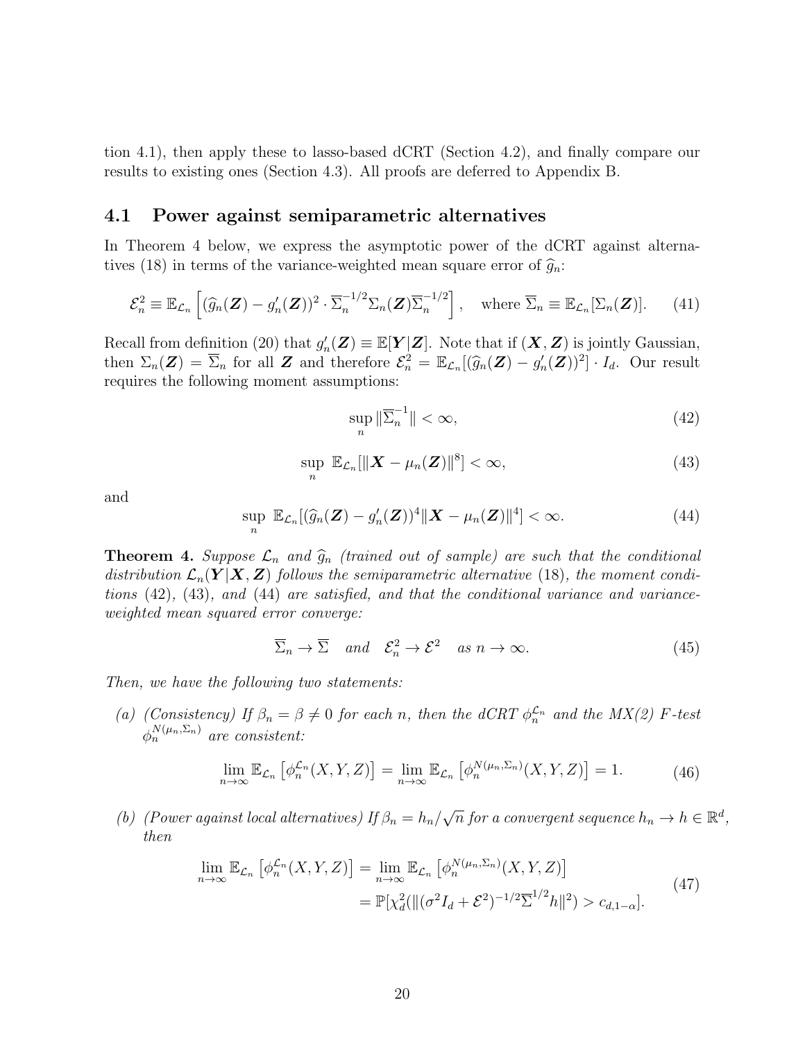tion 4.1), then apply these to lasso-based dCRT (Section 4.2), and finally compare our results to existing ones (Section 4.3). All proofs are deferred to Appendix B.

## 4.1 Power against semiparametric alternatives

In Theorem 4 below, we express the asymptotic power of the dCRT against alternatives (18) in terms of the variance-weighted mean square error of $\widehat{g}_n$:

$$\mathcal{E}_n^2 \equiv \mathbb{E}_{\mathcal{L}_n}\left[(\widehat{g}_n(\boldsymbol{Z}) - g_n'(\boldsymbol{Z}))^2 \cdot \overline{\Sigma}_n^{-1/2}\Sigma_n(\boldsymbol{Z})\overline{\Sigma}_n^{-1/2}\right], \quad \text{where } \overline{\Sigma}_n \equiv \mathbb{E}_{\mathcal{L}_n}[\Sigma_n(\boldsymbol{Z})]. \tag{41}$$

Recall from definition (20) that $g_n'(\boldsymbol{Z}) \equiv \mathbb{E}[\boldsymbol{Y}|\boldsymbol{Z}]$. Note that if $(\boldsymbol{X}, \boldsymbol{Z})$ is jointly Gaussian, then $\Sigma_n(\boldsymbol{Z}) = \overline{\Sigma}_n$ for all $\boldsymbol{Z}$ and therefore $\mathcal{E}_n^2 = \mathbb{E}_{\mathcal{L}_n}[(\widehat{g}_n(\boldsymbol{Z}) - g_n'(\boldsymbol{Z}))^2] \cdot I_d$. Our result requires the following moment assumptions:

$$\sup_n \|\overline{\Sigma}_n^{-1}\| < \infty, \tag{42}$$

$$\sup_n \; \mathbb{E}_{\mathcal{L}_n}[\|\boldsymbol{X} - \mu_n(\boldsymbol{Z})\|^8] < \infty, \tag{43}$$

and

$$\sup_n \; \mathbb{E}_{\mathcal{L}_n}[(\widehat{g}_n(\boldsymbol{Z}) - g_n'(\boldsymbol{Z}))^4\|\boldsymbol{X} - \mu_n(\boldsymbol{Z})\|^4] < \infty. \tag{44}$$

**Theorem 4.** *Suppose $\mathcal{L}_n$ and $\widehat{g}_n$ (trained out of sample) are such that the conditional distribution $\mathcal{L}_n(\boldsymbol{Y}|\boldsymbol{X}, \boldsymbol{Z})$ follows the semiparametric alternative (18), the moment conditions (42), (43), and (44) are satisfied, and that the conditional variance and variance-weighted mean squared error converge:*

$$\overline{\Sigma}_n \to \overline{\Sigma} \quad \text{and} \quad \mathcal{E}_n^2 \to \mathcal{E}^2 \quad \text{as } n \to \infty. \tag{45}$$

*Then, we have the following two statements:*

*(a) (Consistency) If $\beta_n = \beta \neq 0$ for each $n$, then the dCRT $\phi_n^{\mathcal{L}_n}$ and the MX(2) F-test $\phi_n^{N(\mu_n,\Sigma_n)}$ are consistent:*

$$\lim_{n\to\infty} \mathbb{E}_{\mathcal{L}_n}\left[\phi_n^{\mathcal{L}_n}(X, Y, Z)\right] = \lim_{n\to\infty} \mathbb{E}_{\mathcal{L}_n}\left[\phi_n^{N(\mu_n,\Sigma_n)}(X, Y, Z)\right] = 1. \tag{46}$$

*(b) (Power against local alternatives) If $\beta_n = h_n/\sqrt{n}$ for a convergent sequence $h_n \to h \in \mathbb{R}^d$, then*

$$\begin{aligned} \lim_{n\to\infty} \mathbb{E}_{\mathcal{L}_n}\left[\phi_n^{\mathcal{L}_n}(X, Y, Z)\right] &= \lim_{n\to\infty} \mathbb{E}_{\mathcal{L}_n}\left[\phi_n^{N(\mu_n,\Sigma_n)}(X, Y, Z)\right] \\ &= \mathbb{P}[\chi_d^2(\|(\sigma^2 I_d + \mathcal{E}^2)^{-1/2}\overline{\Sigma}^{1/2}h\|^2) > c_{d,1-\alpha}]. \end{aligned} \tag{47}$$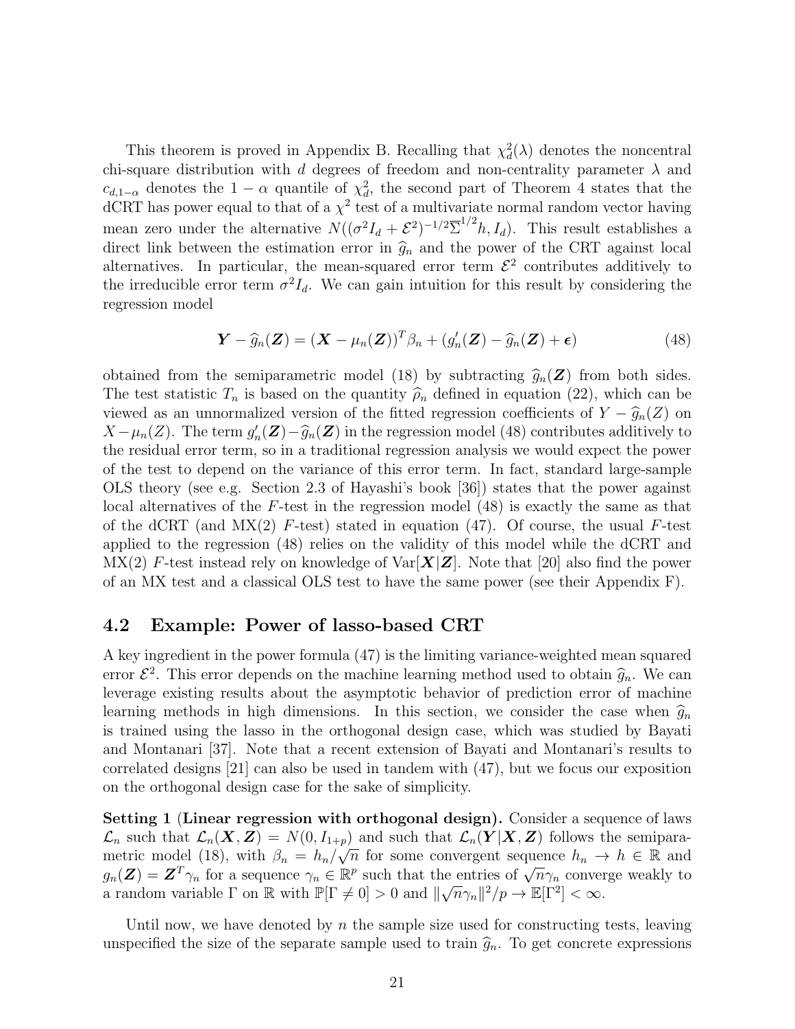This theorem is proved in Appendix B. Recalling that $\chi^2_d(\lambda)$ denotes the noncentral chi-square distribution with $d$ degrees of freedom and non-centrality parameter $\lambda$ and $c_{d,1-\alpha}$ denotes the $1-\alpha$ quantile of $\chi^2_d$, the second part of Theorem 4 states that the dCRT has power equal to that of a $\chi^2$ test of a multivariate normal random vector having mean zero under the alternative $N((\sigma^2 I_d + \mathcal{E}^2)^{-1/2}\overline{\Sigma}^{1/2}h, I_d)$. This result establishes a direct link between the estimation error in $\widehat{g}_n$ and the power of the CRT against local alternatives. In particular, the mean-squared error term $\mathcal{E}^2$ contributes additively to the irreducible error term $\sigma^2 I_d$. We can gain intuition for this result by considering the regression model

$$\boldsymbol{Y} - \widehat{g}_n(\boldsymbol{Z}) = (\boldsymbol{X} - \mu_n(\boldsymbol{Z}))^T \beta_n + (g_n'(\boldsymbol{Z}) - \widehat{g}_n(\boldsymbol{Z}) + \boldsymbol{\epsilon}) \tag{48}$$

obtained from the semiparametric model (18) by subtracting $\widehat{g}_n(\boldsymbol{Z})$ from both sides. The test statistic $T_n$ is based on the quantity $\widehat{\rho}_n$ defined in equation (22), which can be viewed as an unnormalized version of the fitted regression coefficients of $Y - \widehat{g}_n(Z)$ on $X - \mu_n(Z)$. The term $g_n'(\boldsymbol{Z}) - \widehat{g}_n(\boldsymbol{Z})$ in the regression model (48) contributes additively to the residual error term, so in a traditional regression analysis we would expect the power of the test to depend on the variance of this error term. In fact, standard large-sample OLS theory (see e.g. Section 2.3 of Hayashi's book [36]) states that the power against local alternatives of the $F$-test in the regression model (48) is exactly the same as that of the dCRT (and MX(2) $F$-test) stated in equation (47). Of course, the usual $F$-test applied to the regression (48) relies on the validity of this model while the dCRT and MX(2) $F$-test instead rely on knowledge of $\mathrm{Var}[\boldsymbol{X}|\boldsymbol{Z}]$. Note that [20] also find the power of an MX test and a classical OLS test to have the same power (see their Appendix F).

## 4.2 Example: Power of lasso-based CRT

A key ingredient in the power formula (47) is the limiting variance-weighted mean squared error $\mathcal{E}^2$. This error depends on the machine learning method used to obtain $\widehat{g}_n$. We can leverage existing results about the asymptotic behavior of prediction error of machine learning methods in high dimensions. In this section, we consider the case when $\widehat{g}_n$ is trained using the lasso in the orthogonal design case, which was studied by Bayati and Montanari [37]. Note that a recent extension of Bayati and Montanari's results to correlated designs [21] can also be used in tandem with (47), but we focus our exposition on the orthogonal design case for the sake of simplicity.

**Setting 1** (**Linear regression with orthogonal design).** Consider a sequence of laws $\mathcal{L}_n$ such that $\mathcal{L}_n(\boldsymbol{X}, \boldsymbol{Z}) = N(0, I_{1+p})$ and such that $\mathcal{L}_n(\boldsymbol{Y}|\boldsymbol{X}, \boldsymbol{Z})$ follows the semiparametric model (18), with $\beta_n = h_n/\sqrt{n}$ for some convergent sequence $h_n \to h \in \mathbb{R}$ and $g_n(\boldsymbol{Z}) = \boldsymbol{Z}^T\gamma_n$ for a sequence $\gamma_n \in \mathbb{R}^p$ such that the entries of $\sqrt{n}\gamma_n$ converge weakly to a random variable $\Gamma$ on $\mathbb{R}$ with $\mathbb{P}[\Gamma \neq 0] > 0$ and $\|\sqrt{n}\gamma_n\|^2/p \to \mathbb{E}[\Gamma^2] < \infty$.

Until now, we have denoted by $n$ the sample size used for constructing tests, leaving unspecified the size of the separate sample used to train $\widehat{g}_n$. To get concrete expressions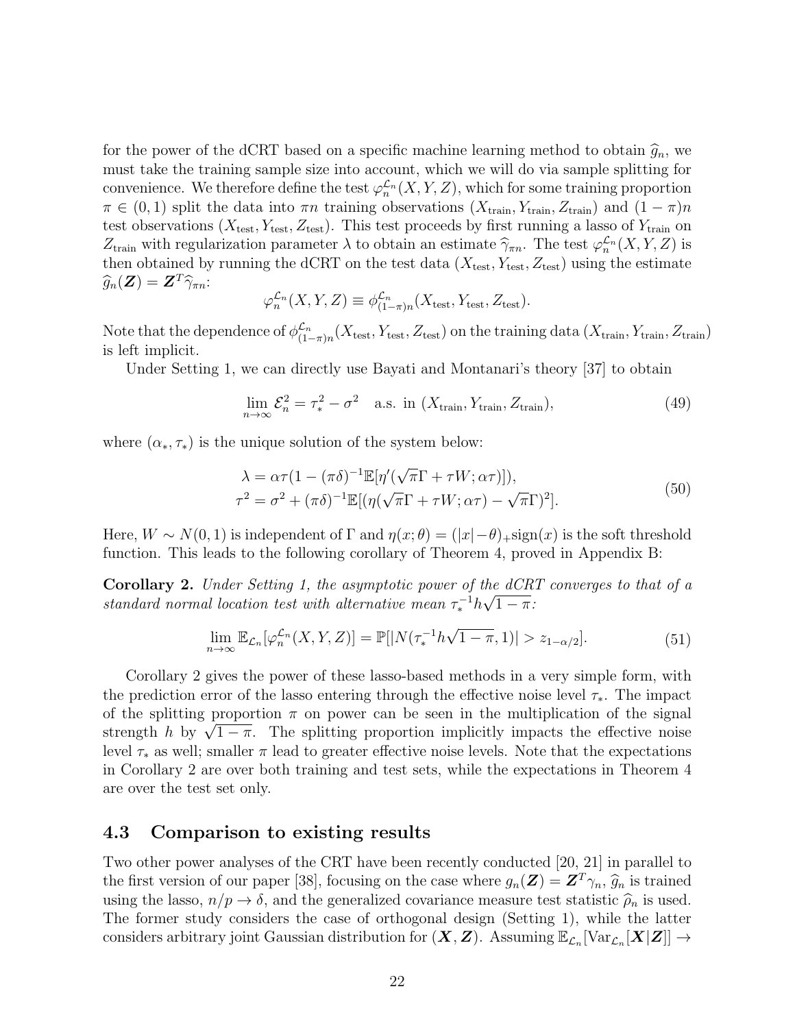for the power of the dCRT based on a specific machine learning method to obtain $\widehat{g}_n$, we must take the training sample size into account, which we will do via sample splitting for convenience. We therefore define the test $\varphi_n^{\mathcal{L}_n}(X, Y, Z)$, which for some training proportion $\pi \in (0, 1)$ split the data into $\pi n$ training observations $(X_{\text{train}}, Y_{\text{train}}, Z_{\text{train}})$ and $(1-\pi)n$ test observations $(X_{\text{test}}, Y_{\text{test}}, Z_{\text{test}})$. This test proceeds by first running a lasso of $Y_{\text{train}}$ on $Z_{\text{train}}$ with regularization parameter $\lambda$ to obtain an estimate $\widehat{\gamma}_{\pi n}$. The test $\varphi_n^{\mathcal{L}_n}(X, Y, Z)$ is then obtained by running the dCRT on the test data $(X_{\text{test}}, Y_{\text{test}}, Z_{\text{test}})$ using the estimate $\widehat{g}_n(\boldsymbol{Z}) = \boldsymbol{Z}^T\widehat{\gamma}_{\pi n}$:

$$\varphi_n^{\mathcal{L}_n}(X, Y, Z) \equiv \phi_{(1-\pi)n}^{\mathcal{L}_n}(X_{\text{test}}, Y_{\text{test}}, Z_{\text{test}}).$$

Note that the dependence of $\phi_{(1-\pi)n}^{\mathcal{L}_n}(X_{\text{test}}, Y_{\text{test}}, Z_{\text{test}})$ on the training data $(X_{\text{train}}, Y_{\text{train}}, Z_{\text{train}})$ is left implicit.

Under Setting 1, we can directly use Bayati and Montanari's theory [37] to obtain

$$\lim_{n\to\infty} \mathcal{E}_n^2 = \tau_*^2 - \sigma^2 \quad \text{a.s. in } (X_{\text{train}}, Y_{\text{train}}, Z_{\text{train}}), \tag{49}$$

where $(\alpha_*, \tau_*)$ is the unique solution of the system below:

$$\begin{aligned} \lambda &= \alpha\tau(1 - (\pi\delta)^{-1}\mathbb{E}[\eta'(\sqrt{\pi}\Gamma + \tau W; \alpha\tau)]), \\ \tau^2 &= \sigma^2 + (\pi\delta)^{-1}\mathbb{E}[(\eta(\sqrt{\pi}\Gamma + \tau W; \alpha\tau) - \sqrt{\pi}\Gamma)^2]. \end{aligned} \tag{50}$$

Here, $W \sim N(0, 1)$ is independent of $\Gamma$ and $\eta(x; \theta) = (|x| - \theta)_+ \text{sign}(x)$ is the soft threshold function. This leads to the following corollary of Theorem 4, proved in Appendix B:

**Corollary 2.** *Under Setting 1, the asymptotic power of the dCRT converges to that of a standard normal location test with alternative mean $\tau_*^{-1}h\sqrt{1-\pi}$:*

$$\lim_{n\to\infty} \mathbb{E}_{\mathcal{L}_n}[\varphi_n^{\mathcal{L}_n}(X, Y, Z)] = \mathbb{P}[|N(\tau_*^{-1}h\sqrt{1-\pi}, 1)| > z_{1-\alpha/2}]. \tag{51}$$

Corollary 2 gives the power of these lasso-based methods in a very simple form, with the prediction error of the lasso entering through the effective noise level $\tau_*$. The impact of the splitting proportion $\pi$ on power can be seen in the multiplication of the signal strength $h$ by $\sqrt{1-\pi}$. The splitting proportion implicitly impacts the effective noise level $\tau_*$ as well; smaller $\pi$ lead to greater effective noise levels. Note that the expectations in Corollary 2 are over both training and test sets, while the expectations in Theorem 4 are over the test set only.

## 4.3 Comparison to existing results

Two other power analyses of the CRT have been recently conducted [20, 21] in parallel to the first version of our paper [38], focusing on the case where $g_n(\boldsymbol{Z}) = \boldsymbol{Z}^T\gamma_n$, $\widehat{g}_n$ is trained using the lasso, $n/p \to \delta$, and the generalized covariance measure test statistic $\widehat{\rho}_n$ is used. The former study considers the case of orthogonal design (Setting 1), while the latter considers arbitrary joint Gaussian distribution for $(\boldsymbol{X}, \boldsymbol{Z})$. Assuming $\mathbb{E}_{\mathcal{L}_n}[\text{Var}_{\mathcal{L}_n}[\boldsymbol{X}|\boldsymbol{Z}]] \to$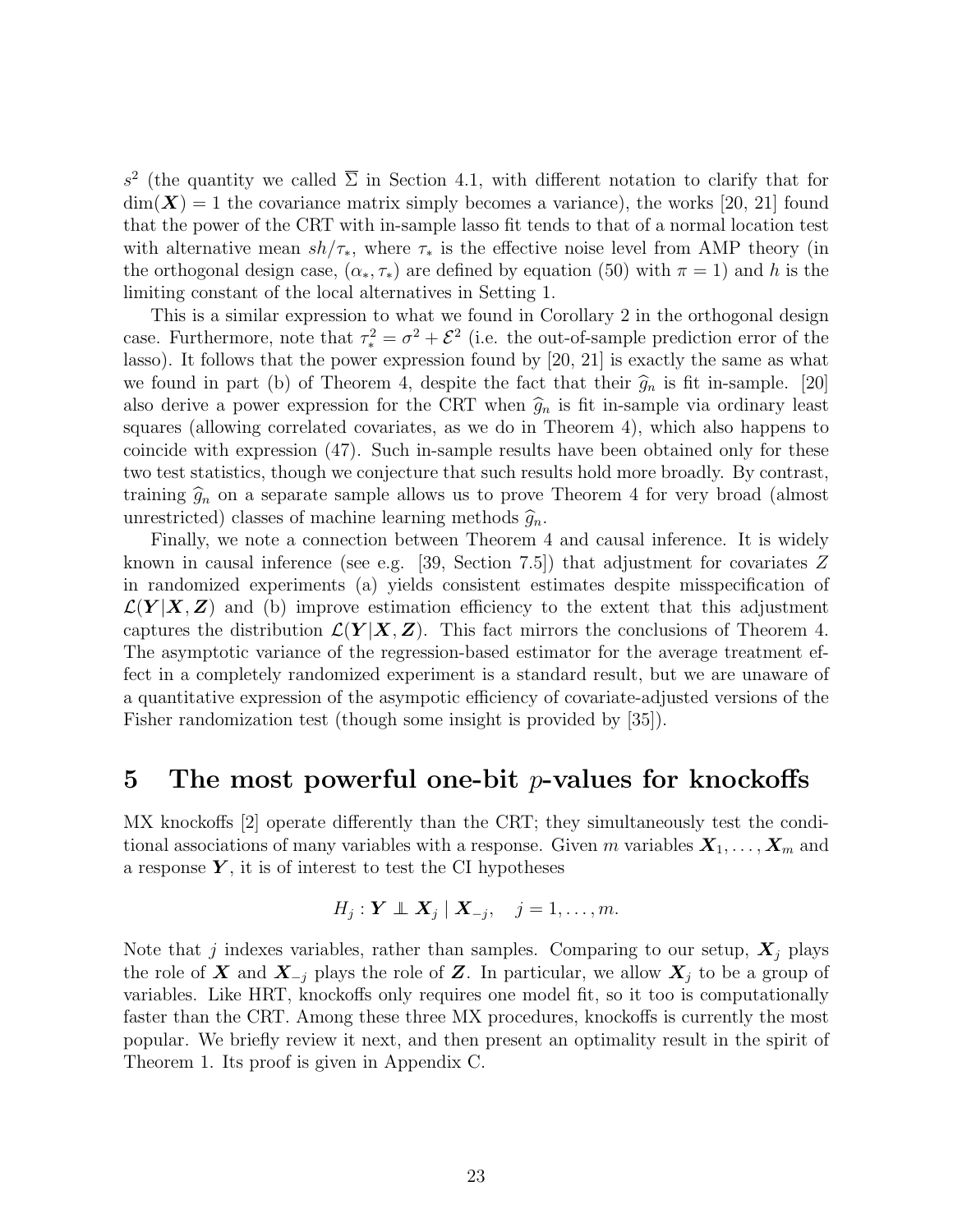$s^2$ (the quantity we called $\overline{\Sigma}$ in Section 4.1, with different notation to clarify that for $\dim(\boldsymbol{X}) = 1$ the covariance matrix simply becomes a variance), the works [20, 21] found that the power of the CRT with in-sample lasso fit tends to that of a normal location test with alternative mean $sh/\tau_*$, where $\tau_*$ is the effective noise level from AMP theory (in the orthogonal design case, $(\alpha_*, \tau_*)$ are defined by equation (50) with $\pi = 1$) and $h$ is the limiting constant of the local alternatives in Setting 1.

This is a similar expression to what we found in Corollary 2 in the orthogonal design case. Furthermore, note that $\tau_*^2 = \sigma^2 + \mathcal{E}^2$ (i.e. the out-of-sample prediction error of the lasso). It follows that the power expression found by [20, 21] is exactly the same as what we found in part (b) of Theorem 4, despite the fact that their $\widehat{g}_n$ is fit in-sample. [20] also derive a power expression for the CRT when $\widehat{g}_n$ is fit in-sample via ordinary least squares (allowing correlated covariates, as we do in Theorem 4), which also happens to coincide with expression (47). Such in-sample results have been obtained only for these two test statistics, though we conjecture that such results hold more broadly. By contrast, training $\widehat{g}_n$ on a separate sample allows us to prove Theorem 4 for very broad (almost unrestricted) classes of machine learning methods $\widehat{g}_n$.

Finally, we note a connection between Theorem 4 and causal inference. It is widely known in causal inference (see e.g. [39, Section 7.5]) that adjustment for covariates $Z$ in randomized experiments (a) yields consistent estimates despite misspecification of $\mathcal{L}(\boldsymbol{Y}|\boldsymbol{X}, \boldsymbol{Z})$ and (b) improve estimation efficiency to the extent that this adjustment captures the distribution $\mathcal{L}(\boldsymbol{Y}|\boldsymbol{X}, \boldsymbol{Z})$. This fact mirrors the conclusions of Theorem 4. The asymptotic variance of the regression-based estimator for the average treatment effect in a completely randomized experiment is a standard result, but we are unaware of a quantitative expression of the asympotic efficiency of covariate-adjusted versions of the Fisher randomization test (though some insight is provided by [35]).

## 5 The most powerful one-bit $p$-values for knockoffs

MX knockoffs [2] operate differently than the CRT; they simultaneously test the conditional associations of many variables with a response. Given $m$ variables $\boldsymbol{X}_1, \dots, \boldsymbol{X}_m$ and a response $\boldsymbol{Y}$, it is of interest to test the CI hypotheses

$$H_j : \boldsymbol{Y} \perp\!\!\!\perp \boldsymbol{X}_j \mid \boldsymbol{X}_{-j}, \quad j = 1, \dots, m.$$

Note that $j$ indexes variables, rather than samples. Comparing to our setup, $\boldsymbol{X}_j$ plays the role of $\boldsymbol{X}$ and $\boldsymbol{X}_{-j}$ plays the role of $\boldsymbol{Z}$. In particular, we allow $\boldsymbol{X}_j$ to be a group of variables. Like HRT, knockoffs only requires one model fit, so it too is computationally faster than the CRT. Among these three MX procedures, knockoffs is currently the most popular. We briefly review it next, and then present an optimality result in the spirit of Theorem 1. Its proof is given in Appendix C.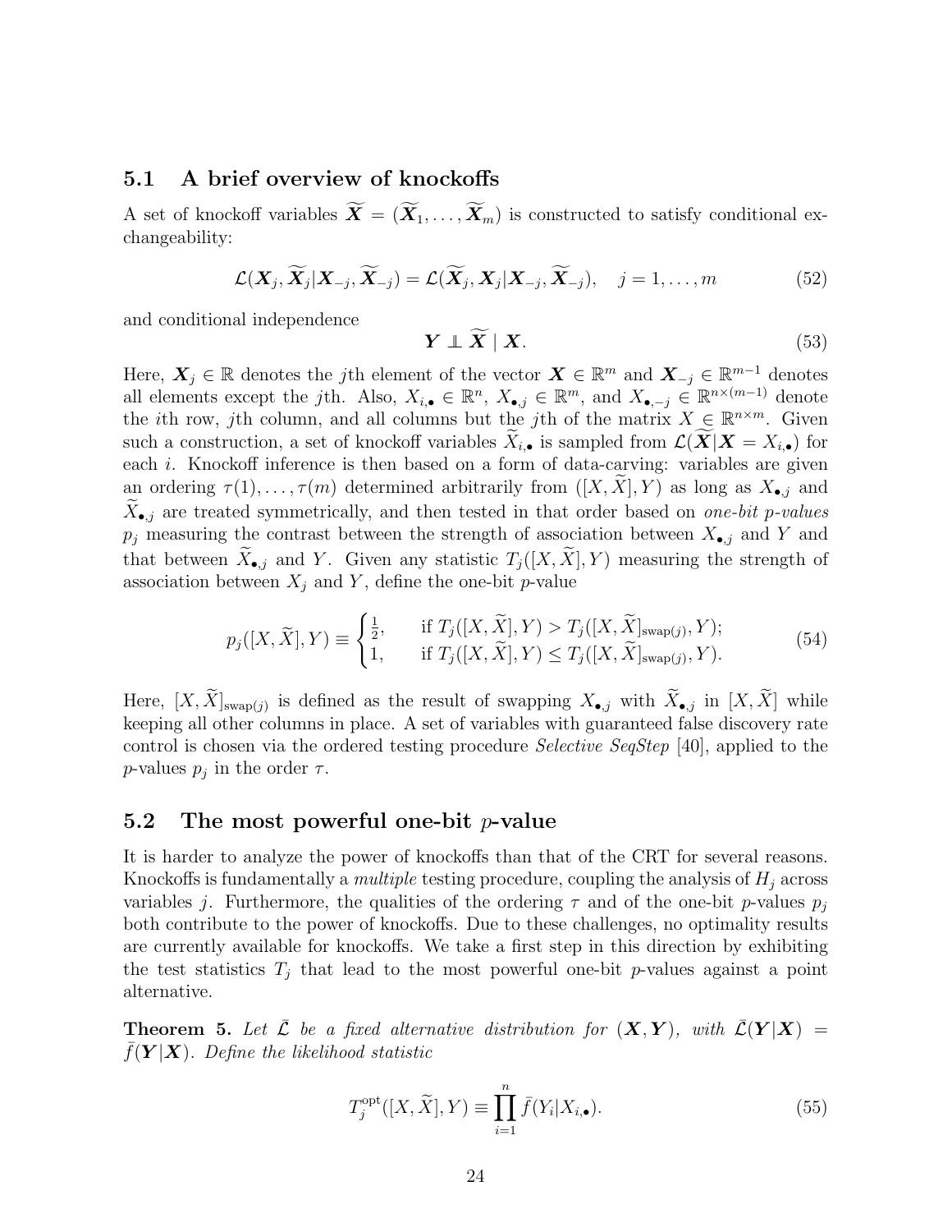### 5.1 A brief overview of knockoffs

A set of knockoff variables $\widetilde{\boldsymbol{X}} = (\widetilde{\boldsymbol{X}}_1, \dots, \widetilde{\boldsymbol{X}}_m)$ is constructed to satisfy conditional exchangeability:

$$\mathcal{L}(\boldsymbol{X}_j, \widetilde{\boldsymbol{X}}_j | \boldsymbol{X}_{-j}, \widetilde{\boldsymbol{X}}_{-j}) = \mathcal{L}(\widetilde{\boldsymbol{X}}_j, \boldsymbol{X}_j | \boldsymbol{X}_{-j}, \widetilde{\boldsymbol{X}}_{-j}), \quad j = 1, \dots, m \tag{52}$$

and conditional independence

$$\boldsymbol{Y} \perp\!\!\!\perp \widetilde{\boldsymbol{X}} \mid \boldsymbol{X}. \tag{53}$$

Here, $\boldsymbol{X}_j \in \mathbb{R}$ denotes the $j$th element of the vector $\boldsymbol{X} \in \mathbb{R}^m$ and $\boldsymbol{X}_{-j} \in \mathbb{R}^{m-1}$ denotes all elements except the $j$th. Also, $X_{i,\bullet} \in \mathbb{R}^n$, $X_{\bullet,j} \in \mathbb{R}^m$, and $X_{\bullet,-j} \in \mathbb{R}^{n \times (m-1)}$ denote the $i$th row, $j$th column, and all columns but the $j$th of the matrix $X \in \mathbb{R}^{n \times m}$. Given such a construction, a set of knockoff variables $\widetilde{X}_{i,\bullet}$ is sampled from $\mathcal{L}(\widetilde{\boldsymbol{X}} | \boldsymbol{X} = X_{i,\bullet})$ for each $i$. Knockoff inference is then based on a form of data-carving: variables are given an ordering $\tau(1), \dots, \tau(m)$ determined arbitrarily from $([X, \widetilde{X}], Y)$ as long as $X_{\bullet,j}$ and $\widetilde{X}_{\bullet,j}$ are treated symmetrically, and then tested in that order based on *one-bit p-values* $p_j$ measuring the contrast between the strength of association between $X_{\bullet,j}$ and $Y$ and that between $\widetilde{X}_{\bullet,j}$ and $Y$. Given any statistic $T_j([X, \widetilde{X}], Y)$ measuring the strength of association between $X_j$ and $Y$, define the one-bit $p$-value

$$p_j([X, \widetilde{X}], Y) \equiv \begin{cases} \frac{1}{2}, & \text{if } T_j([X, \widetilde{X}], Y) > T_j([X, \widetilde{X}]_{\text{swap}(j)}, Y); \\ 1, & \text{if } T_j([X, \widetilde{X}], Y) \leq T_j([X, \widetilde{X}]_{\text{swap}(j)}, Y). \end{cases} \tag{54}$$

Here, $[X, \widetilde{X}]_{\text{swap}(j)}$ is defined as the result of swapping $X_{\bullet,j}$ with $\widetilde{X}_{\bullet,j}$ in $[X, \widetilde{X}]$ while keeping all other columns in place. A set of variables with guaranteed false discovery rate control is chosen via the ordered testing procedure *Selective SeqStep* [40], applied to the $p$-values $p_j$ in the order $\tau$.

### 5.2 The most powerful one-bit $p$-value

It is harder to analyze the power of knockoffs than that of the CRT for several reasons. Knockoffs is fundamentally a *multiple* testing procedure, coupling the analysis of $H_j$ across variables $j$. Furthermore, the qualities of the ordering $\tau$ and of the one-bit $p$-values $p_j$ both contribute to the power of knockoffs. Due to these challenges, no optimality results are currently available for knockoffs. We take a first step in this direction by exhibiting the test statistics $T_j$ that lead to the most powerful one-bit $p$-values against a point alternative.

**Theorem 5.** *Let $\bar{\mathcal{L}}$ be a fixed alternative distribution for $(\boldsymbol{X}, \boldsymbol{Y})$, with $\bar{\mathcal{L}}(\boldsymbol{Y}|\boldsymbol{X}) = \bar{f}(\boldsymbol{Y}|\boldsymbol{X})$. Define the likelihood statistic*

$$T_j^{\text{opt}}([X, \widetilde{X}], Y) \equiv \prod_{i=1}^{n} \bar{f}(Y_i | X_{i,\bullet}). \tag{55}$$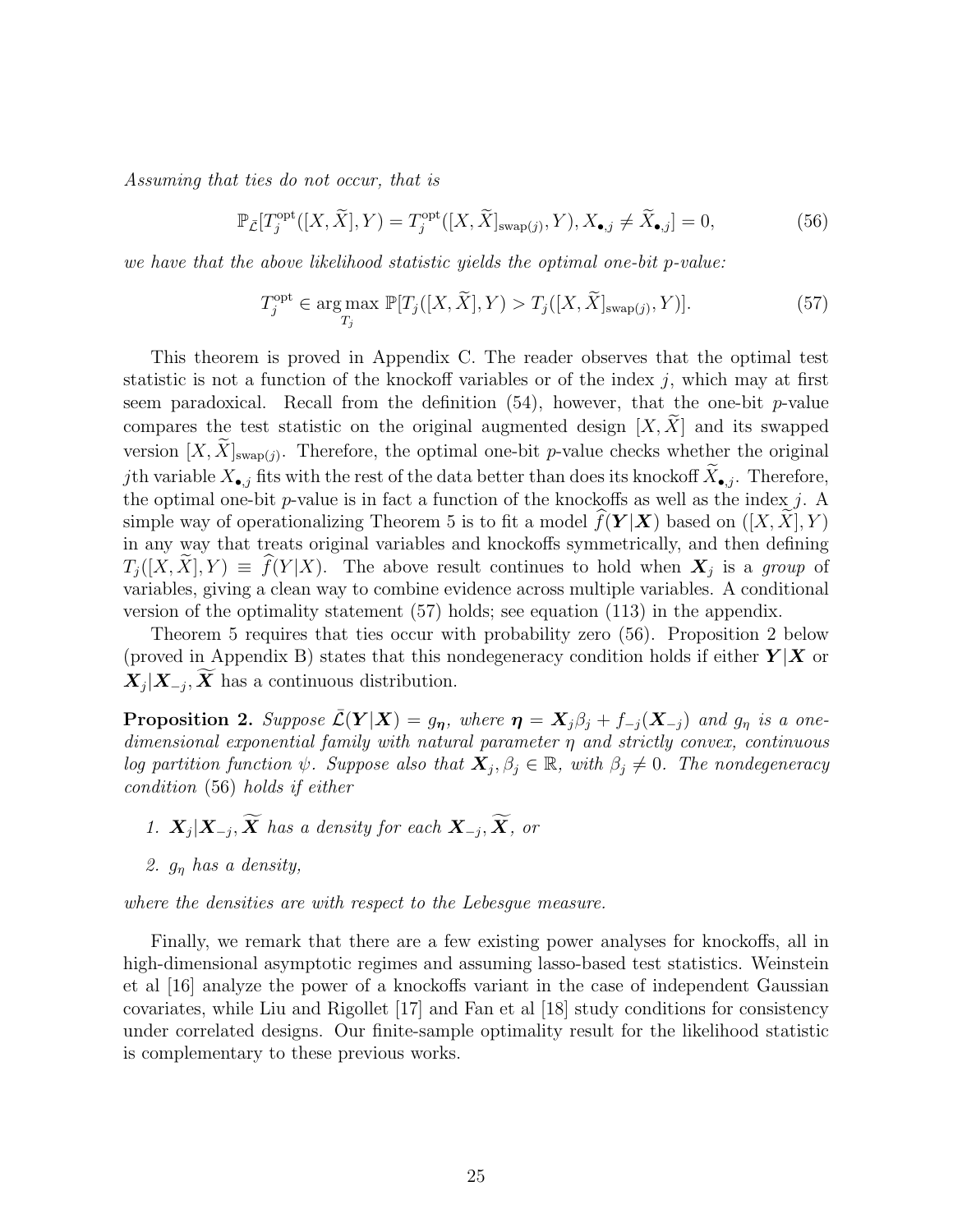*Assuming that ties do not occur, that is*

$$\mathbb{P}_{\bar{\mathcal{L}}}[T_j^{\text{opt}}([X, \widetilde{X}], Y) = T_j^{\text{opt}}([X, \widetilde{X}]_{\text{swap}(j)}, Y), X_{\bullet,j} \neq \widetilde{X}_{\bullet,j}] = 0, \tag{56}$$

*we have that the above likelihood statistic yields the optimal one-bit p-value:*

$$T_j^{\text{opt}} \in \underset{T_j}{\arg\max}\ \mathbb{P}[T_j([X, \widetilde{X}], Y) > T_j([X, \widetilde{X}]_{\text{swap}(j)}, Y)]. \tag{57}$$

This theorem is proved in Appendix C. The reader observes that the optimal test statistic is not a function of the knockoff variables or of the index $j$, which may at first seem paradoxical. Recall from the definition (54), however, that the one-bit $p$-value compares the test statistic on the original augmented design $[X, \widetilde{X}]$ and its swapped version $[X, \widetilde{X}]_{\text{swap}(j)}$. Therefore, the optimal one-bit $p$-value checks whether the original $j$th variable $X_{\bullet,j}$ fits with the rest of the data better than does its knockoff $\widetilde{X}_{\bullet,j}$. Therefore, the optimal one-bit $p$-value is in fact a function of the knockoffs as well as the index $j$. A simple way of operationalizing Theorem 5 is to fit a model $\widehat{f}(\boldsymbol{Y}|\boldsymbol{X})$ based on $([X, \widetilde{X}], Y)$ in any way that treats original variables and knockoffs symmetrically, and then defining $T_j([X, \widetilde{X}], Y) \equiv \widehat{f}(Y|X)$. The above result continues to hold when $\boldsymbol{X}_j$ is a *group* of variables, giving a clean way to combine evidence across multiple variables. A conditional version of the optimality statement (57) holds; see equation (113) in the appendix.

Theorem 5 requires that ties occur with probability zero (56). Proposition 2 below (proved in Appendix B) states that this nondegeneracy condition holds if either $\boldsymbol{Y}|\boldsymbol{X}$ or $\boldsymbol{X}_j|\boldsymbol{X}_{-j}, \widetilde{\boldsymbol{X}}$ has a continuous distribution.

**Proposition 2.** *Suppose $\bar{\mathcal{L}}(\boldsymbol{Y}|\boldsymbol{X}) = g_{\boldsymbol{\eta}}$, where $\boldsymbol{\eta} = \boldsymbol{X}_j\beta_j + f_{-j}(\boldsymbol{X}_{-j})$ and $g_\eta$ is a one-dimensional exponential family with natural parameter $\eta$ and strictly convex, continuous log partition function $\psi$. Suppose also that $\boldsymbol{X}_j, \beta_j \in \mathbb{R}$, with $\beta_j \neq 0$. The nondegeneracy condition* (56) *holds if either*

1. *$\boldsymbol{X}_j|\boldsymbol{X}_{-j}, \widetilde{\boldsymbol{X}}$ has a density for each $\boldsymbol{X}_{-j}, \widetilde{\boldsymbol{X}}$, or*
2. *$g_\eta$ has a density,*

*where the densities are with respect to the Lebesgue measure.*

Finally, we remark that there are a few existing power analyses for knockoffs, all in high-dimensional asymptotic regimes and assuming lasso-based test statistics. Weinstein et al [16] analyze the power of a knockoffs variant in the case of independent Gaussian covariates, while Liu and Rigollet [17] and Fan et al [18] study conditions for consistency under correlated designs. Our finite-sample optimality result for the likelihood statistic is complementary to these previous works.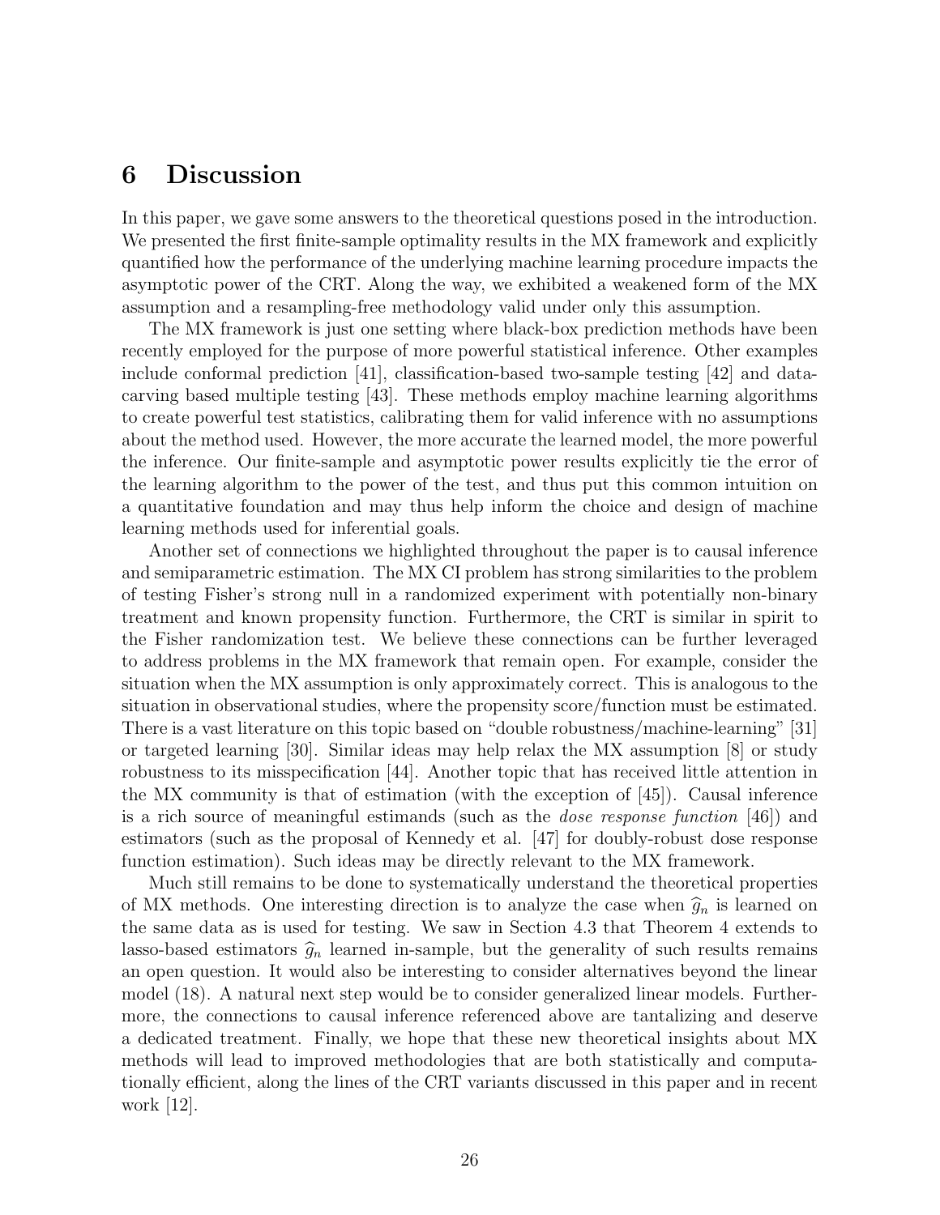# 6 Discussion

In this paper, we gave some answers to the theoretical questions posed in the introduction. We presented the first finite-sample optimality results in the MX framework and explicitly quantified how the performance of the underlying machine learning procedure impacts the asymptotic power of the CRT. Along the way, we exhibited a weakened form of the MX assumption and a resampling-free methodology valid under only this assumption.

The MX framework is just one setting where black-box prediction methods have been recently employed for the purpose of more powerful statistical inference. Other examples include conformal prediction [41], classification-based two-sample testing [42] and data-carving based multiple testing [43]. These methods employ machine learning algorithms to create powerful test statistics, calibrating them for valid inference with no assumptions about the method used. However, the more accurate the learned model, the more powerful the inference. Our finite-sample and asymptotic power results explicitly tie the error of the learning algorithm to the power of the test, and thus put this common intuition on a quantitative foundation and may thus help inform the choice and design of machine learning methods used for inferential goals.

Another set of connections we highlighted throughout the paper is to causal inference and semiparametric estimation. The MX CI problem has strong similarities to the problem of testing Fisher's strong null in a randomized experiment with potentially non-binary treatment and known propensity function. Furthermore, the CRT is similar in spirit to the Fisher randomization test. We believe these connections can be further leveraged to address problems in the MX framework that remain open. For example, consider the situation when the MX assumption is only approximately correct. This is analogous to the situation in observational studies, where the propensity score/function must be estimated. There is a vast literature on this topic based on "double robustness/machine-learning" [31] or targeted learning [30]. Similar ideas may help relax the MX assumption [8] or study robustness to its misspecification [44]. Another topic that has received little attention in the MX community is that of estimation (with the exception of [45]). Causal inference is a rich source of meaningful estimands (such as the *dose response function* [46]) and estimators (such as the proposal of Kennedy et al. [47] for doubly-robust dose response function estimation). Such ideas may be directly relevant to the MX framework.

Much still remains to be done to systematically understand the theoretical properties of MX methods. One interesting direction is to analyze the case when $\widehat{g}_n$ is learned on the same data as is used for testing. We saw in Section 4.3 that Theorem 4 extends to lasso-based estimators $\widehat{g}_n$ learned in-sample, but the generality of such results remains an open question. It would also be interesting to consider alternatives beyond the linear model (18). A natural next step would be to consider generalized linear models. Furthermore, the connections to causal inference referenced above are tantalizing and deserve a dedicated treatment. Finally, we hope that these new theoretical insights about MX methods will lead to improved methodologies that are both statistically and computationally efficient, along the lines of the CRT variants discussed in this paper and in recent work [12].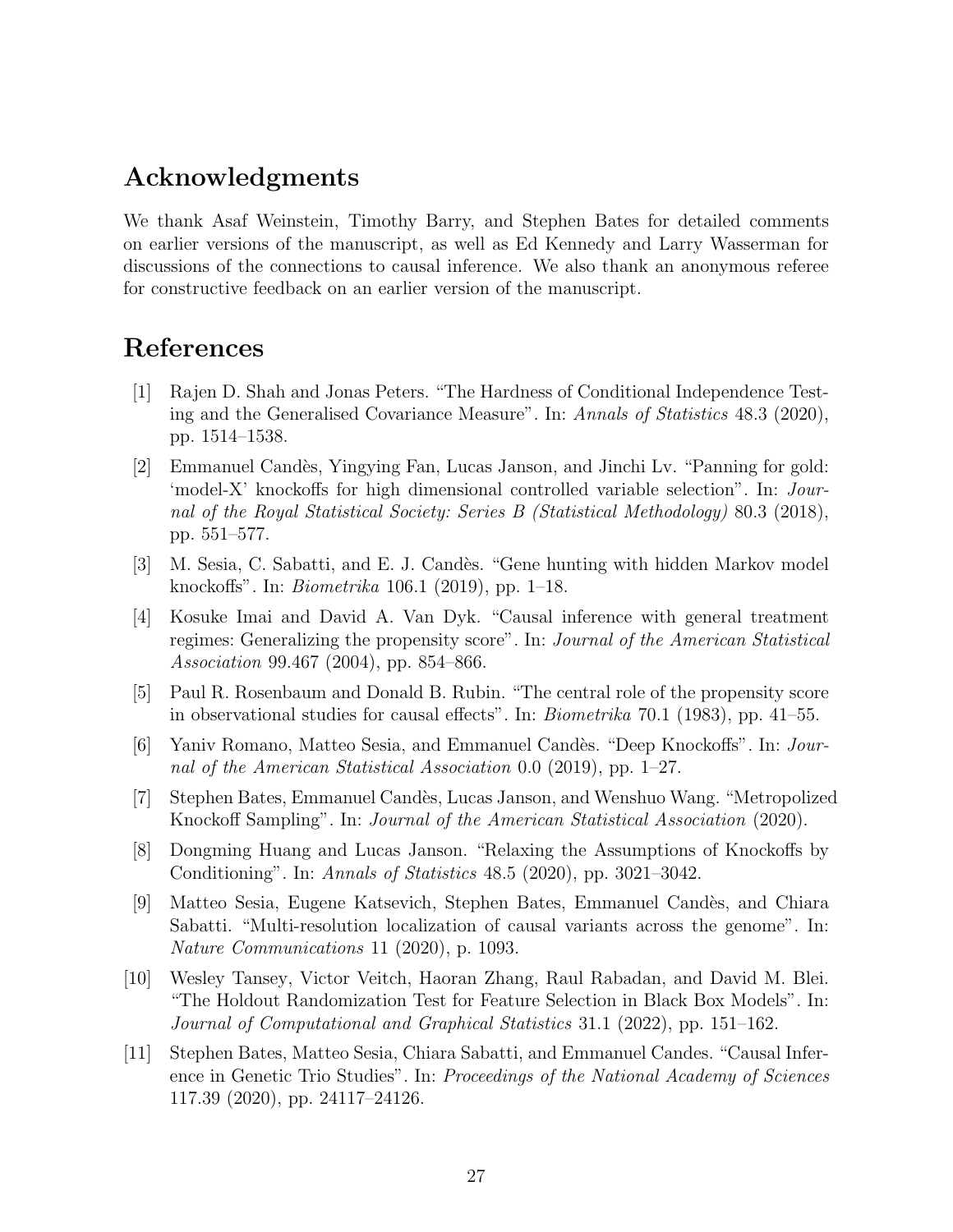# Acknowledgments

We thank Asaf Weinstein, Timothy Barry, and Stephen Bates for detailed comments on earlier versions of the manuscript, as well as Ed Kennedy and Larry Wasserman for discussions of the connections to causal inference. We also thank an anonymous referee for constructive feedback on an earlier version of the manuscript.

# References

[1] Rajen D. Shah and Jonas Peters. "The Hardness of Conditional Independence Testing and the Generalised Covariance Measure". In: *Annals of Statistics* 48.3 (2020), pp. 1514–1538.

[2] Emmanuel Candès, Yingying Fan, Lucas Janson, and Jinchi Lv. "Panning for gold: 'model-X' knockoffs for high dimensional controlled variable selection". In: *Journal of the Royal Statistical Society: Series B (Statistical Methodology)* 80.3 (2018), pp. 551–577.

[3] M. Sesia, C. Sabatti, and E. J. Candès. "Gene hunting with hidden Markov model knockoffs". In: *Biometrika* 106.1 (2019), pp. 1–18.

[4] Kosuke Imai and David A. Van Dyk. "Causal inference with general treatment regimes: Generalizing the propensity score". In: *Journal of the American Statistical Association* 99.467 (2004), pp. 854–866.

[5] Paul R. Rosenbaum and Donald B. Rubin. "The central role of the propensity score in observational studies for causal effects". In: *Biometrika* 70.1 (1983), pp. 41–55.

[6] Yaniv Romano, Matteo Sesia, and Emmanuel Candès. "Deep Knockoffs". In: *Journal of the American Statistical Association* 0.0 (2019), pp. 1–27.

[7] Stephen Bates, Emmanuel Candès, Lucas Janson, and Wenshuo Wang. "Metropolized Knockoff Sampling". In: *Journal of the American Statistical Association* (2020).

[8] Dongming Huang and Lucas Janson. "Relaxing the Assumptions of Knockoffs by Conditioning". In: *Annals of Statistics* 48.5 (2020), pp. 3021–3042.

[9] Matteo Sesia, Eugene Katsevich, Stephen Bates, Emmanuel Candès, and Chiara Sabatti. "Multi-resolution localization of causal variants across the genome". In: *Nature Communications* 11 (2020), p. 1093.

[10] Wesley Tansey, Victor Veitch, Haoran Zhang, Raul Rabadan, and David M. Blei. "The Holdout Randomization Test for Feature Selection in Black Box Models". In: *Journal of Computational and Graphical Statistics* 31.1 (2022), pp. 151–162.

[11] Stephen Bates, Matteo Sesia, Chiara Sabatti, and Emmanuel Candes. "Causal Inference in Genetic Trio Studies". In: *Proceedings of the National Academy of Sciences* 117.39 (2020), pp. 24117–24126.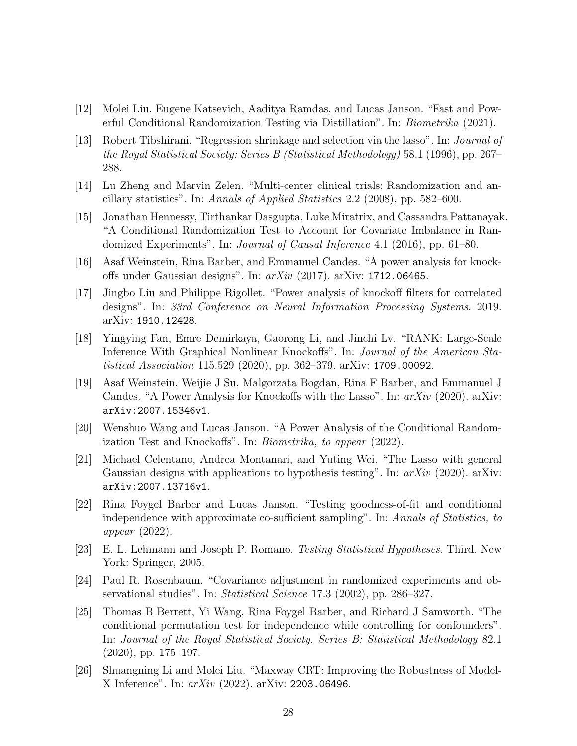[12] Molei Liu, Eugene Katsevich, Aaditya Ramdas, and Lucas Janson. "Fast and Powerful Conditional Randomization Testing via Distillation". In: *Biometrika* (2021).

[13] Robert Tibshirani. "Regression shrinkage and selection via the lasso". In: *Journal of the Royal Statistical Society: Series B (Statistical Methodology)* 58.1 (1996), pp. 267–288.

[14] Lu Zheng and Marvin Zelen. "Multi-center clinical trials: Randomization and ancillary statistics". In: *Annals of Applied Statistics* 2.2 (2008), pp. 582–600.

[15] Jonathan Hennessy, Tirthankar Dasgupta, Luke Miratrix, and Cassandra Pattanayak. "A Conditional Randomization Test to Account for Covariate Imbalance in Randomized Experiments". In: *Journal of Causal Inference* 4.1 (2016), pp. 61–80.

[16] Asaf Weinstein, Rina Barber, and Emmanuel Candes. "A power analysis for knockoffs under Gaussian designs". In: *arXiv* (2017). arXiv: 1712.06465.

[17] Jingbo Liu and Philippe Rigollet. "Power analysis of knockoff filters for correlated designs". In: *33rd Conference on Neural Information Processing Systems*. 2019. arXiv: 1910.12428.

[18] Yingying Fan, Emre Demirkaya, Gaorong Li, and Jinchi Lv. "RANK: Large-Scale Inference With Graphical Nonlinear Knockoffs". In: *Journal of the American Statistical Association* 115.529 (2020), pp. 362–379. arXiv: 1709.00092.

[19] Asaf Weinstein, Weijie J Su, Malgorzata Bogdan, Rina F Barber, and Emmanuel J Candes. "A Power Analysis for Knockoffs with the Lasso". In: *arXiv* (2020). arXiv: arXiv:2007.15346v1.

[20] Wenshuo Wang and Lucas Janson. "A Power Analysis of the Conditional Randomization Test and Knockoffs". In: *Biometrika, to appear* (2022).

[21] Michael Celentano, Andrea Montanari, and Yuting Wei. "The Lasso with general Gaussian designs with applications to hypothesis testing". In: *arXiv* (2020). arXiv: arXiv:2007.13716v1.

[22] Rina Foygel Barber and Lucas Janson. "Testing goodness-of-fit and conditional independence with approximate co-sufficient sampling". In: *Annals of Statistics, to appear* (2022).

[23] E. L. Lehmann and Joseph P. Romano. *Testing Statistical Hypotheses*. Third. New York: Springer, 2005.

[24] Paul R. Rosenbaum. "Covariance adjustment in randomized experiments and observational studies". In: *Statistical Science* 17.3 (2002), pp. 286–327.

[25] Thomas B Berrett, Yi Wang, Rina Foygel Barber, and Richard J Samworth. "The conditional permutation test for independence while controlling for confounders". In: *Journal of the Royal Statistical Society. Series B: Statistical Methodology* 82.1 (2020), pp. 175–197.

[26] Shuangning Li and Molei Liu. "Maxway CRT: Improving the Robustness of Model-X Inference". In: *arXiv* (2022). arXiv: 2203.06496.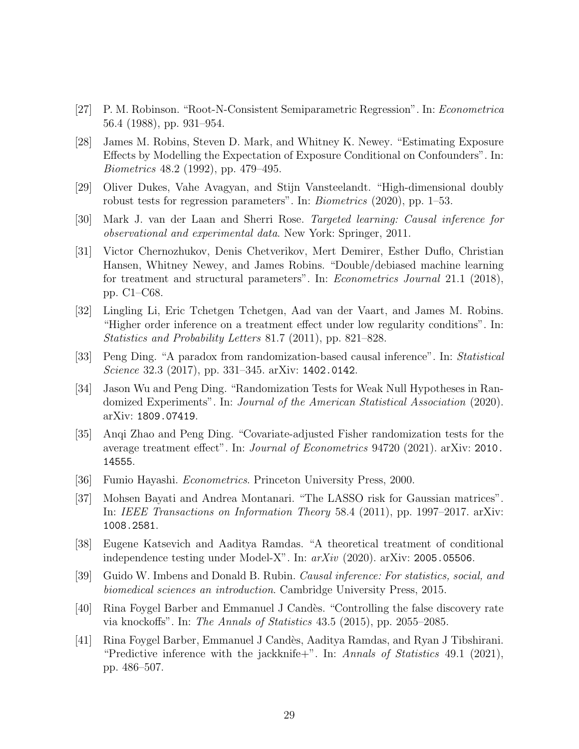[27] P. M. Robinson. "Root-N-Consistent Semiparametric Regression". In: *Econometrica* 56.4 (1988), pp. 931–954.

[28] James M. Robins, Steven D. Mark, and Whitney K. Newey. "Estimating Exposure Effects by Modelling the Expectation of Exposure Conditional on Confounders". In: *Biometrics* 48.2 (1992), pp. 479–495.

[29] Oliver Dukes, Vahe Avagyan, and Stijn Vansteelandt. "High-dimensional doubly robust tests for regression parameters". In: *Biometrics* (2020), pp. 1–53.

[30] Mark J. van der Laan and Sherri Rose. *Targeted learning: Causal inference for observational and experimental data*. New York: Springer, 2011.

[31] Victor Chernozhukov, Denis Chetverikov, Mert Demirer, Esther Duflo, Christian Hansen, Whitney Newey, and James Robins. "Double/debiased machine learning for treatment and structural parameters". In: *Econometrics Journal* 21.1 (2018), pp. C1–C68.

[32] Lingling Li, Eric Tchetgen Tchetgen, Aad van der Vaart, and James M. Robins. "Higher order inference on a treatment effect under low regularity conditions". In: *Statistics and Probability Letters* 81.7 (2011), pp. 821–828.

[33] Peng Ding. "A paradox from randomization-based causal inference". In: *Statistical Science* 32.3 (2017), pp. 331–345. arXiv: 1402.0142.

[34] Jason Wu and Peng Ding. "Randomization Tests for Weak Null Hypotheses in Randomized Experiments". In: *Journal of the American Statistical Association* (2020). arXiv: 1809.07419.

[35] Anqi Zhao and Peng Ding. "Covariate-adjusted Fisher randomization tests for the average treatment effect". In: *Journal of Econometrics* 94720 (2021). arXiv: 2010.14555.

[36] Fumio Hayashi. *Econometrics*. Princeton University Press, 2000.

[37] Mohsen Bayati and Andrea Montanari. "The LASSO risk for Gaussian matrices". In: *IEEE Transactions on Information Theory* 58.4 (2011), pp. 1997–2017. arXiv: 1008.2581.

[38] Eugene Katsevich and Aaditya Ramdas. "A theoretical treatment of conditional independence testing under Model-X". In: *arXiv* (2020). arXiv: 2005.05506.

[39] Guido W. Imbens and Donald B. Rubin. *Causal inference: For statistics, social, and biomedical sciences an introduction*. Cambridge University Press, 2015.

[40] Rina Foygel Barber and Emmanuel J Candès. "Controlling the false discovery rate via knockoffs". In: *The Annals of Statistics* 43.5 (2015), pp. 2055–2085.

[41] Rina Foygel Barber, Emmanuel J Candès, Aaditya Ramdas, and Ryan J Tibshirani. "Predictive inference with the jackknife+". In: *Annals of Statistics* 49.1 (2021), pp. 486–507.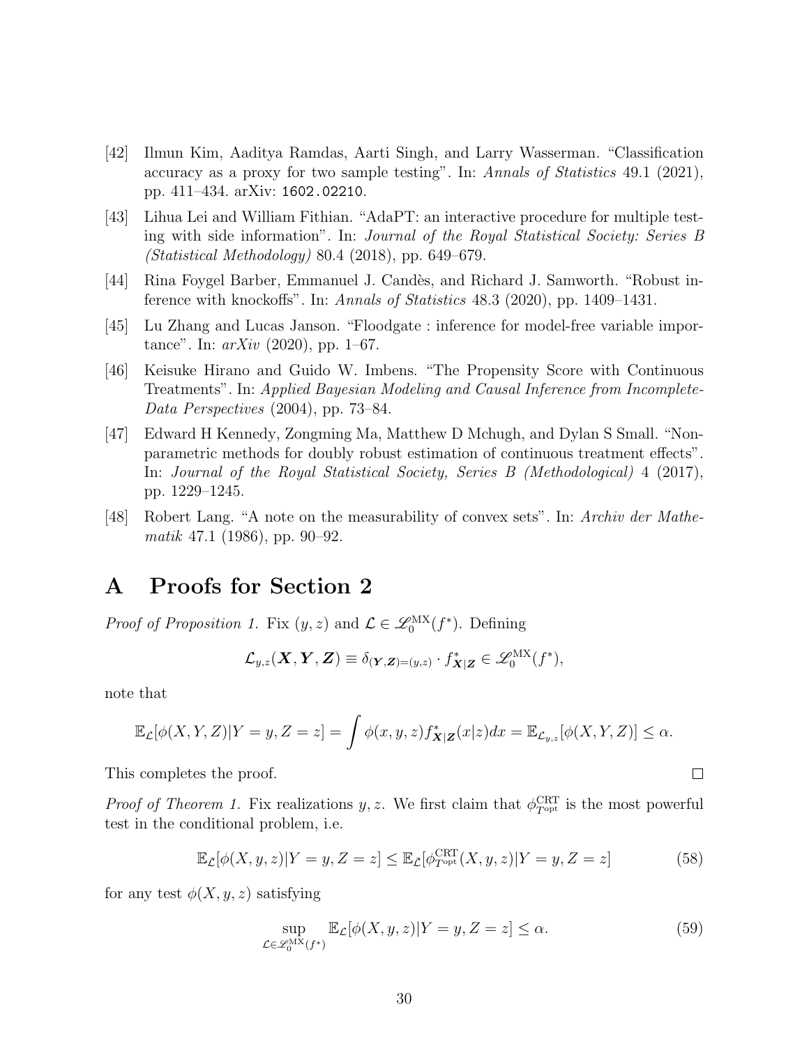[42] Ilmun Kim, Aaditya Ramdas, Aarti Singh, and Larry Wasserman. "Classification accuracy as a proxy for two sample testing". In: *Annals of Statistics* 49.1 (2021), pp. 411–434. arXiv: 1602.02210.

[43] Lihua Lei and William Fithian. "AdaPT: an interactive procedure for multiple testing with side information". In: *Journal of the Royal Statistical Society: Series B (Statistical Methodology)* 80.4 (2018), pp. 649–679.

[44] Rina Foygel Barber, Emmanuel J. Candès, and Richard J. Samworth. "Robust inference with knockoffs". In: *Annals of Statistics* 48.3 (2020), pp. 1409–1431.

[45] Lu Zhang and Lucas Janson. "Floodgate : inference for model-free variable importance". In: *arXiv* (2020), pp. 1–67.

[46] Keisuke Hirano and Guido W. Imbens. "The Propensity Score with Continuous Treatments". In: *Applied Bayesian Modeling and Causal Inference from Incomplete-Data Perspectives* (2004), pp. 73–84.

[47] Edward H Kennedy, Zongming Ma, Matthew D Mchugh, and Dylan S Small. "Nonparametric methods for doubly robust estimation of continuous treatment effects". In: *Journal of the Royal Statistical Society, Series B (Methodological)* 4 (2017), pp. 1229–1245.

[48] Robert Lang. "A note on the measurability of convex sets". In: *Archiv der Mathematik* 47.1 (1986), pp. 90–92.

# A Proofs for Section 2

*Proof of Proposition 1.* Fix $(y, z)$ and $\mathcal{L} \in \mathscr{L}_0^{\text{MX}}(f^*)$. Defining

$$\mathcal{L}_{y,z}(\boldsymbol{X}, \boldsymbol{Y}, \boldsymbol{Z}) \equiv \delta_{(\boldsymbol{Y},\boldsymbol{Z})=(y,z)} \cdot f^*_{\boldsymbol{X}|\boldsymbol{Z}} \in \mathscr{L}_0^{\text{MX}}(f^*),$$

note that

$$\mathbb{E}_{\mathcal{L}}[\phi(X, Y, Z)|Y = y, Z = z] = \int \phi(x, y, z) f^*_{\boldsymbol{X}|\boldsymbol{Z}}(x|z)dx = \mathbb{E}_{\mathcal{L}_{y,z}}[\phi(X, Y, Z)] \leq \alpha.$$

This completes the proof. $\square$

*Proof of Theorem 1.* Fix realizations $y, z$. We first claim that $\phi^{\text{CRT}}_{T^{\text{opt}}}$ is the most powerful test in the conditional problem, i.e.

$$\mathbb{E}_{\bar{\mathcal{L}}}[\phi(X, y, z)|Y = y, Z = z] \leq \mathbb{E}_{\bar{\mathcal{L}}}[\phi^{\text{CRT}}_{T^{\text{opt}}}(X, y, z)|Y = y, Z = z] \tag{58}$$

for any test $\phi(X, y, z)$ satisfying

$$\sup_{\mathcal{L} \in \mathscr{L}_0^{\text{MX}}(f^*)} \mathbb{E}_{\mathcal{L}}[\phi(X, y, z)|Y = y, Z = z] \leq \alpha. \tag{59}$$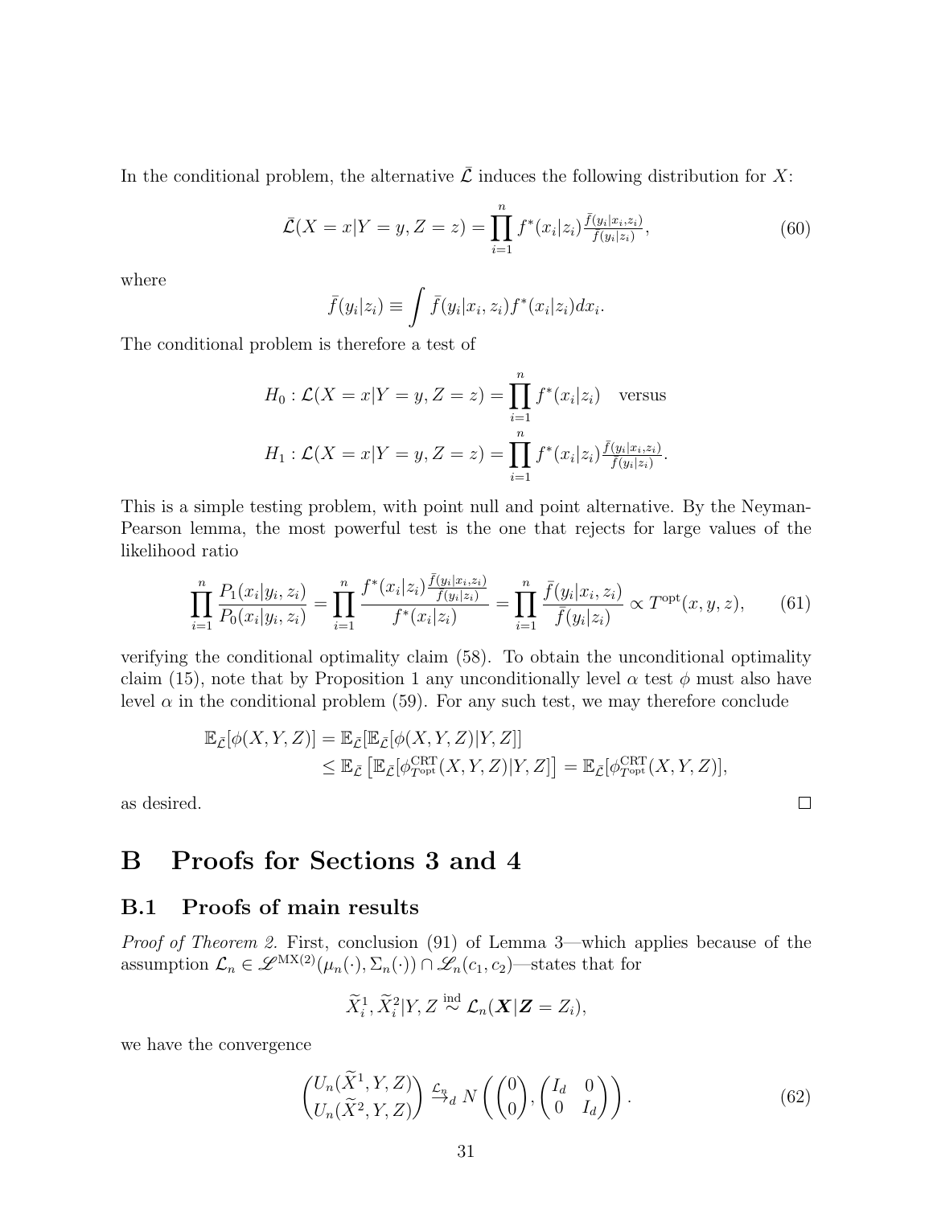In the conditional problem, the alternative $\bar{\mathcal{L}}$ induces the following distribution for $X$:

$$\bar{\mathcal{L}}(X = x|Y = y, Z = z) = \prod_{i=1}^{n} f^*(x_i|z_i)\frac{\bar{f}(y_i|x_i,z_i)}{\bar{f}(y_i|z_i)}, \tag{60}$$

where

$$\bar{f}(y_i|z_i) \equiv \int \bar{f}(y_i|x_i, z_i) f^*(x_i|z_i) dx_i.$$

The conditional problem is therefore a test of

$$H_0 : \mathcal{L}(X = x|Y = y, Z = z) = \prod_{i=1}^{n} f^*(x_i|z_i) \quad \text{versus}$$
$$H_1 : \mathcal{L}(X = x|Y = y, Z = z) = \prod_{i=1}^{n} f^*(x_i|z_i)\frac{\bar{f}(y_i|x_i,z_i)}{\bar{f}(y_i|z_i)}.$$

This is a simple testing problem, with point null and point alternative. By the Neyman-Pearson lemma, the most powerful test is the one that rejects for large values of the likelihood ratio

$$\prod_{i=1}^{n} \frac{P_1(x_i|y_i, z_i)}{P_0(x_i|y_i, z_i)} = \prod_{i=1}^{n} \frac{f^*(x_i|z_i)\frac{\bar{f}(y_i|x_i,z_i)}{\bar{f}(y_i|z_i)}}{f^*(x_i|z_i)} = \prod_{i=1}^{n} \frac{\bar{f}(y_i|x_i, z_i)}{\bar{f}(y_i|z_i)} \propto T^{\text{opt}}(x, y, z), \tag{61}$$

verifying the conditional optimality claim (58). To obtain the unconditional optimality claim (15), note that by Proposition 1 any unconditionally level $\alpha$ test $\phi$ must also have level $\alpha$ in the conditional problem (59). For any such test, we may therefore conclude

$$\begin{aligned}\mathbb{E}_{\bar{\mathcal{L}}}[\phi(X, Y, Z)] &= \mathbb{E}_{\bar{\mathcal{L}}}[\mathbb{E}_{\bar{\mathcal{L}}}[\phi(X, Y, Z)|Y, Z]] \\ &\leq \mathbb{E}_{\bar{\mathcal{L}}}\left[\mathbb{E}_{\bar{\mathcal{L}}}[\phi^{\text{CRT}}_{T^{\text{opt}}}(X, Y, Z)|Y, Z]\right] = \mathbb{E}_{\bar{\mathcal{L}}}[\phi^{\text{CRT}}_{T^{\text{opt}}}(X, Y, Z)],\end{aligned}$$

as desired. □

# B Proofs for Sections 3 and 4

## B.1 Proofs of main results

*Proof of Theorem 2.* First, conclusion (91) of Lemma 3—which applies because of the assumption $\mathcal{L}_n \in \mathscr{L}^{\text{MX}(2)}(\mu_n(\cdot), \Sigma_n(\cdot)) \cap \mathscr{L}_n(c_1, c_2)$—states that for

$$\widetilde{X}_i^1, \widetilde{X}_i^2|Y, Z \overset{\text{ind}}{\sim} \mathcal{L}_n(\boldsymbol{X}|\boldsymbol{Z} = Z_i),$$

we have the convergence

$$\begin{pmatrix} U_n(\widetilde{X}^1, Y, Z) \\ U_n(\widetilde{X}^2, Y, Z) \end{pmatrix} \overset{\mathcal{L}_n}{\to}_d N\left(\begin{pmatrix} 0 \\ 0 \end{pmatrix}, \begin{pmatrix} I_d & 0 \\ 0 & I_d \end{pmatrix}\right). \tag{62}$$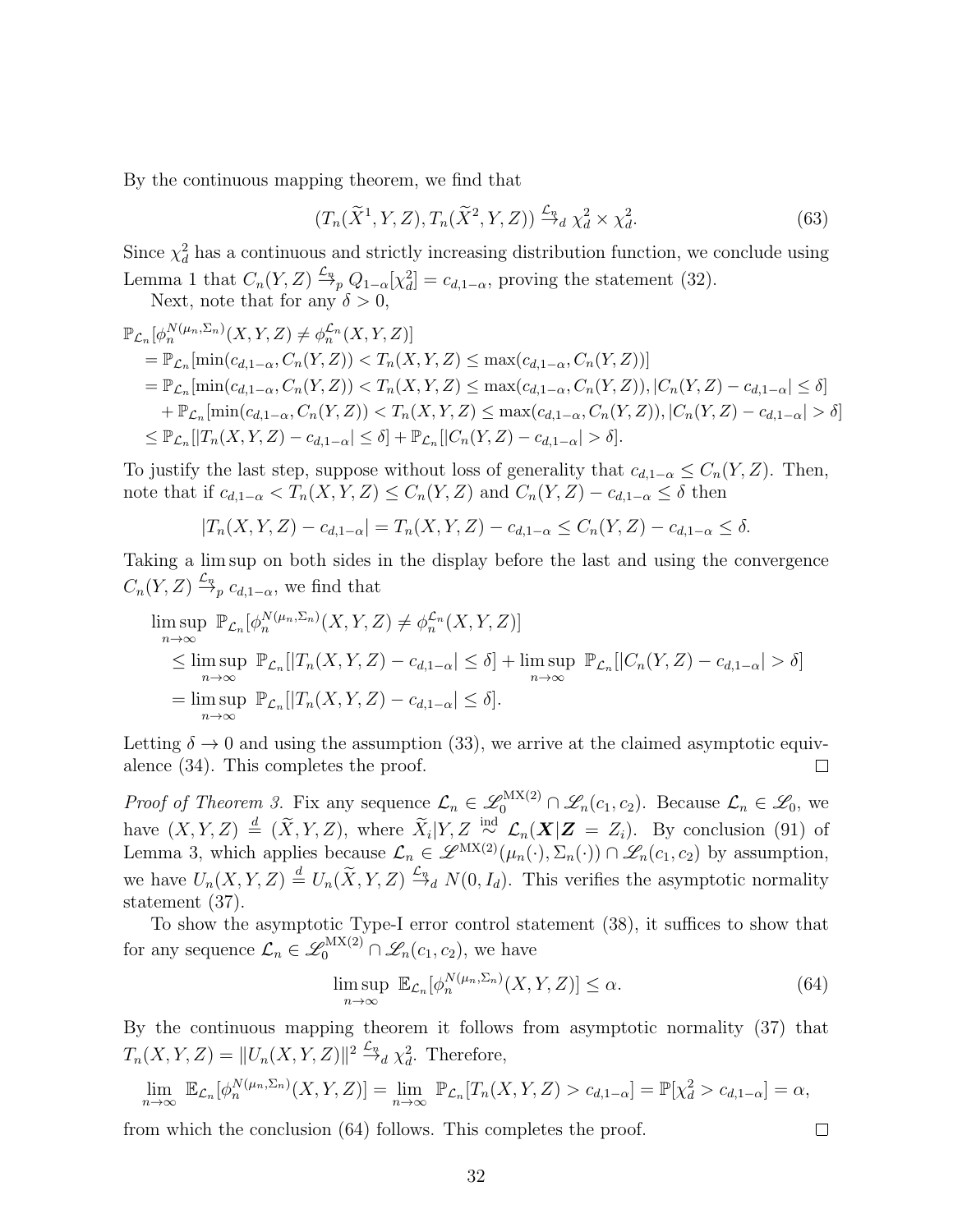By the continuous mapping theorem, we find that

$$(T_n(\widetilde{X}^1, Y, Z), T_n(\widetilde{X}^2, Y, Z)) \overset{\mathcal{L}_n}{\to}_d \chi^2_d \times \chi^2_d. \tag{63}$$

Since $\chi^2_d$ has a continuous and strictly increasing distribution function, we conclude using Lemma 1 that $C_n(Y, Z) \overset{\mathcal{L}_n}{\to}_p Q_{1-\alpha}[\chi^2_d] = c_{d,1-\alpha}$, proving the statement (32).

Next, note that for any $\delta > 0$,

$$\begin{aligned}
&\mathbb{P}_{\mathcal{L}_n}[\phi_n^{N(\mu_n,\Sigma_n)}(X, Y, Z) \neq \phi_n^{\mathcal{L}_n}(X, Y, Z)] \\
&\quad = \mathbb{P}_{\mathcal{L}_n}[\min(c_{d,1-\alpha}, C_n(Y, Z)) < T_n(X, Y, Z) \leq \max(c_{d,1-\alpha}, C_n(Y, Z))] \\
&\quad = \mathbb{P}_{\mathcal{L}_n}[\min(c_{d,1-\alpha}, C_n(Y, Z)) < T_n(X, Y, Z) \leq \max(c_{d,1-\alpha}, C_n(Y, Z)), |C_n(Y, Z) - c_{d,1-\alpha}| \leq \delta] \\
&\qquad + \mathbb{P}_{\mathcal{L}_n}[\min(c_{d,1-\alpha}, C_n(Y, Z)) < T_n(X, Y, Z) \leq \max(c_{d,1-\alpha}, C_n(Y, Z)), |C_n(Y, Z) - c_{d,1-\alpha}| > \delta] \\
&\quad \leq \mathbb{P}_{\mathcal{L}_n}[|T_n(X, Y, Z) - c_{d,1-\alpha}| \leq \delta] + \mathbb{P}_{\mathcal{L}_n}[|C_n(Y, Z) - c_{d,1-\alpha}| > \delta].
\end{aligned}$$

To justify the last step, suppose without loss of generality that $c_{d,1-\alpha} \leq C_n(Y, Z)$. Then, note that if $c_{d,1-\alpha} < T_n(X, Y, Z) \leq C_n(Y, Z)$ and $C_n(Y, Z) - c_{d,1-\alpha} \leq \delta$ then

$$|T_n(X, Y, Z) - c_{d,1-\alpha}| = T_n(X, Y, Z) - c_{d,1-\alpha} \leq C_n(Y, Z) - c_{d,1-\alpha} \leq \delta.$$

Taking a lim sup on both sides in the display before the last and using the convergence $C_n(Y, Z) \overset{\mathcal{L}_n}{\to}_p c_{d,1-\alpha}$, we find that

$$\begin{aligned}
&\limsup_{n\to\infty} \mathbb{P}_{\mathcal{L}_n}[\phi_n^{N(\mu_n,\Sigma_n)}(X, Y, Z) \neq \phi_n^{\mathcal{L}_n}(X, Y, Z)] \\
&\quad \leq \limsup_{n\to\infty} \mathbb{P}_{\mathcal{L}_n}[|T_n(X, Y, Z) - c_{d,1-\alpha}| \leq \delta] + \limsup_{n\to\infty} \mathbb{P}_{\mathcal{L}_n}[|C_n(Y, Z) - c_{d,1-\alpha}| > \delta] \\
&\quad = \limsup_{n\to\infty} \mathbb{P}_{\mathcal{L}_n}[|T_n(X, Y, Z) - c_{d,1-\alpha}| \leq \delta].
\end{aligned}$$

Letting $\delta \to 0$ and using the assumption (33), we arrive at the claimed asymptotic equivalence (34). This completes the proof. $\square$

*Proof of Theorem 3.* Fix any sequence $\mathcal{L}_n \in \mathscr{L}_0^{\mathrm{MX}(2)} \cap \mathscr{L}_n(c_1, c_2)$. Because $\mathcal{L}_n \in \mathscr{L}_0$, we have $(X, Y, Z) \overset{d}{=} (\widetilde{X}, Y, Z)$, where $\widetilde{X}_i | Y, Z \overset{\text{ind}}{\sim} \mathcal{L}_n(\boldsymbol{X} | \boldsymbol{Z} = Z_i)$. By conclusion (91) of Lemma 3, which applies because $\mathcal{L}_n \in \mathscr{L}^{\mathrm{MX}(2)}(\mu_n(\cdot), \Sigma_n(\cdot)) \cap \mathscr{L}_n(c_1, c_2)$ by assumption, we have $U_n(X, Y, Z) \overset{d}{=} U_n(\widetilde{X}, Y, Z) \overset{\mathcal{L}_n}{\to}_d N(0, I_d)$. This verifies the asymptotic normality statement (37).

To show the asymptotic Type-I error control statement (38), it suffices to show that for any sequence $\mathcal{L}_n \in \mathscr{L}_0^{\mathrm{MX}(2)} \cap \mathscr{L}_n(c_1, c_2)$, we have

$$\limsup_{n\to\infty} \mathbb{E}_{\mathcal{L}_n}[\phi_n^{N(\mu_n,\Sigma_n)}(X, Y, Z)] \leq \alpha. \tag{64}$$

By the continuous mapping theorem it follows from asymptotic normality (37) that $T_n(X, Y, Z) = \|U_n(X, Y, Z)\|^2 \overset{\mathcal{L}_n}{\to}_d \chi^2_d$. Therefore,

$$\lim_{n\to\infty} \mathbb{E}_{\mathcal{L}_n}[\phi_n^{N(\mu_n,\Sigma_n)}(X, Y, Z)] = \lim_{n\to\infty} \mathbb{P}_{\mathcal{L}_n}[T_n(X, Y, Z) > c_{d,1-\alpha}] = \mathbb{P}[\chi^2_d > c_{d,1-\alpha}] = \alpha,$$

from which the conclusion (64) follows. This completes the proof. $\square$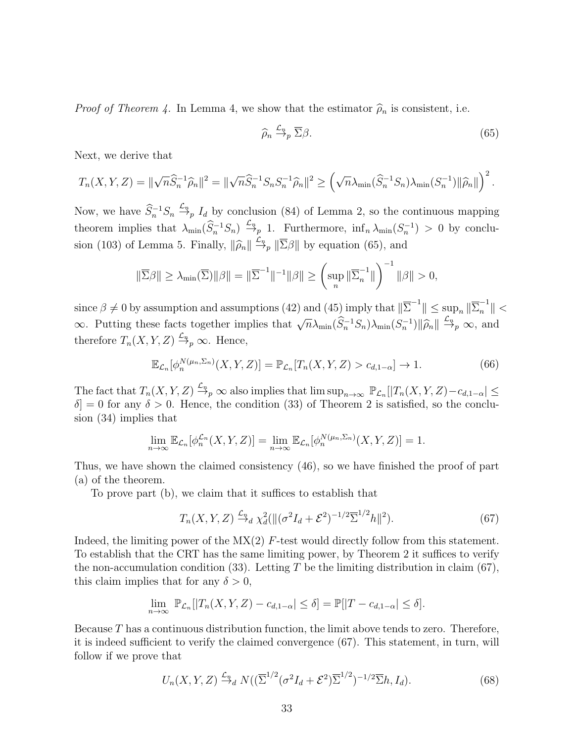*Proof of Theorem 4.* In Lemma 4, we show that the estimator $\widehat{\rho}_n$ is consistent, i.e.

$$\widehat{\rho}_n \overset{\mathcal{L}_n}{\to}_p \overline{\Sigma}\beta. \tag{65}$$

Next, we derive that

$$T_n(X,Y,Z) = \|\sqrt{n}\widehat{S}_n^{-1}\widehat{\rho}_n\|^2 = \|\sqrt{n}\widehat{S}_n^{-1}S_nS_n^{-1}\widehat{\rho}_n\|^2 \geq \left(\sqrt{n}\lambda_{\min}(\widehat{S}_n^{-1}S_n)\lambda_{\min}(S_n^{-1})\|\widehat{\rho}_n\|\right)^2.$$

Now, we have $\widehat{S}_n^{-1}S_n \overset{\mathcal{L}_n}{\to}_p I_d$ by conclusion (84) of Lemma 2, so the continuous mapping theorem implies that $\lambda_{\min}(\widehat{S}_n^{-1}S_n) \overset{\mathcal{L}_n}{\to}_p 1$. Furthermore, $\inf_n \lambda_{\min}(S_n^{-1}) > 0$ by conclusion (103) of Lemma 5. Finally, $\|\widehat{\rho}_n\| \overset{\mathcal{L}_n}{\to}_p \|\overline{\Sigma}\beta\|$ by equation (65), and

$$\|\overline{\Sigma}\beta\| \geq \lambda_{\min}(\overline{\Sigma})\|\beta\| = \|\overline{\Sigma}^{-1}\|^{-1}\|\beta\| \geq \left(\sup_n \|\overline{\Sigma}_n^{-1}\|\right)^{-1}\|\beta\| > 0,$$

since $\beta \neq 0$ by assumption and assumptions (42) and (45) imply that $\|\overline{\Sigma}^{-1}\| \leq \sup_n \|\overline{\Sigma}_n^{-1}\| < \infty$. Putting these facts together implies that $\sqrt{n}\lambda_{\min}(\widehat{S}_n^{-1}S_n)\lambda_{\min}(S_n^{-1})\|\widehat{\rho}_n\| \overset{\mathcal{L}_n}{\to}_p \infty$, and therefore $T_n(X,Y,Z) \overset{\mathcal{L}_n}{\to}_p \infty$. Hence,

$$\mathbb{E}_{\mathcal{L}_n}[\phi_n^{N(\mu_n,\Sigma_n)}(X,Y,Z)] = \mathbb{P}_{\mathcal{L}_n}[T_n(X,Y,Z) > c_{d,1-\alpha}] \to 1. \tag{66}$$

The fact that $T_n(X,Y,Z) \overset{\mathcal{L}_n}{\to}_p \infty$ also implies that $\limsup_{n\to\infty} \mathbb{P}_{\mathcal{L}_n}[|T_n(X,Y,Z) - c_{d,1-\alpha}| \leq \delta] = 0$ for any $\delta > 0$. Hence, the condition (33) of Theorem 2 is satisfied, so the conclusion (34) implies that

$$\lim_{n\to\infty} \mathbb{E}_{\mathcal{L}_n}[\phi_n^{\mathcal{L}_n}(X,Y,Z)] = \lim_{n\to\infty} \mathbb{E}_{\mathcal{L}_n}[\phi_n^{N(\mu_n,\Sigma_n)}(X,Y,Z)] = 1.$$

Thus, we have shown the claimed consistency (46), so we have finished the proof of part (a) of the theorem.

To prove part (b), we claim that it suffices to establish that

$$T_n(X,Y,Z) \overset{\mathcal{L}_n}{\to}_d \chi_d^2(\|(\sigma^2 I_d + \mathcal{E}^2)^{-1/2}\overline{\Sigma}^{1/2}h\|^2). \tag{67}$$

Indeed, the limiting power of the MX(2) $F$-test would directly follow from this statement. To establish that the CRT has the same limiting power, by Theorem 2 it suffices to verify the non-accumulation condition (33). Letting $T$ be the limiting distribution in claim (67), this claim implies that for any $\delta > 0$,

$$\lim_{n\to\infty} \mathbb{P}_{\mathcal{L}_n}[|T_n(X,Y,Z) - c_{d,1-\alpha}| \leq \delta] = \mathbb{P}[|T - c_{d,1-\alpha}| \leq \delta].$$

Because $T$ has a continuous distribution function, the limit above tends to zero. Therefore, it is indeed sufficient to verify the claimed convergence (67). This statement, in turn, will follow if we prove that

$$U_n(X,Y,Z) \overset{\mathcal{L}_n}{\to}_d N((\overline{\Sigma}^{1/2}(\sigma^2 I_d + \mathcal{E}^2)\overline{\Sigma}^{1/2})^{-1/2}\overline{\Sigma}h, I_d). \tag{68}$$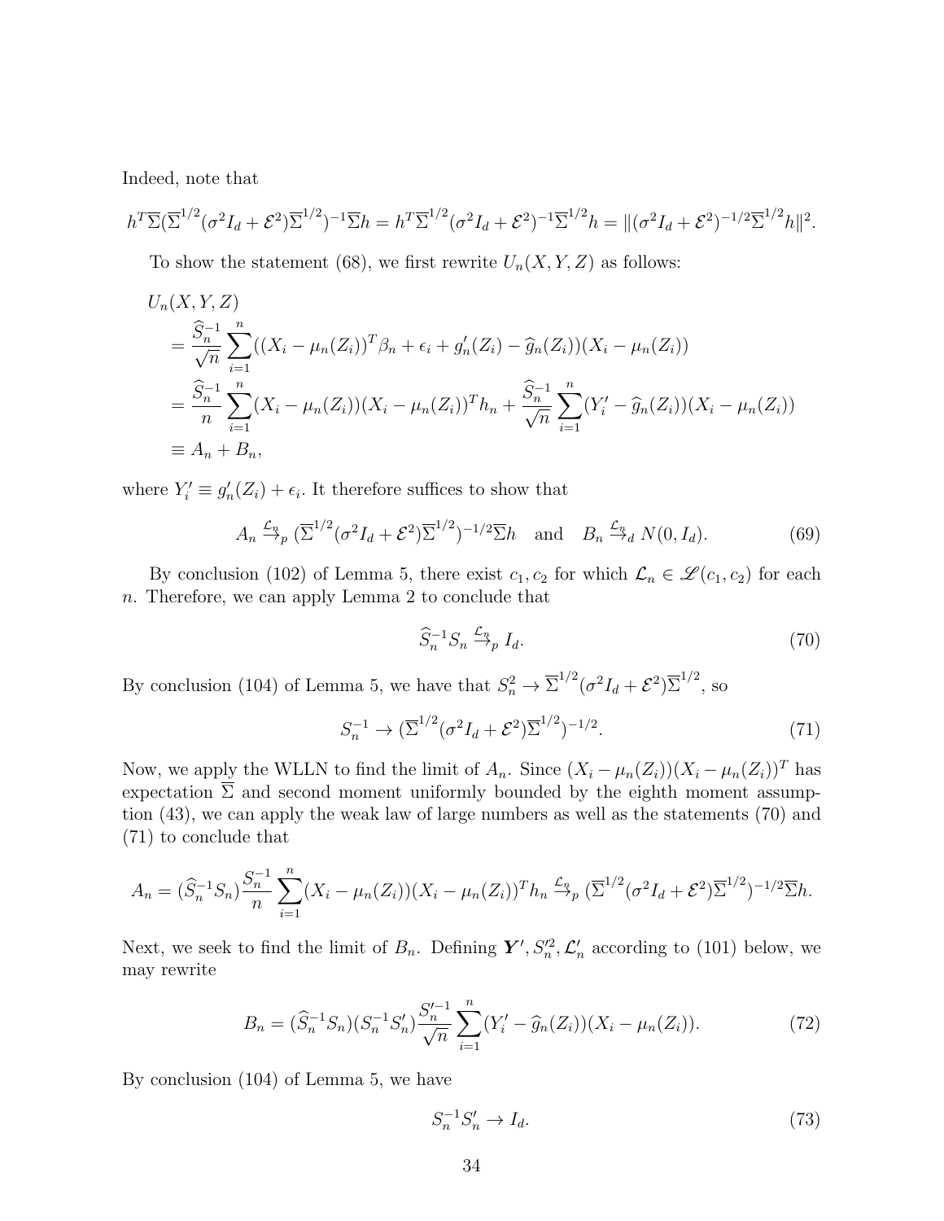Indeed, note that

$$h^T\overline{\Sigma}(\overline{\Sigma}^{1/2}(\sigma^2 I_d + \mathcal{E}^2)\overline{\Sigma}^{1/2})^{-1}\overline{\Sigma}h = h^T\overline{\Sigma}^{1/2}(\sigma^2 I_d + \mathcal{E}^2)^{-1}\overline{\Sigma}^{1/2}h = \|(\sigma^2 I_d + \mathcal{E}^2)^{-1/2}\overline{\Sigma}^{1/2}h\|^2.$$

To show the statement (68), we first rewrite $U_n(X, Y, Z)$ as follows:

$$\begin{aligned}
&U_n(X, Y, Z) \\
&= \frac{\widehat{S}_n^{-1}}{\sqrt{n}} \sum_{i=1}^n ((X_i - \mu_n(Z_i))^T\beta_n + \epsilon_i + g_n'(Z_i) - \widehat{g}_n(Z_i))(X_i - \mu_n(Z_i)) \\
&= \frac{\widehat{S}_n^{-1}}{n} \sum_{i=1}^n (X_i - \mu_n(Z_i))(X_i - \mu_n(Z_i))^T h_n + \frac{\widehat{S}_n^{-1}}{\sqrt{n}} \sum_{i=1}^n (Y_i' - \widehat{g}_n(Z_i))(X_i - \mu_n(Z_i)) \\
&\equiv A_n + B_n,
\end{aligned}$$

where $Y_i' \equiv g_n'(Z_i) + \epsilon_i$. It therefore suffices to show that

$$A_n \overset{\mathcal{L}_n}{\to}_p (\overline{\Sigma}^{1/2}(\sigma^2 I_d + \mathcal{E}^2)\overline{\Sigma}^{1/2})^{-1/2}\overline{\Sigma}h \quad \text{and} \quad B_n \overset{\mathcal{L}_n}{\to}_d N(0, I_d). \tag{69}$$

By conclusion (102) of Lemma 5, there exist $c_1, c_2$ for which $\mathcal{L}_n \in \mathscr{L}(c_1, c_2)$ for each $n$. Therefore, we can apply Lemma 2 to conclude that

$$\widehat{S}_n^{-1} S_n \overset{\mathcal{L}_n}{\to}_p I_d. \tag{70}$$

By conclusion (104) of Lemma 5, we have that $S_n^2 \to \overline{\Sigma}^{1/2}(\sigma^2 I_d + \mathcal{E}^2)\overline{\Sigma}^{1/2}$, so

$$S_n^{-1} \to (\overline{\Sigma}^{1/2}(\sigma^2 I_d + \mathcal{E}^2)\overline{\Sigma}^{1/2})^{-1/2}. \tag{71}$$

Now, we apply the WLLN to find the limit of $A_n$. Since $(X_i - \mu_n(Z_i))(X_i - \mu_n(Z_i))^T$ has expectation $\overline{\Sigma}$ and second moment uniformly bounded by the eighth moment assumption (43), we can apply the weak law of large numbers as well as the statements (70) and (71) to conclude that

$$A_n = (\widehat{S}_n^{-1} S_n)\frac{S_n^{-1}}{n} \sum_{i=1}^n (X_i - \mu_n(Z_i))(X_i - \mu_n(Z_i))^T h_n \overset{\mathcal{L}_n}{\to}_p (\overline{\Sigma}^{1/2}(\sigma^2 I_d + \mathcal{E}^2)\overline{\Sigma}^{1/2})^{-1/2}\overline{\Sigma}h.$$

Next, we seek to find the limit of $B_n$. Defining $\boldsymbol{Y}', S_n'^2, \mathcal{L}_n'$ according to (101) below, we may rewrite

$$B_n = (\widehat{S}_n^{-1} S_n)(S_n^{-1} S_n')\frac{S_n'^{-1}}{\sqrt{n}} \sum_{i=1}^n (Y_i' - \widehat{g}_n(Z_i))(X_i - \mu_n(Z_i)). \tag{72}$$

By conclusion (104) of Lemma 5, we have

$$S_n^{-1} S_n' \to I_d. \tag{73}$$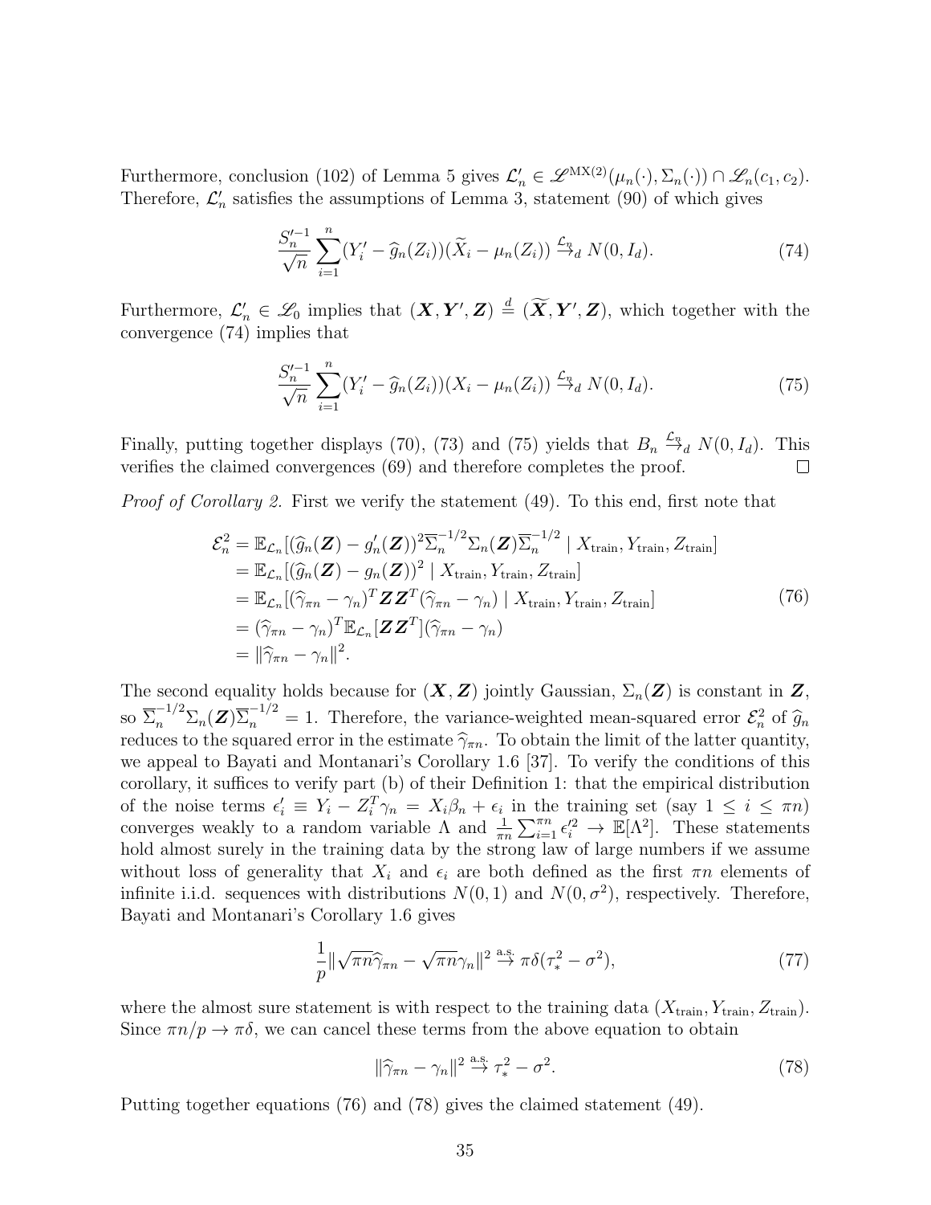Furthermore, conclusion (102) of Lemma 5 gives $\mathcal{L}_n' \in \mathscr{L}^{\text{MX}(2)}(\mu_n(\cdot), \Sigma_n(\cdot)) \cap \mathscr{L}_n(c_1, c_2)$. Therefore, $\mathcal{L}_n'$ satisfies the assumptions of Lemma 3, statement (90) of which gives

$$\frac{S_n'^{-1}}{\sqrt{n}} \sum_{i=1}^n (Y_i' - \widehat{g}_n(Z_i))(\widetilde{X}_i - \mu_n(Z_i)) \overset{\mathcal{L}_n}{\to}_d N(0, I_d). \tag{74}$$

Furthermore, $\mathcal{L}_n' \in \mathscr{L}_0$ implies that $(\boldsymbol{X}, \boldsymbol{Y}', \boldsymbol{Z}) \overset{d}{=} (\widetilde{\boldsymbol{X}}, \boldsymbol{Y}', \boldsymbol{Z})$, which together with the convergence (74) implies that

$$\frac{S_n'^{-1}}{\sqrt{n}} \sum_{i=1}^n (Y_i' - \widehat{g}_n(Z_i))(X_i - \mu_n(Z_i)) \overset{\mathcal{L}_n}{\to}_d N(0, I_d). \tag{75}$$

Finally, putting together displays (70), (73) and (75) yields that $B_n \overset{\mathcal{L}_n}{\to}_d N(0, I_d)$. This verifies the claimed convergences (69) and therefore completes the proof. $\square$

*Proof of Corollary 2.* First we verify the statement (49). To this end, first note that

$$\begin{aligned}
\mathcal{E}_n^2 &= \mathbb{E}_{\mathcal{L}_n}[(\widehat{g}_n(\boldsymbol{Z}) - g_n'(\boldsymbol{Z}))^2 \overline{\Sigma}_n^{-1/2} \Sigma_n(\boldsymbol{Z}) \overline{\Sigma}_n^{-1/2} \mid X_{\text{train}}, Y_{\text{train}}, Z_{\text{train}}] \\
&= \mathbb{E}_{\mathcal{L}_n}[(\widehat{g}_n(\boldsymbol{Z}) - g_n(\boldsymbol{Z}))^2 \mid X_{\text{train}}, Y_{\text{train}}, Z_{\text{train}}] \\
&= \mathbb{E}_{\mathcal{L}_n}[(\widehat{\gamma}_{\pi n} - \gamma_n)^T \boldsymbol{Z} \boldsymbol{Z}^T (\widehat{\gamma}_{\pi n} - \gamma_n) \mid X_{\text{train}}, Y_{\text{train}}, Z_{\text{train}}] \\
&= (\widehat{\gamma}_{\pi n} - \gamma_n)^T \mathbb{E}_{\mathcal{L}_n}[\boldsymbol{Z} \boldsymbol{Z}^T] (\widehat{\gamma}_{\pi n} - \gamma_n) \\
&= \|\widehat{\gamma}_{\pi n} - \gamma_n\|^2.
\end{aligned} \tag{76}$$

The second equality holds because for $(\boldsymbol{X}, \boldsymbol{Z})$ jointly Gaussian, $\Sigma_n(\boldsymbol{Z})$ is constant in $\boldsymbol{Z}$, so $\overline{\Sigma}_n^{-1/2} \Sigma_n(\boldsymbol{Z}) \overline{\Sigma}_n^{-1/2} = 1$. Therefore, the variance-weighted mean-squared error $\mathcal{E}_n^2$ of $\widehat{g}_n$ reduces to the squared error in the estimate $\widehat{\gamma}_{\pi n}$. To obtain the limit of the latter quantity, we appeal to Bayati and Montanari's Corollary 1.6 [37]. To verify the conditions of this corollary, it suffices to verify part (b) of their Definition 1: that the empirical distribution of the noise terms $\epsilon_i' \equiv Y_i - Z_i^T \gamma_n = X_i \beta_n + \epsilon_i$ in the training set (say $1 \leq i \leq \pi n$) converges weakly to a random variable $\Lambda$ and $\frac{1}{\pi n} \sum_{i=1}^{\pi n} \epsilon_i'^2 \to \mathbb{E}[\Lambda^2]$. These statements hold almost surely in the training data by the strong law of large numbers if we assume without loss of generality that $X_i$ and $\epsilon_i$ are both defined as the first $\pi n$ elements of infinite i.i.d. sequences with distributions $N(0, 1)$ and $N(0, \sigma^2)$, respectively. Therefore, Bayati and Montanari's Corollary 1.6 gives

$$\frac{1}{p} \|\sqrt{\pi n} \widehat{\gamma}_{\pi n} - \sqrt{\pi n} \gamma_n\|^2 \overset{\text{a.s.}}{\to} \pi \delta (\tau_*^2 - \sigma^2), \tag{77}$$

where the almost sure statement is with respect to the training data $(X_{\text{train}}, Y_{\text{train}}, Z_{\text{train}})$. Since $\pi n / p \to \pi \delta$, we can cancel these terms from the above equation to obtain

$$\|\widehat{\gamma}_{\pi n} - \gamma_n\|^2 \overset{\text{a.s.}}{\to} \tau_*^2 - \sigma^2. \tag{78}$$

Putting together equations (76) and (78) gives the claimed statement (49).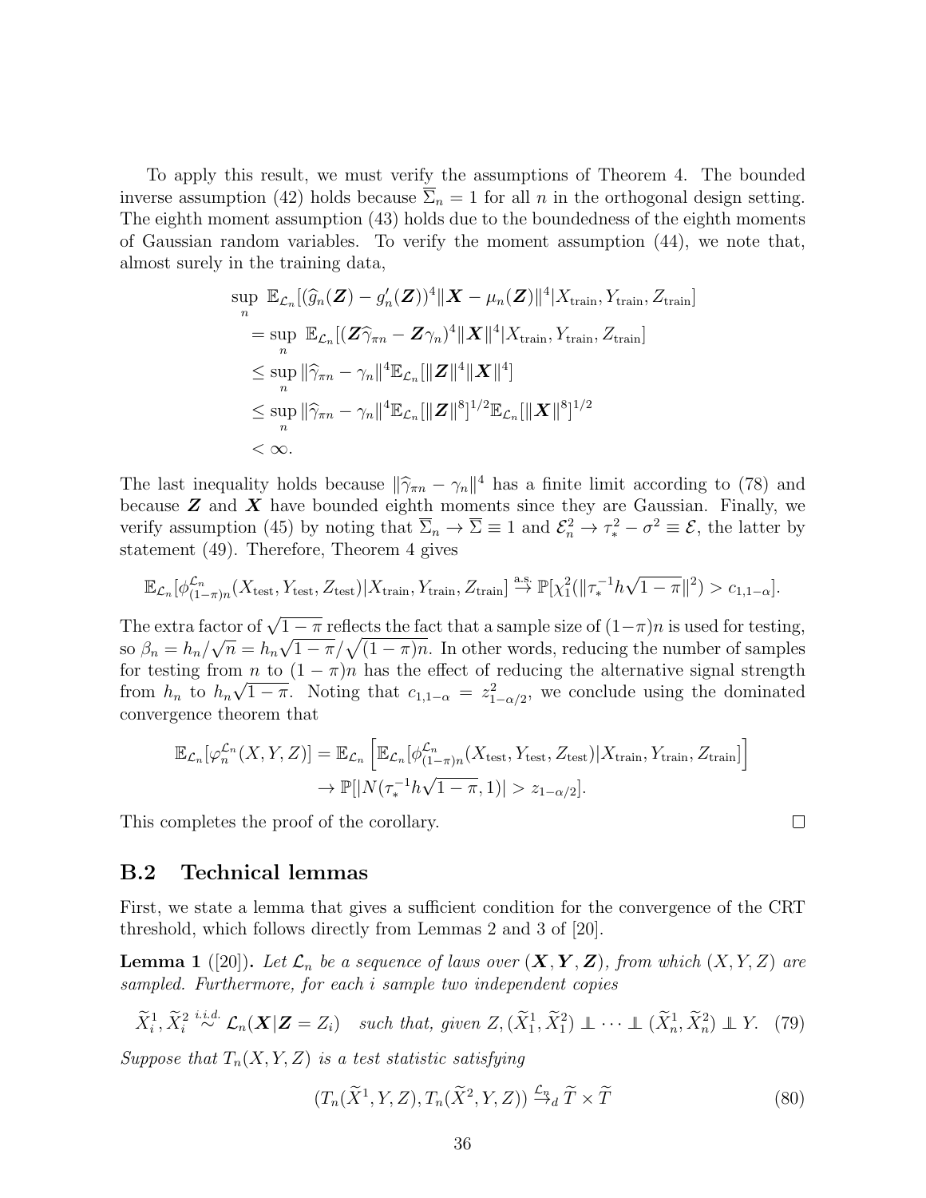To apply this result, we must verify the assumptions of Theorem 4. The bounded inverse assumption (42) holds because $\overline{\Sigma}_n = 1$ for all $n$ in the orthogonal design setting. The eighth moment assumption (43) holds due to the boundedness of the eighth moments of Gaussian random variables. To verify the moment assumption (44), we note that, almost surely in the training data,

$$
\begin{aligned}
&\sup_n \ \mathbb{E}_{\mathcal{L}_n}[(\widehat{g}_n(\boldsymbol{Z}) - g_n'(\boldsymbol{Z}))^4 \|\boldsymbol{X} - \mu_n(\boldsymbol{Z})\|^4 | X_{\text{train}}, Y_{\text{train}}, Z_{\text{train}}] \\
&\quad = \sup_n \ \mathbb{E}_{\mathcal{L}_n}[(\boldsymbol{Z}\widehat{\gamma}_{\pi n} - \boldsymbol{Z}\gamma_n)^4 \|\boldsymbol{X}\|^4 | X_{\text{train}}, Y_{\text{train}}, Z_{\text{train}}] \\
&\quad \leq \sup_n \|\widehat{\gamma}_{\pi n} - \gamma_n\|^4 \mathbb{E}_{\mathcal{L}_n}[\|\boldsymbol{Z}\|^4 \|\boldsymbol{X}\|^4] \\
&\quad \leq \sup_n \|\widehat{\gamma}_{\pi n} - \gamma_n\|^4 \mathbb{E}_{\mathcal{L}_n}[\|\boldsymbol{Z}\|^8]^{1/2} \mathbb{E}_{\mathcal{L}_n}[\|\boldsymbol{X}\|^8]^{1/2} \\
&\quad < \infty.
\end{aligned}
$$

The last inequality holds because $\|\widehat{\gamma}_{\pi n} - \gamma_n\|^4$ has a finite limit according to (78) and because $\boldsymbol{Z}$ and $\boldsymbol{X}$ have bounded eighth moments since they are Gaussian. Finally, we verify assumption (45) by noting that $\overline{\Sigma}_n \to \overline{\Sigma} \equiv 1$ and $\mathcal{E}_n^2 \to \tau_*^2 - \sigma^2 \equiv \mathcal{E}$, the latter by statement (49). Therefore, Theorem 4 gives

$$
\mathbb{E}_{\mathcal{L}_n}[\phi^{\mathcal{L}_n}_{(1-\pi)n}(X_{\text{test}}, Y_{\text{test}}, Z_{\text{test}}) | X_{\text{train}}, Y_{\text{train}}, Z_{\text{train}}] \overset{\text{a.s.}}{\to} \mathbb{P}[\chi_1^2(\|\tau_*^{-1} h\sqrt{1-\pi}\|^2) > c_{1,1-\alpha}].
$$

The extra factor of $\sqrt{1-\pi}$ reflects the fact that a sample size of $(1-\pi)n$ is used for testing, so $\beta_n = h_n/\sqrt{n} = h_n\sqrt{1-\pi}/\sqrt{(1-\pi)n}$. In other words, reducing the number of samples for testing from $n$ to $(1-\pi)n$ has the effect of reducing the alternative signal strength from $h_n$ to $h_n\sqrt{1-\pi}$. Noting that $c_{1,1-\alpha} = z^2_{1-\alpha/2}$, we conclude using the dominated convergence theorem that

$$
\begin{aligned}
\mathbb{E}_{\mathcal{L}_n}[\varphi^{\mathcal{L}_n}_n(X, Y, Z)] &= \mathbb{E}_{\mathcal{L}_n}\left[\mathbb{E}_{\mathcal{L}_n}[\phi^{\mathcal{L}_n}_{(1-\pi)n}(X_{\text{test}}, Y_{\text{test}}, Z_{\text{test}}) | X_{\text{train}}, Y_{\text{train}}, Z_{\text{train}}]\right] \\
&\to \mathbb{P}[|N(\tau_*^{-1} h\sqrt{1-\pi}, 1)| > z_{1-\alpha/2}].
\end{aligned}
$$

This completes the proof of the corollary. □

## B.2 Technical lemmas

First, we state a lemma that gives a sufficient condition for the convergence of the CRT threshold, which follows directly from Lemmas 2 and 3 of [20].

**Lemma 1** ([20])**.** *Let $\mathcal{L}_n$ be a sequence of laws over $(\boldsymbol{X}, \boldsymbol{Y}, \boldsymbol{Z})$, from which $(X, Y, Z)$ are sampled. Furthermore, for each $i$ sample two independent copies*

$$
\widetilde{X}_i^1, \widetilde{X}_i^2 \overset{i.i.d.}{\sim} \mathcal{L}_n(\boldsymbol{X}|\boldsymbol{Z} = Z_i) \quad \text{such that, given } Z, (\widetilde{X}_1^1, \widetilde{X}_1^2) \perp\!\!\!\perp \cdots \perp\!\!\!\perp (\widetilde{X}_n^1, \widetilde{X}_n^2) \perp\!\!\!\perp Y. \quad (79)
$$

*Suppose that $T_n(X, Y, Z)$ is a test statistic satisfying*

$$
(T_n(\widetilde{X}^1, Y, Z), T_n(\widetilde{X}^2, Y, Z)) \overset{\mathcal{L}_n}{\to}_d \widetilde{T} \times \widetilde{T} \quad (80)
$$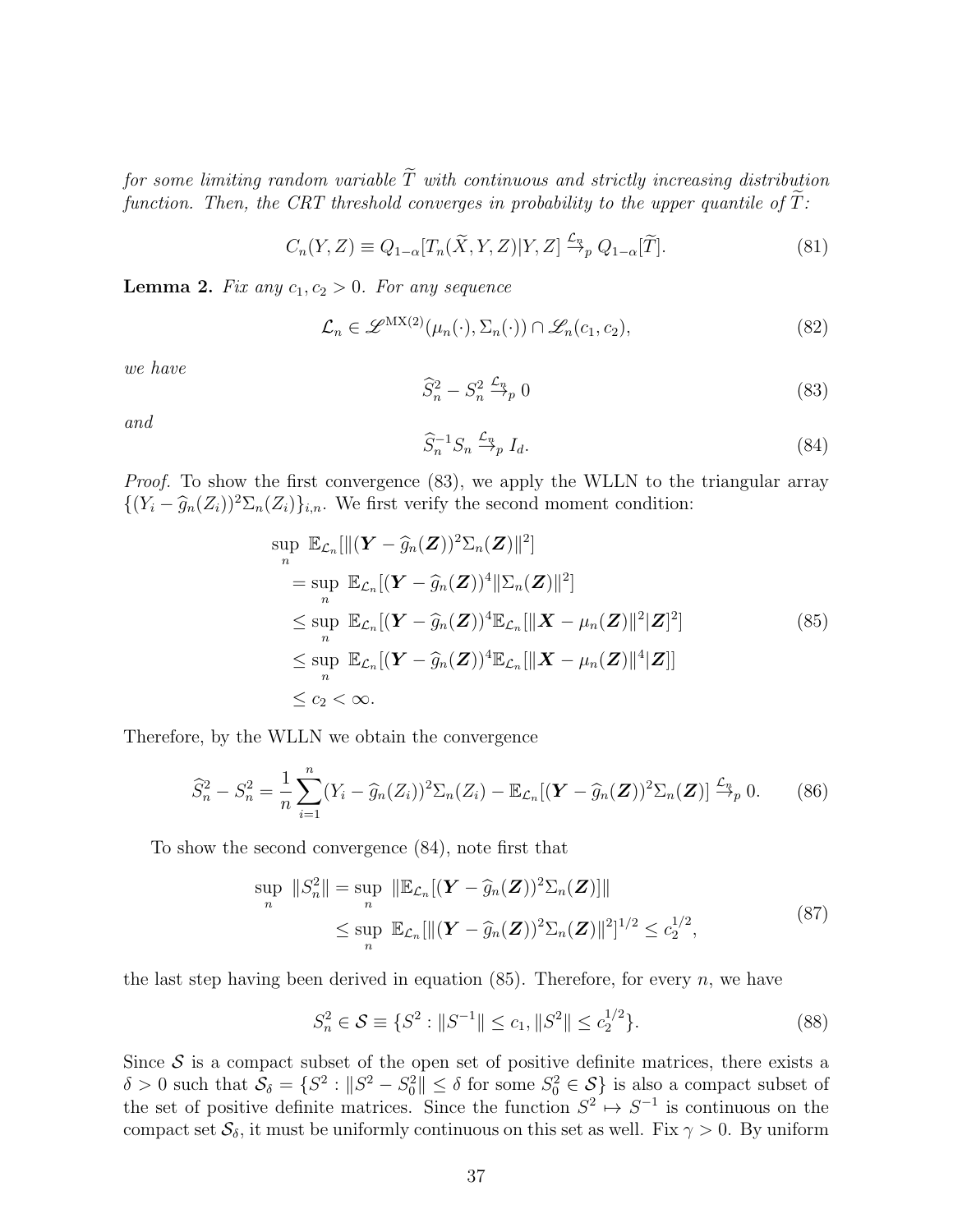*for some limiting random variable $\widetilde{T}$ with continuous and strictly increasing distribution function. Then, the CRT threshold converges in probability to the upper quantile of $\widetilde{T}$:*

$$C_n(Y, Z) \equiv Q_{1-\alpha}[T_n(\widetilde{X}, Y, Z)|Y, Z] \overset{\mathcal{L}_n}{\to}_p Q_{1-\alpha}[\widetilde{T}]. \tag{81}$$

**Lemma 2.** *Fix any $c_1, c_2 > 0$. For any sequence*

$$\mathcal{L}_n \in \mathscr{L}^{\mathrm{MX}(2)}(\mu_n(\cdot), \Sigma_n(\cdot)) \cap \mathscr{L}_n(c_1, c_2), \tag{82}$$

*we have*

$$\widehat{S}_n^2 - S_n^2 \overset{\mathcal{L}_n}{\to}_p 0 \tag{83}$$

*and*

$$\widehat{S}_n^{-1} S_n \overset{\mathcal{L}_n}{\to}_p I_d. \tag{84}$$

*Proof.* To show the first convergence (83), we apply the WLLN to the triangular array $\{(Y_i - \widehat{g}_n(Z_i))^2 \Sigma_n(Z_i)\}_{i,n}$. We first verify the second moment condition:

$$\begin{aligned}
&\sup_n \ \mathbb{E}_{\mathcal{L}_n}[\|(\boldsymbol{Y} - \widehat{g}_n(\boldsymbol{Z}))^2 \Sigma_n(\boldsymbol{Z})\|^2] \\
&\quad = \sup_n \ \mathbb{E}_{\mathcal{L}_n}[(\boldsymbol{Y} - \widehat{g}_n(\boldsymbol{Z}))^4 \|\Sigma_n(\boldsymbol{Z})\|^2] \\
&\quad \leq \sup_n \ \mathbb{E}_{\mathcal{L}_n}[(\boldsymbol{Y} - \widehat{g}_n(\boldsymbol{Z}))^4 \mathbb{E}_{\mathcal{L}_n}[\|\boldsymbol{X} - \mu_n(\boldsymbol{Z})\|^2 | \boldsymbol{Z}]^2] \\
&\quad \leq \sup_n \ \mathbb{E}_{\mathcal{L}_n}[(\boldsymbol{Y} - \widehat{g}_n(\boldsymbol{Z}))^4 \mathbb{E}_{\mathcal{L}_n}[\|\boldsymbol{X} - \mu_n(\boldsymbol{Z})\|^4 | \boldsymbol{Z}]] \\
&\quad \leq c_2 < \infty.
\end{aligned} \tag{85}$$

Therefore, by the WLLN we obtain the convergence

$$\widehat{S}_n^2 - S_n^2 = \frac{1}{n}\sum_{i=1}^n (Y_i - \widehat{g}_n(Z_i))^2 \Sigma_n(Z_i) - \mathbb{E}_{\mathcal{L}_n}[(\boldsymbol{Y} - \widehat{g}_n(\boldsymbol{Z}))^2 \Sigma_n(\boldsymbol{Z})] \overset{\mathcal{L}_n}{\to}_p 0. \tag{86}$$

To show the second convergence (84), note first that

$$\begin{aligned}
\sup_n \ \|S_n^2\| &= \sup_n \ \|\mathbb{E}_{\mathcal{L}_n}[(\boldsymbol{Y} - \widehat{g}_n(\boldsymbol{Z}))^2 \Sigma_n(\boldsymbol{Z})]\| \\
&\leq \sup_n \ \mathbb{E}_{\mathcal{L}_n}[\|(\boldsymbol{Y} - \widehat{g}_n(\boldsymbol{Z}))^2 \Sigma_n(\boldsymbol{Z})\|^2]^{1/2} \leq c_2^{1/2},
\end{aligned} \tag{87}$$

the last step having been derived in equation (85). Therefore, for every $n$, we have

$$S_n^2 \in \mathcal{S} \equiv \{S^2 : \|S^{-1}\| \leq c_1, \|S^2\| \leq c_2^{1/2}\}. \tag{88}$$

Since $\mathcal{S}$ is a compact subset of the open set of positive definite matrices, there exists a $\delta > 0$ such that $\mathcal{S}_\delta = \{S^2 : \|S^2 - S_0^2\| \leq \delta$ for some $S_0^2 \in \mathcal{S}\}$ is also a compact subset of the set of positive definite matrices. Since the function $S^2 \mapsto S^{-1}$ is continuous on the compact set $\mathcal{S}_\delta$, it must be uniformly continuous on this set as well. Fix $\gamma > 0$. By uniform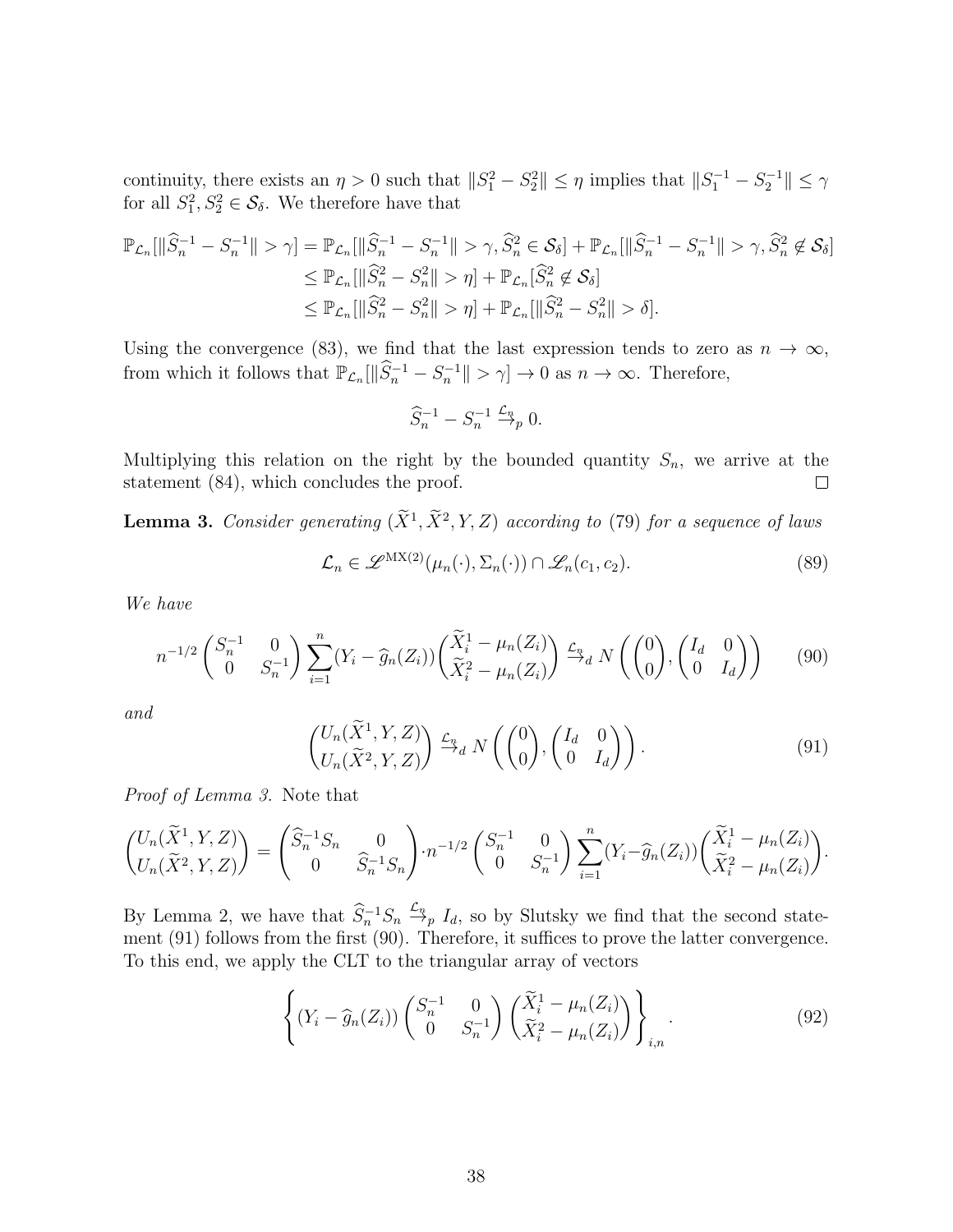continuity, there exists an $\eta > 0$ such that $\|S_1^2 - S_2^2\| \leq \eta$ implies that $\|S_1^{-1} - S_2^{-1}\| \leq \gamma$ for all $S_1^2, S_2^2 \in \mathcal{S}_\delta$. We therefore have that

$$
\begin{aligned}
\mathbb{P}_{\mathcal{L}_n}[\|\widehat{S}_n^{-1} - S_n^{-1}\| > \gamma] &= \mathbb{P}_{\mathcal{L}_n}[\|\widehat{S}_n^{-1} - S_n^{-1}\| > \gamma, \widehat{S}_n^2 \in \mathcal{S}_\delta] + \mathbb{P}_{\mathcal{L}_n}[\|\widehat{S}_n^{-1} - S_n^{-1}\| > \gamma, \widehat{S}_n^2 \notin \mathcal{S}_\delta] \\
&\leq \mathbb{P}_{\mathcal{L}_n}[\|\widehat{S}_n^2 - S_n^2\| > \eta] + \mathbb{P}_{\mathcal{L}_n}[\widehat{S}_n^2 \notin \mathcal{S}_\delta] \\
&\leq \mathbb{P}_{\mathcal{L}_n}[\|\widehat{S}_n^2 - S_n^2\| > \eta] + \mathbb{P}_{\mathcal{L}_n}[\|\widehat{S}_n^2 - S_n^2\| > \delta].
\end{aligned}
$$

Using the convergence (83), we find that the last expression tends to zero as $n \to \infty$, from which it follows that $\mathbb{P}_{\mathcal{L}_n}[\|\widehat{S}_n^{-1} - S_n^{-1}\| > \gamma] \to 0$ as $n \to \infty$. Therefore,

$$
\widehat{S}_n^{-1} - S_n^{-1} \overset{\mathcal{L}_n}{\to}_p 0.
$$

Multiplying this relation on the right by the bounded quantity $S_n$, we arrive at the statement (84), which concludes the proof. $\square$

**Lemma 3.** *Consider generating $(\widetilde{X}^1, \widetilde{X}^2, Y, Z)$ according to (79) for a sequence of laws*

$$
\mathcal{L}_n \in \mathscr{L}^{\mathrm{MX}(2)}(\mu_n(\cdot), \Sigma_n(\cdot)) \cap \mathscr{L}_n(c_1, c_2). \tag{89}
$$

*We have*

$$
n^{-1/2} \begin{pmatrix} S_n^{-1} & 0 \\ 0 & S_n^{-1} \end{pmatrix} \sum_{i=1}^n (Y_i - \widehat{g}_n(Z_i)) \begin{pmatrix} \widetilde{X}_i^1 - \mu_n(Z_i) \\ \widetilde{X}_i^2 - \mu_n(Z_i) \end{pmatrix} \overset{\mathcal{L}_n}{\to}_d N\left( \begin{pmatrix} 0 \\ 0 \end{pmatrix}, \begin{pmatrix} I_d & 0 \\ 0 & I_d \end{pmatrix} \right) \tag{90}
$$

*and*

$$
\begin{pmatrix} U_n(\widetilde{X}^1, Y, Z) \\ U_n(\widetilde{X}^2, Y, Z) \end{pmatrix} \overset{\mathcal{L}_n}{\to}_d N\left( \begin{pmatrix} 0 \\ 0 \end{pmatrix}, \begin{pmatrix} I_d & 0 \\ 0 & I_d \end{pmatrix} \right). \tag{91}
$$

*Proof of Lemma 3.* Note that

$$
\begin{pmatrix} U_n(\widetilde{X}^1, Y, Z) \\ U_n(\widetilde{X}^2, Y, Z) \end{pmatrix} = \begin{pmatrix} \widehat{S}_n^{-1} S_n & 0 \\ 0 & \widehat{S}_n^{-1} S_n \end{pmatrix} \cdot n^{-1/2} \begin{pmatrix} S_n^{-1} & 0 \\ 0 & S_n^{-1} \end{pmatrix} \sum_{i=1}^n (Y_i - \widehat{g}_n(Z_i)) \begin{pmatrix} \widetilde{X}_i^1 - \mu_n(Z_i) \\ \widetilde{X}_i^2 - \mu_n(Z_i) \end{pmatrix}.
$$

By Lemma 2, we have that $\widehat{S}_n^{-1} S_n \overset{\mathcal{L}_n}{\to}_p I_d$, so by Slutsky we find that the second statement (91) follows from the first (90). Therefore, it suffices to prove the latter convergence. To this end, we apply the CLT to the triangular array of vectors

$$
\left\{ (Y_i - \widehat{g}_n(Z_i)) \begin{pmatrix} S_n^{-1} & 0 \\ 0 & S_n^{-1} \end{pmatrix} \begin{pmatrix} \widetilde{X}_i^1 - \mu_n(Z_i) \\ \widetilde{X}_i^2 - \mu_n(Z_i) \end{pmatrix} \right\}_{i,n}. \tag{92}
$$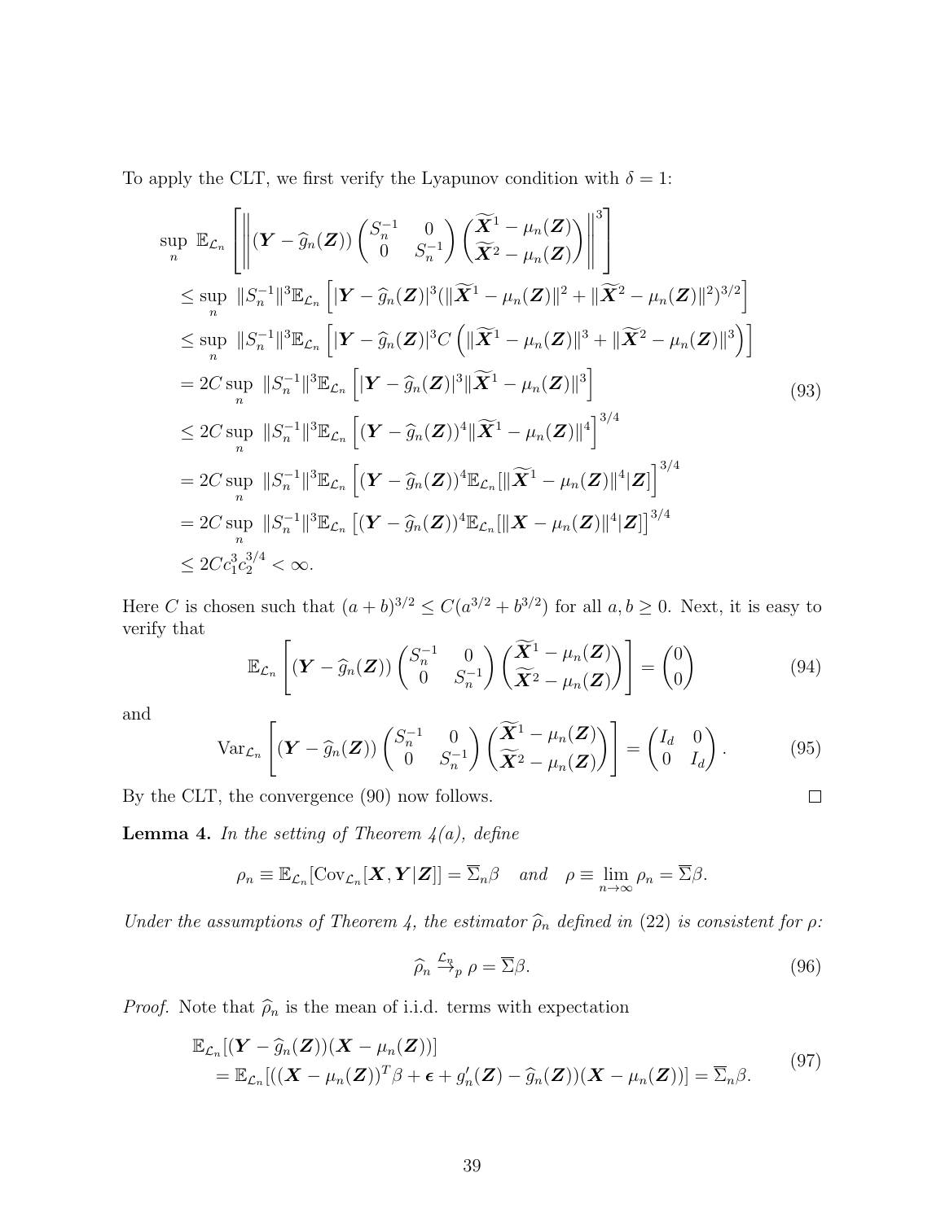To apply the CLT, we first verify the Lyapunov condition with $\delta = 1$:

$$
\begin{aligned}
&\sup_n \ \mathbb{E}_{\mathcal{L}_n}\left[\left\|(\boldsymbol{Y} - \widehat{g}_n(\boldsymbol{Z}))\begin{pmatrix} S_n^{-1} & 0 \\ 0 & S_n^{-1}\end{pmatrix}\begin{pmatrix}\widetilde{\boldsymbol{X}}^1 - \mu_n(\boldsymbol{Z}) \\ \widetilde{\boldsymbol{X}}^2 - \mu_n(\boldsymbol{Z})\end{pmatrix}\right\|^3\right] \\
&\leq \sup_n \ \|S_n^{-1}\|^3 \mathbb{E}_{\mathcal{L}_n}\left[|\boldsymbol{Y} - \widehat{g}_n(\boldsymbol{Z})|^3 (\|\widetilde{\boldsymbol{X}}^1 - \mu_n(\boldsymbol{Z})\|^2 + \|\widetilde{\boldsymbol{X}}^2 - \mu_n(\boldsymbol{Z})\|^2)^{3/2}\right] \\
&\leq \sup_n \ \|S_n^{-1}\|^3 \mathbb{E}_{\mathcal{L}_n}\left[|\boldsymbol{Y} - \widehat{g}_n(\boldsymbol{Z})|^3 C\left(\|\widetilde{\boldsymbol{X}}^1 - \mu_n(\boldsymbol{Z})\|^3 + \|\widetilde{\boldsymbol{X}}^2 - \mu_n(\boldsymbol{Z})\|^3\right)\right] \\
&= 2C \sup_n \ \|S_n^{-1}\|^3 \mathbb{E}_{\mathcal{L}_n}\left[|\boldsymbol{Y} - \widehat{g}_n(\boldsymbol{Z})|^3 \|\widetilde{\boldsymbol{X}}^1 - \mu_n(\boldsymbol{Z})\|^3\right] \\
&\leq 2C \sup_n \ \|S_n^{-1}\|^3 \mathbb{E}_{\mathcal{L}_n}\left[(\boldsymbol{Y} - \widehat{g}_n(\boldsymbol{Z}))^4 \|\widetilde{\boldsymbol{X}}^1 - \mu_n(\boldsymbol{Z})\|^4\right]^{3/4} \\
&= 2C \sup_n \ \|S_n^{-1}\|^3 \mathbb{E}_{\mathcal{L}_n}\left[(\boldsymbol{Y} - \widehat{g}_n(\boldsymbol{Z}))^4 \mathbb{E}_{\mathcal{L}_n}[\|\widetilde{\boldsymbol{X}}^1 - \mu_n(\boldsymbol{Z})\|^4 | \boldsymbol{Z}]\right]^{3/4} \\
&= 2C \sup_n \ \|S_n^{-1}\|^3 \mathbb{E}_{\mathcal{L}_n}\left[(\boldsymbol{Y} - \widehat{g}_n(\boldsymbol{Z}))^4 \mathbb{E}_{\mathcal{L}_n}[\|\boldsymbol{X} - \mu_n(\boldsymbol{Z})\|^4 | \boldsymbol{Z}]\right]^{3/4} \\
&\leq 2C c_1^3 c_2^{3/4} < \infty.
\end{aligned}
\tag{93}
$$

Here $C$ is chosen such that $(a+b)^{3/2} \leq C(a^{3/2} + b^{3/2})$ for all $a, b \geq 0$. Next, it is easy to verify that

$$
\mathbb{E}_{\mathcal{L}_n}\left[(\boldsymbol{Y} - \widehat{g}_n(\boldsymbol{Z}))\begin{pmatrix} S_n^{-1} & 0 \\ 0 & S_n^{-1}\end{pmatrix}\begin{pmatrix}\widetilde{\boldsymbol{X}}^1 - \mu_n(\boldsymbol{Z}) \\ \widetilde{\boldsymbol{X}}^2 - \mu_n(\boldsymbol{Z})\end{pmatrix}\right] = \begin{pmatrix} 0 \\ 0 \end{pmatrix} \tag{94}
$$

and

$$
\mathrm{Var}_{\mathcal{L}_n}\left[(\boldsymbol{Y} - \widehat{g}_n(\boldsymbol{Z}))\begin{pmatrix} S_n^{-1} & 0 \\ 0 & S_n^{-1}\end{pmatrix}\begin{pmatrix}\widetilde{\boldsymbol{X}}^1 - \mu_n(\boldsymbol{Z}) \\ \widetilde{\boldsymbol{X}}^2 - \mu_n(\boldsymbol{Z})\end{pmatrix}\right] = \begin{pmatrix} I_d & 0 \\ 0 & I_d \end{pmatrix}. \tag{95}
$$

By the CLT, the convergence (90) now follows. □

**Lemma 4.** *In the setting of Theorem 4(a), define*

$$
\rho_n \equiv \mathbb{E}_{\mathcal{L}_n}[\mathrm{Cov}_{\mathcal{L}_n}[\boldsymbol{X}, \boldsymbol{Y} | \boldsymbol{Z}]] = \overline{\Sigma}_n \beta \quad \text{and} \quad \rho \equiv \lim_{n \to \infty} \rho_n = \overline{\Sigma}\beta.
$$

*Under the assumptions of Theorem 4, the estimator $\widehat{\rho}_n$ defined in (22) is consistent for $\rho$:*

$$
\widehat{\rho}_n \overset{\mathcal{L}_n}{\to}_p \rho = \overline{\Sigma}\beta. \tag{96}
$$

*Proof.* Note that $\widehat{\rho}_n$ is the mean of i.i.d. terms with expectation

$$
\begin{aligned}
&\mathbb{E}_{\mathcal{L}_n}[(\boldsymbol{Y} - \widehat{g}_n(\boldsymbol{Z}))(\boldsymbol{X} - \mu_n(\boldsymbol{Z}))] \\
&\quad = \mathbb{E}_{\mathcal{L}_n}[((\boldsymbol{X} - \mu_n(\boldsymbol{Z}))^T \beta + \boldsymbol{\epsilon} + g_n'(\boldsymbol{Z}) - \widehat{g}_n(\boldsymbol{Z}))(\boldsymbol{X} - \mu_n(\boldsymbol{Z}))] = \overline{\Sigma}_n \beta.
\end{aligned}
\tag{97}
$$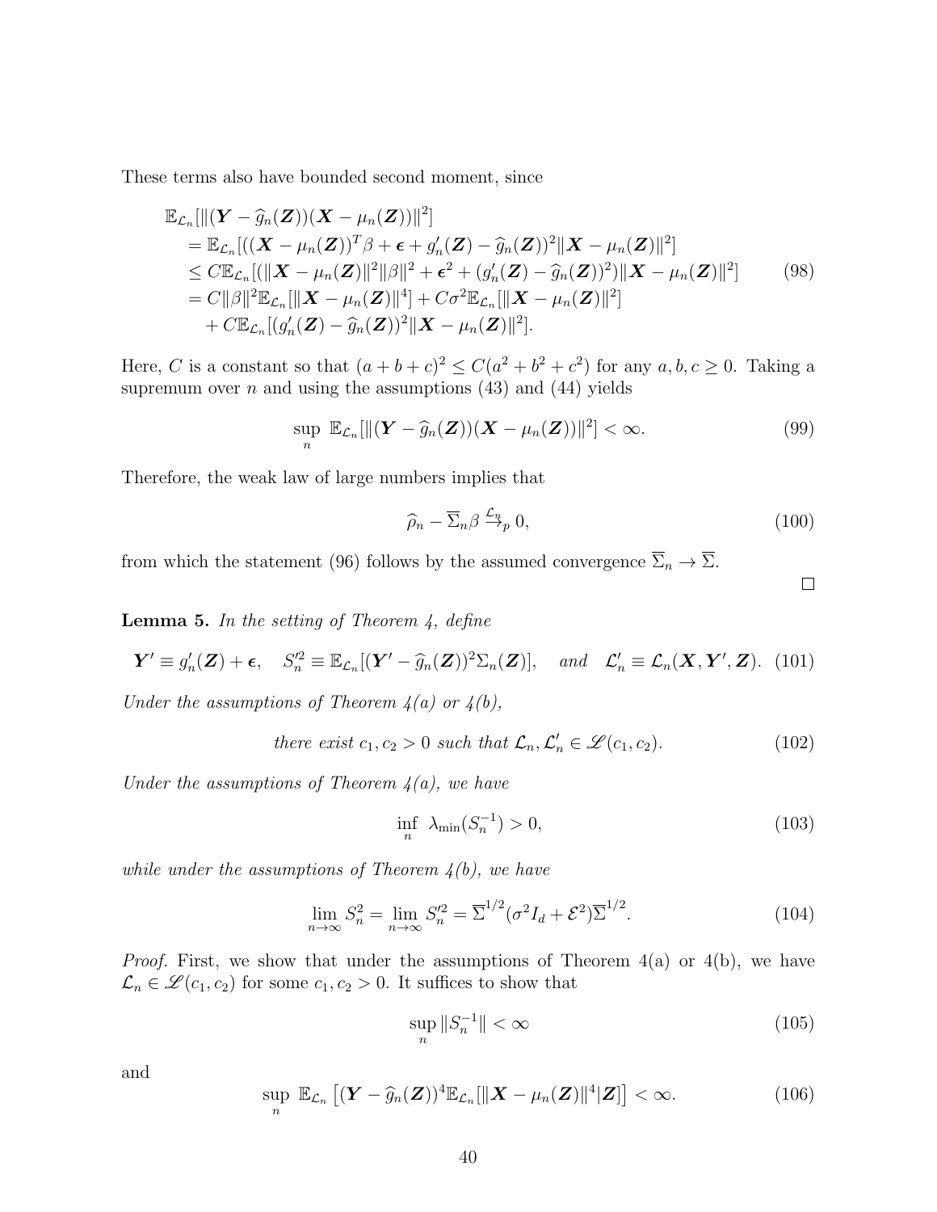These terms also have bounded second moment, since

$$
\begin{aligned}
&\mathbb{E}_{\mathcal{L}_n}[\|(\boldsymbol{Y} - \widehat{g}_n(\boldsymbol{Z}))(\boldsymbol{X} - \mu_n(\boldsymbol{Z}))\|^2] \\
&\quad = \mathbb{E}_{\mathcal{L}_n}[((\boldsymbol{X} - \mu_n(\boldsymbol{Z}))^T\beta + \boldsymbol{\epsilon} + g_n'(\boldsymbol{Z}) - \widehat{g}_n(\boldsymbol{Z}))^2\|\boldsymbol{X} - \mu_n(\boldsymbol{Z})\|^2] \\
&\quad \leq C\mathbb{E}_{\mathcal{L}_n}[(\|\boldsymbol{X} - \mu_n(\boldsymbol{Z})\|^2\|\beta\|^2 + \boldsymbol{\epsilon}^2 + (g_n'(\boldsymbol{Z}) - \widehat{g}_n(\boldsymbol{Z}))^2)\|\boldsymbol{X} - \mu_n(\boldsymbol{Z})\|^2] \\
&\quad = C\|\beta\|^2\mathbb{E}_{\mathcal{L}_n}[\|\boldsymbol{X} - \mu_n(\boldsymbol{Z})\|^4] + C\sigma^2\mathbb{E}_{\mathcal{L}_n}[\|\boldsymbol{X} - \mu_n(\boldsymbol{Z})\|^2] \\
&\qquad + C\mathbb{E}_{\mathcal{L}_n}[(g_n'(\boldsymbol{Z}) - \widehat{g}_n(\boldsymbol{Z}))^2\|\boldsymbol{X} - \mu_n(\boldsymbol{Z})\|^2].
\end{aligned} \tag{98}
$$

Here, $C$ is a constant so that $(a+b+c)^2 \leq C(a^2+b^2+c^2)$ for any $a,b,c \geq 0$. Taking a supremum over $n$ and using the assumptions (43) and (44) yields

$$
\sup_n \ \mathbb{E}_{\mathcal{L}_n}[\|(\boldsymbol{Y} - \widehat{g}_n(\boldsymbol{Z}))(\boldsymbol{X} - \mu_n(\boldsymbol{Z}))\|^2] < \infty. \tag{99}
$$

Therefore, the weak law of large numbers implies that

$$
\widehat{\rho}_n - \overline{\Sigma}_n\beta \overset{\mathcal{L}_n}{\to}_p 0, \tag{100}
$$

from which the statement (96) follows by the assumed convergence $\overline{\Sigma}_n \to \overline{\Sigma}$.

$\square$

**Lemma 5.** *In the setting of Theorem 4, define*

$$
\boldsymbol{Y}' \equiv g_n'(\boldsymbol{Z}) + \boldsymbol{\epsilon}, \quad S_n'^2 \equiv \mathbb{E}_{\mathcal{L}_n}[(\boldsymbol{Y}' - \widehat{g}_n(\boldsymbol{Z}))^2\Sigma_n(\boldsymbol{Z})], \quad \text{and} \quad \mathcal{L}_n' \equiv \mathcal{L}_n(\boldsymbol{X}, \boldsymbol{Y}', \boldsymbol{Z}). \tag{101}
$$

*Under the assumptions of Theorem 4(a) or 4(b),*

$$
\text{there exist } c_1, c_2 > 0 \text{ such that } \mathcal{L}_n, \mathcal{L}_n' \in \mathscr{L}(c_1, c_2). \tag{102}
$$

*Under the assumptions of Theorem 4(a), we have*

$$
\inf_n \ \lambda_{\min}(S_n^{-1}) > 0, \tag{103}
$$

*while under the assumptions of Theorem 4(b), we have*

$$
\lim_{n\to\infty} S_n^2 = \lim_{n\to\infty} S_n'^2 = \overline{\Sigma}^{1/2}(\sigma^2 I_d + \mathcal{E}^2)\overline{\Sigma}^{1/2}. \tag{104}
$$

*Proof.* First, we show that under the assumptions of Theorem 4(a) or 4(b), we have $\mathcal{L}_n \in \mathscr{L}(c_1, c_2)$ for some $c_1, c_2 > 0$. It suffices to show that

$$
\sup_n \|S_n^{-1}\| < \infty \tag{105}
$$

and

$$
\sup_n \ \mathbb{E}_{\mathcal{L}_n}\left[(\boldsymbol{Y} - \widehat{g}_n(\boldsymbol{Z}))^4\mathbb{E}_{\mathcal{L}_n}[\|\boldsymbol{X} - \mu_n(\boldsymbol{Z})\|^4|\boldsymbol{Z}]\right] < \infty. \tag{106}
$$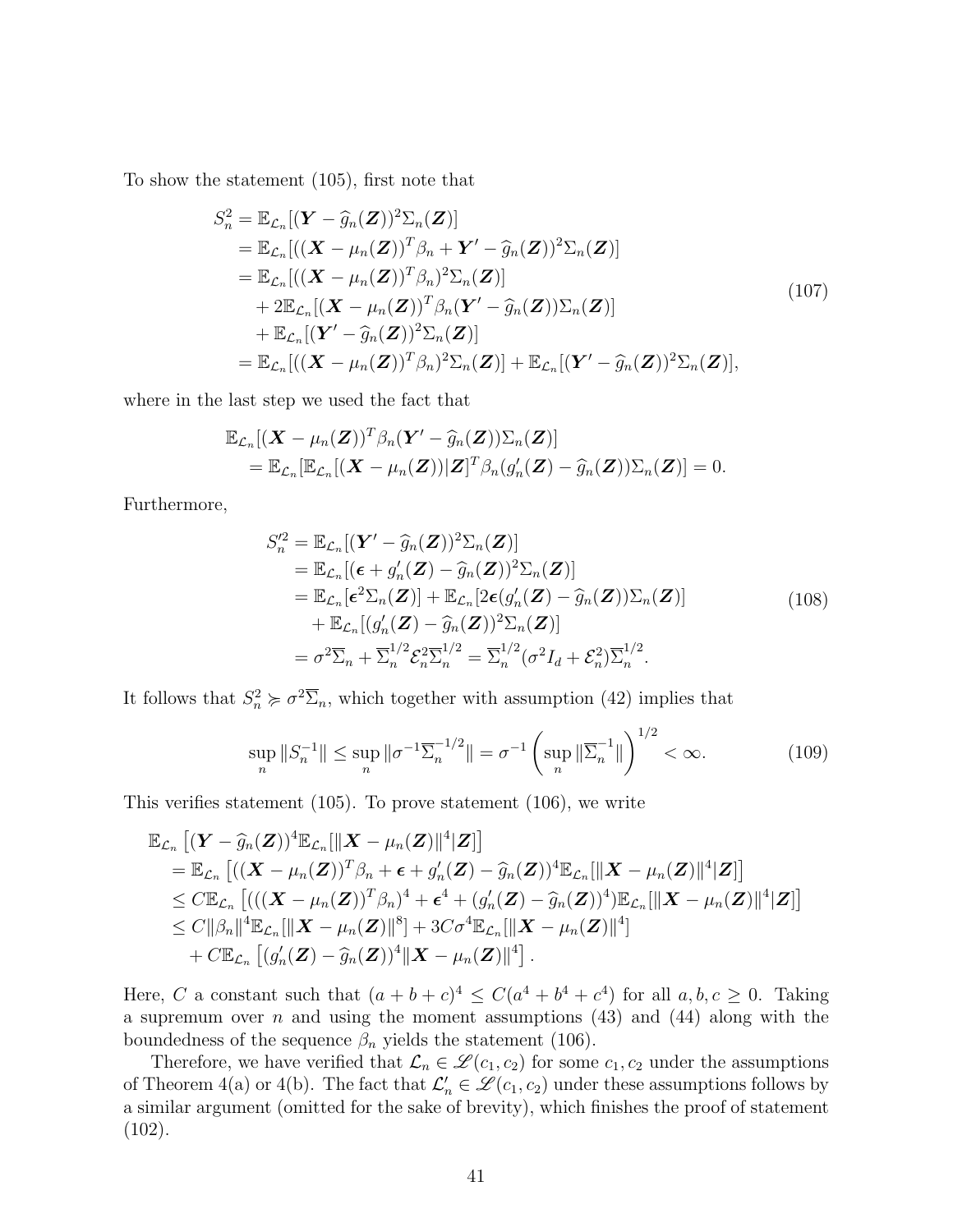To show the statement (105), first note that

$$
\begin{aligned}
S_n^2 &= \mathbb{E}_{\mathcal{L}_n}[(\boldsymbol{Y} - \widehat{g}_n(\boldsymbol{Z}))^2 \Sigma_n(\boldsymbol{Z})] \\
&= \mathbb{E}_{\mathcal{L}_n}[((\boldsymbol{X} - \mu_n(\boldsymbol{Z}))^T \beta_n + \boldsymbol{Y}' - \widehat{g}_n(\boldsymbol{Z}))^2 \Sigma_n(\boldsymbol{Z})] \\
&= \mathbb{E}_{\mathcal{L}_n}[((\boldsymbol{X} - \mu_n(\boldsymbol{Z}))^T \beta_n)^2 \Sigma_n(\boldsymbol{Z})] \\
&\quad + 2\mathbb{E}_{\mathcal{L}_n}[(\boldsymbol{X} - \mu_n(\boldsymbol{Z}))^T \beta_n (\boldsymbol{Y}' - \widehat{g}_n(\boldsymbol{Z}))\Sigma_n(\boldsymbol{Z})] \\
&\quad + \mathbb{E}_{\mathcal{L}_n}[(\boldsymbol{Y}' - \widehat{g}_n(\boldsymbol{Z}))^2 \Sigma_n(\boldsymbol{Z})] \\
&= \mathbb{E}_{\mathcal{L}_n}[((\boldsymbol{X} - \mu_n(\boldsymbol{Z}))^T \beta_n)^2 \Sigma_n(\boldsymbol{Z})] + \mathbb{E}_{\mathcal{L}_n}[(\boldsymbol{Y}' - \widehat{g}_n(\boldsymbol{Z}))^2 \Sigma_n(\boldsymbol{Z})],
\end{aligned}
\tag{107}
$$

where in the last step we used the fact that

$$
\begin{aligned}
&\mathbb{E}_{\mathcal{L}_n}[(\boldsymbol{X} - \mu_n(\boldsymbol{Z}))^T \beta_n (\boldsymbol{Y}' - \widehat{g}_n(\boldsymbol{Z}))\Sigma_n(\boldsymbol{Z})] \\
&\quad = \mathbb{E}_{\mathcal{L}_n}[\mathbb{E}_{\mathcal{L}_n}[(\boldsymbol{X} - \mu_n(\boldsymbol{Z}))|\boldsymbol{Z}]^T \beta_n (g_n'(\boldsymbol{Z}) - \widehat{g}_n(\boldsymbol{Z}))\Sigma_n(\boldsymbol{Z})] = 0.
\end{aligned}
$$

Furthermore,

$$
\begin{aligned}
S_n'^2 &= \mathbb{E}_{\mathcal{L}_n}[(\boldsymbol{Y}' - \widehat{g}_n(\boldsymbol{Z}))^2 \Sigma_n(\boldsymbol{Z})] \\
&= \mathbb{E}_{\mathcal{L}_n}[(\boldsymbol{\epsilon} + g_n'(\boldsymbol{Z}) - \widehat{g}_n(\boldsymbol{Z}))^2 \Sigma_n(\boldsymbol{Z})] \\
&= \mathbb{E}_{\mathcal{L}_n}[\boldsymbol{\epsilon}^2 \Sigma_n(\boldsymbol{Z})] + \mathbb{E}_{\mathcal{L}_n}[2\boldsymbol{\epsilon}(g_n'(\boldsymbol{Z}) - \widehat{g}_n(\boldsymbol{Z}))\Sigma_n(\boldsymbol{Z})] \\
&\quad + \mathbb{E}_{\mathcal{L}_n}[(g_n'(\boldsymbol{Z}) - \widehat{g}_n(\boldsymbol{Z}))^2 \Sigma_n(\boldsymbol{Z})] \\
&= \sigma^2 \overline{\Sigma}_n + \overline{\Sigma}_n^{1/2} \mathcal{E}_n^2 \overline{\Sigma}_n^{1/2} = \overline{\Sigma}_n^{1/2}(\sigma^2 I_d + \mathcal{E}_n^2)\overline{\Sigma}_n^{1/2}.
\end{aligned}
\tag{108}
$$

It follows that $S_n^2 \succcurlyeq \sigma^2 \overline{\Sigma}_n$, which together with assumption (42) implies that

$$
\sup_n \|S_n^{-1}\| \leq \sup_n \|\sigma^{-1} \overline{\Sigma}_n^{-1/2}\| = \sigma^{-1} \left( \sup_n \|\overline{\Sigma}_n^{-1}\| \right)^{1/2} < \infty. \tag{109}
$$

This verifies statement (105). To prove statement (106), we write

$$
\begin{aligned}
&\mathbb{E}_{\mathcal{L}_n}\left[(\boldsymbol{Y} - \widehat{g}_n(\boldsymbol{Z}))^4 \mathbb{E}_{\mathcal{L}_n}[\|\boldsymbol{X} - \mu_n(\boldsymbol{Z})\|^4 | \boldsymbol{Z}]\right] \\
&\quad = \mathbb{E}_{\mathcal{L}_n}\left[((\boldsymbol{X} - \mu_n(\boldsymbol{Z}))^T \beta_n + \boldsymbol{\epsilon} + g_n'(\boldsymbol{Z}) - \widehat{g}_n(\boldsymbol{Z}))^4 \mathbb{E}_{\mathcal{L}_n}[\|\boldsymbol{X} - \mu_n(\boldsymbol{Z})\|^4 | \boldsymbol{Z}]\right] \\
&\quad \leq C\mathbb{E}_{\mathcal{L}_n}\left[(((\boldsymbol{X} - \mu_n(\boldsymbol{Z}))^T \beta_n)^4 + \boldsymbol{\epsilon}^4 + (g_n'(\boldsymbol{Z}) - \widehat{g}_n(\boldsymbol{Z}))^4)\mathbb{E}_{\mathcal{L}_n}[\|\boldsymbol{X} - \mu_n(\boldsymbol{Z})\|^4 | \boldsymbol{Z}]\right] \\
&\quad \leq C\|\beta_n\|^4 \mathbb{E}_{\mathcal{L}_n}[\|\boldsymbol{X} - \mu_n(\boldsymbol{Z})\|^8] + 3C\sigma^4 \mathbb{E}_{\mathcal{L}_n}[\|\boldsymbol{X} - \mu_n(\boldsymbol{Z})\|^4] \\
&\qquad + C\mathbb{E}_{\mathcal{L}_n}\left[(g_n'(\boldsymbol{Z}) - \widehat{g}_n(\boldsymbol{Z}))^4 \|\boldsymbol{X} - \mu_n(\boldsymbol{Z})\|^4\right].
\end{aligned}
$$

Here, $C$ a constant such that $(a + b + c)^4 \leq C(a^4 + b^4 + c^4)$ for all $a, b, c \geq 0$. Taking a supremum over $n$ and using the moment assumptions (43) and (44) along with the boundedness of the sequence $\beta_n$ yields the statement (106).

Therefore, we have verified that $\mathcal{L}_n \in \mathscr{L}(c_1, c_2)$ for some $c_1, c_2$ under the assumptions of Theorem 4(a) or 4(b). The fact that $\mathcal{L}_n' \in \mathscr{L}(c_1, c_2)$ under these assumptions follows by a similar argument (omitted for the sake of brevity), which finishes the proof of statement (102).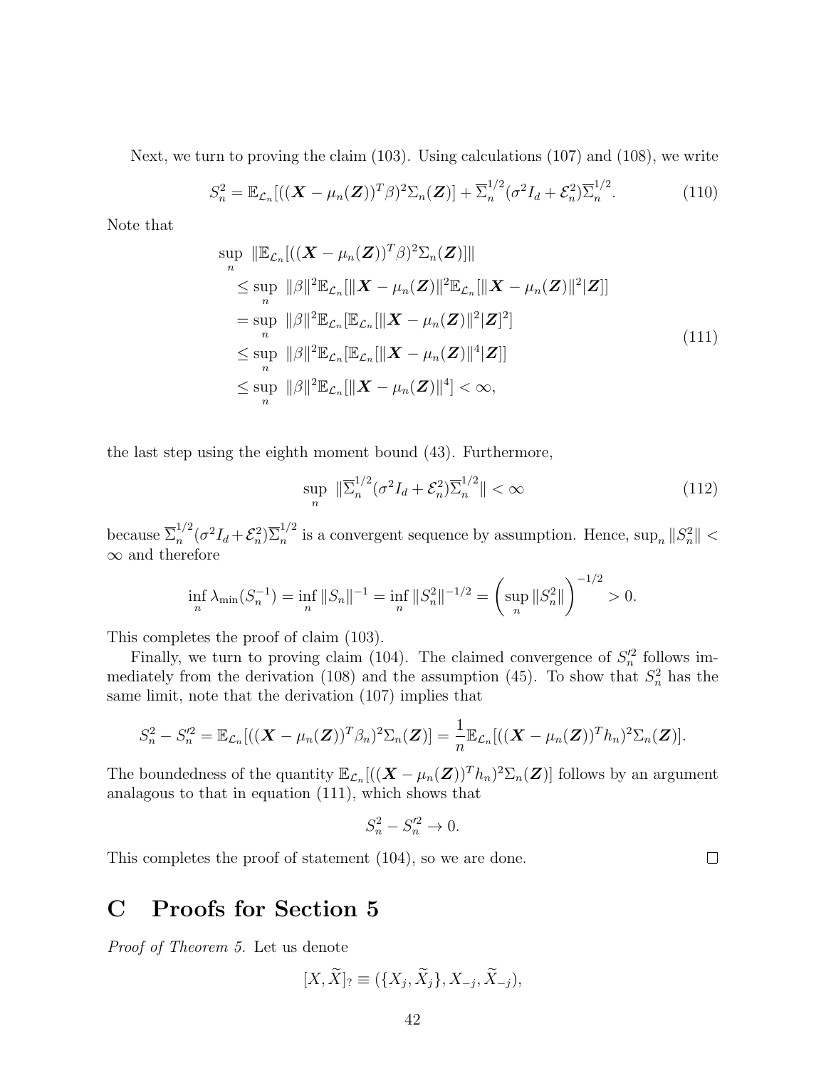Next, we turn to proving the claim (103). Using calculations (107) and (108), we write

$$S_n^2 = \mathbb{E}_{\mathcal{L}_n}[((\boldsymbol{X} - \mu_n(\boldsymbol{Z}))^T\beta)^2\Sigma_n(\boldsymbol{Z})] + \overline{\Sigma}_n^{1/2}(\sigma^2 I_d + \mathcal{E}_n^2)\overline{\Sigma}_n^{1/2}. \tag{110}$$

Note that

$$\begin{aligned}
&\sup_n \ \|\mathbb{E}_{\mathcal{L}_n}[((\boldsymbol{X} - \mu_n(\boldsymbol{Z}))^T\beta)^2\Sigma_n(\boldsymbol{Z})]\| \\
&\quad \leq \sup_n \ \|\beta\|^2\mathbb{E}_{\mathcal{L}_n}[\|\boldsymbol{X} - \mu_n(\boldsymbol{Z})\|^2\mathbb{E}_{\mathcal{L}_n}[\|\boldsymbol{X} - \mu_n(\boldsymbol{Z})\|^2|\boldsymbol{Z}]] \\
&\quad = \sup_n \ \|\beta\|^2\mathbb{E}_{\mathcal{L}_n}[\mathbb{E}_{\mathcal{L}_n}[\|\boldsymbol{X} - \mu_n(\boldsymbol{Z})\|^2|\boldsymbol{Z}]^2] \\
&\quad \leq \sup_n \ \|\beta\|^2\mathbb{E}_{\mathcal{L}_n}[\mathbb{E}_{\mathcal{L}_n}[\|\boldsymbol{X} - \mu_n(\boldsymbol{Z})\|^4|\boldsymbol{Z}]] \\
&\quad \leq \sup_n \ \|\beta\|^2\mathbb{E}_{\mathcal{L}_n}[\|\boldsymbol{X} - \mu_n(\boldsymbol{Z})\|^4] < \infty,
\end{aligned} \tag{111}$$

the last step using the eighth moment bound (43). Furthermore,

$$\sup_n \ \|\overline{\Sigma}_n^{1/2}(\sigma^2 I_d + \mathcal{E}_n^2)\overline{\Sigma}_n^{1/2}\| < \infty \tag{112}$$

because $\overline{\Sigma}_n^{1/2}(\sigma^2 I_d + \mathcal{E}_n^2)\overline{\Sigma}_n^{1/2}$ is a convergent sequence by assumption. Hence, $\sup_n \|S_n^2\| < \infty$ and therefore

$$\inf_n \lambda_{\min}(S_n^{-1}) = \inf_n \|S_n\|^{-1} = \inf_n \|S_n^2\|^{-1/2} = \left(\sup_n \|S_n^2\|\right)^{-1/2} > 0.$$

This completes the proof of claim (103).

Finally, we turn to proving claim (104). The claimed convergence of $S_n'^2$ follows immediately from the derivation (108) and the assumption (45). To show that $S_n^2$ has the same limit, note that the derivation (107) implies that

$$S_n^2 - S_n'^2 = \mathbb{E}_{\mathcal{L}_n}[((\boldsymbol{X} - \mu_n(\boldsymbol{Z}))^T\beta_n)^2\Sigma_n(\boldsymbol{Z})] = \frac{1}{n}\mathbb{E}_{\mathcal{L}_n}[((\boldsymbol{X} - \mu_n(\boldsymbol{Z}))^T h_n)^2\Sigma_n(\boldsymbol{Z})].$$

The boundedness of the quantity $\mathbb{E}_{\mathcal{L}_n}[((\boldsymbol{X} - \mu_n(\boldsymbol{Z}))^T h_n)^2\Sigma_n(\boldsymbol{Z})]$ follows by an argument analagous to that in equation (111), which shows that

$$S_n^2 - S_n'^2 \to 0.$$

This completes the proof of statement (104), so we are done. □

# C Proofs for Section 5

*Proof of Theorem 5.* Let us denote

$$[X, \widetilde{X}]_? \equiv (\{X_j, \widetilde{X}_j\}, X_{-j}, \widetilde{X}_{-j}),$$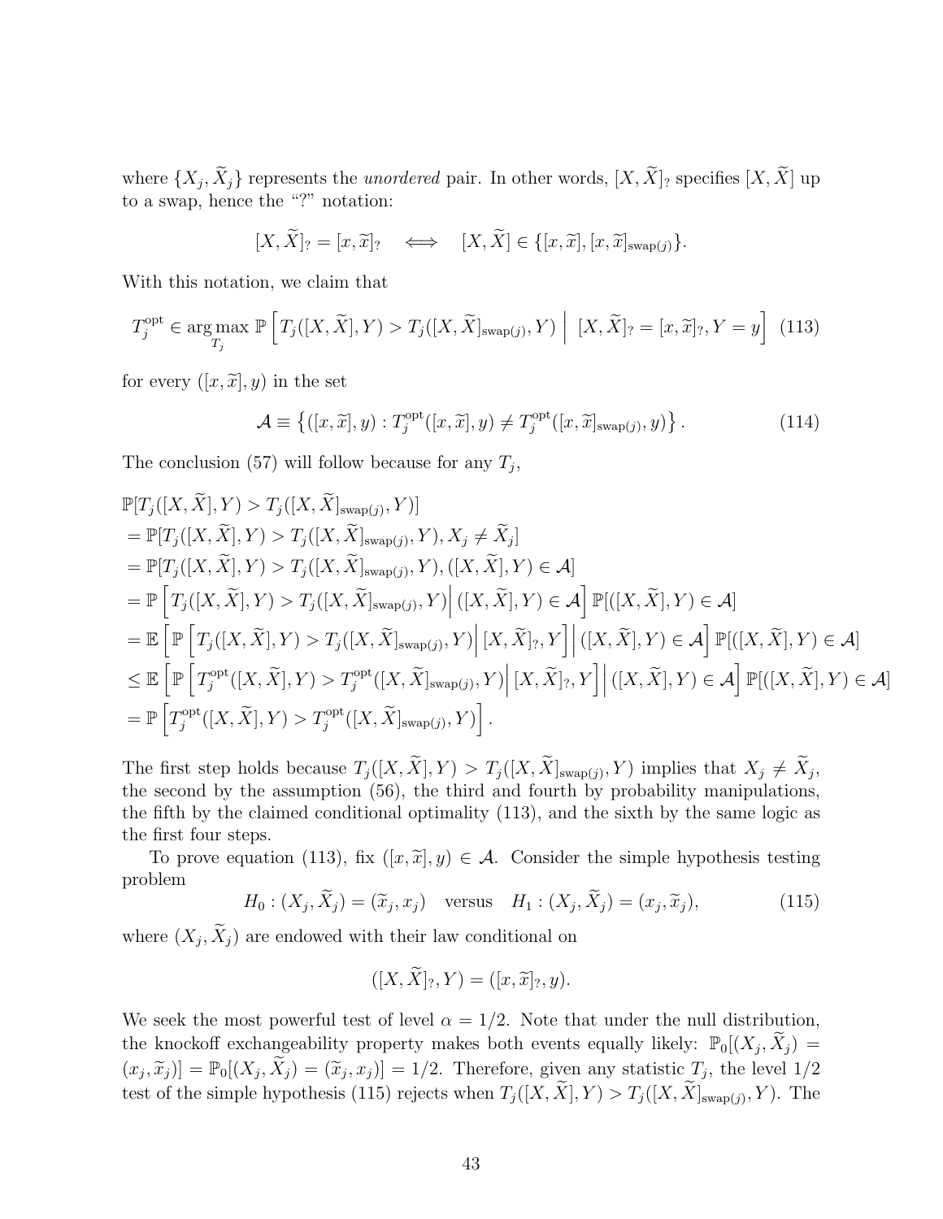where $\{X_j, \widetilde{X}_j\}$ represents the *unordered* pair. In other words, $[X, \widetilde{X}]_?$ specifies $[X, \widetilde{X}]$ up to a swap, hence the "?" notation:

$$[X, \widetilde{X}]_? = [x, \widetilde{x}]_? \quad \Longleftrightarrow \quad [X, \widetilde{X}] \in \{[x, \widetilde{x}], [x, \widetilde{x}]_{\text{swap}(j)}\}.$$

With this notation, we claim that

$$T_j^{\text{opt}} \in \arg\max_{T_j} \mathbb{P}\left[T_j([X, \widetilde{X}], Y) > T_j([X, \widetilde{X}]_{\text{swap}(j)}, Y) \;\middle|\; [X, \widetilde{X}]_? = [x, \widetilde{x}]_?, Y = y\right] \tag{113}$$

for every $([x, \widetilde{x}], y)$ in the set

$$\mathcal{A} \equiv \left\{([x, \widetilde{x}], y) : T_j^{\text{opt}}([x, \widetilde{x}], y) \neq T_j^{\text{opt}}([x, \widetilde{x}]_{\text{swap}(j)}, y)\right\}. \tag{114}$$

The conclusion (57) will follow because for any $T_j$,

$$\begin{aligned}
&\mathbb{P}[T_j([X, \widetilde{X}], Y) > T_j([X, \widetilde{X}]_{\text{swap}(j)}, Y)] \\
&= \mathbb{P}[T_j([X, \widetilde{X}], Y) > T_j([X, \widetilde{X}]_{\text{swap}(j)}, Y), X_j \neq \widetilde{X}_j] \\
&= \mathbb{P}[T_j([X, \widetilde{X}], Y) > T_j([X, \widetilde{X}]_{\text{swap}(j)}, Y), ([X, \widetilde{X}], Y) \in \mathcal{A}] \\
&= \mathbb{P}\left[T_j([X, \widetilde{X}], Y) > T_j([X, \widetilde{X}]_{\text{swap}(j)}, Y) \middle| ([X, \widetilde{X}], Y) \in \mathcal{A}\right] \mathbb{P}[([X, \widetilde{X}], Y) \in \mathcal{A}] \\
&= \mathbb{E}\left[\mathbb{P}\left[T_j([X, \widetilde{X}], Y) > T_j([X, \widetilde{X}]_{\text{swap}(j)}, Y) \middle| [X, \widetilde{X}]_?, Y\right] \middle| ([X, \widetilde{X}], Y) \in \mathcal{A}\right] \mathbb{P}[([X, \widetilde{X}], Y) \in \mathcal{A}] \\
&\leq \mathbb{E}\left[\mathbb{P}\left[T_j^{\text{opt}}([X, \widetilde{X}], Y) > T_j^{\text{opt}}([X, \widetilde{X}]_{\text{swap}(j)}, Y) \middle| [X, \widetilde{X}]_?, Y\right] \middle| ([X, \widetilde{X}], Y) \in \mathcal{A}\right] \mathbb{P}[([X, \widetilde{X}], Y) \in \mathcal{A}] \\
&= \mathbb{P}\left[T_j^{\text{opt}}([X, \widetilde{X}], Y) > T_j^{\text{opt}}([X, \widetilde{X}]_{\text{swap}(j)}, Y)\right].
\end{aligned}$$

The first step holds because $T_j([X, \widetilde{X}], Y) > T_j([X, \widetilde{X}]_{\text{swap}(j)}, Y)$ implies that $X_j \neq \widetilde{X}_j$, the second by the assumption (56), the third and fourth by probability manipulations, the fifth by the claimed conditional optimality (113), and the sixth by the same logic as the first four steps.

To prove equation (113), fix $([x, \widetilde{x}], y) \in \mathcal{A}$. Consider the simple hypothesis testing problem

$$H_0 : (X_j, \widetilde{X}_j) = (\widetilde{x}_j, x_j) \quad \text{versus} \quad H_1 : (X_j, \widetilde{X}_j) = (x_j, \widetilde{x}_j), \tag{115}$$

where $(X_j, \widetilde{X}_j)$ are endowed with their law conditional on

$$([X, \widetilde{X}]_?, Y) = ([x, \widetilde{x}]_?, y).$$

We seek the most powerful test of level $\alpha = 1/2$. Note that under the null distribution, the knockoff exchangeability property makes both events equally likely: $\mathbb{P}_0[(X_j, \widetilde{X}_j) = (x_j, \widetilde{x}_j)] = \mathbb{P}_0[(X_j, \widetilde{X}_j) = (\widetilde{x}_j, x_j)] = 1/2$. Therefore, given any statistic $T_j$, the level $1/2$ test of the simple hypothesis (115) rejects when $T_j([X, \widetilde{X}], Y) > T_j([X, \widetilde{X}]_{\text{swap}(j)}, Y)$. The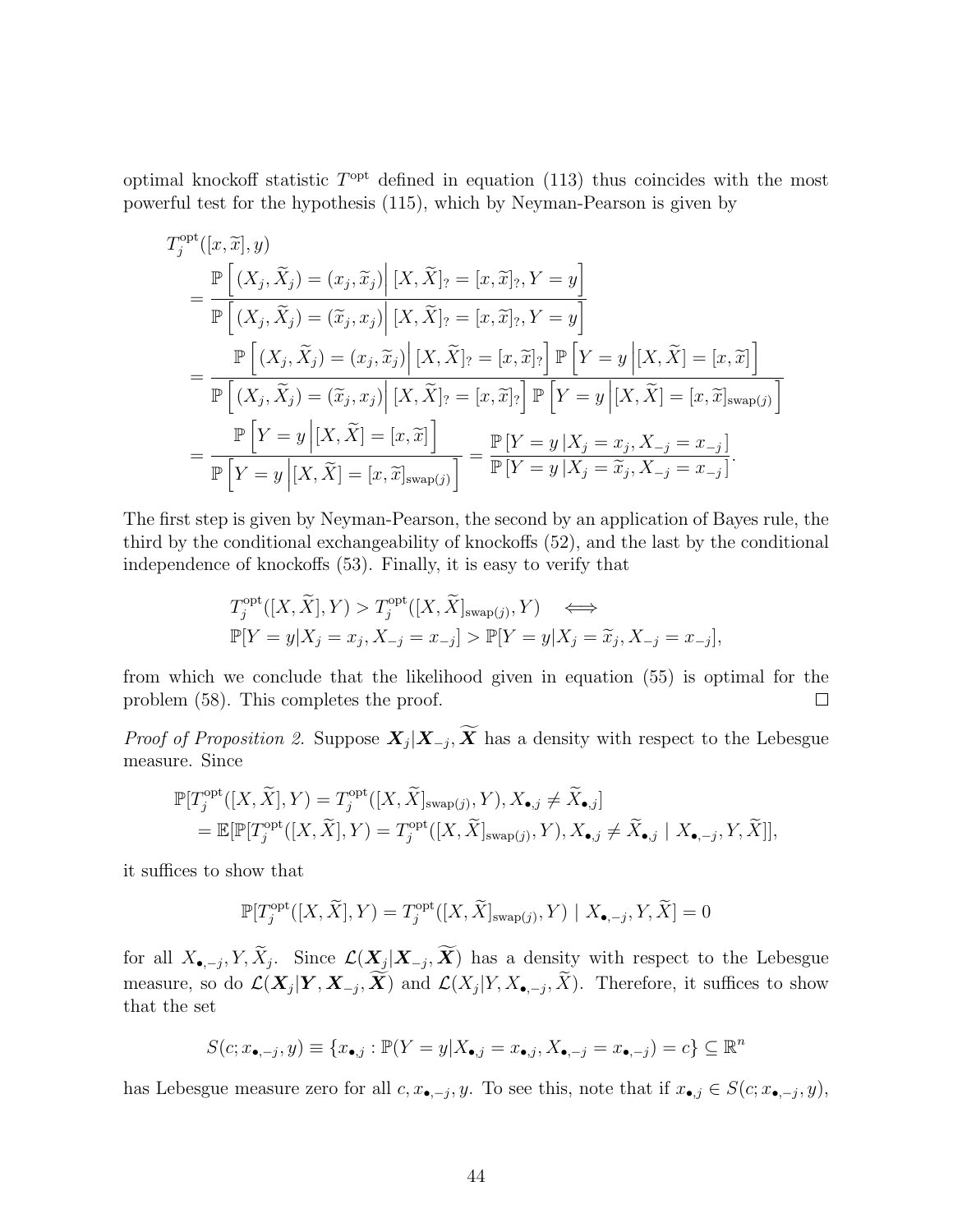optimal knockoff statistic $T^{\text{opt}}$ defined in equation (113) thus coincides with the most powerful test for the hypothesis (115), which by Neyman-Pearson is given by

$$
\begin{aligned}
&T_j^{\text{opt}}([x,\widetilde{x}],y) \\
&\quad= \frac{\mathbb{P}\left[ (X_j,\widetilde{X}_j) = (x_j,\widetilde{x}_j) \,\middle|\, [X,\widetilde{X}]_? = [x,\widetilde{x}]_?, Y=y \right]}{\mathbb{P}\left[ (X_j,\widetilde{X}_j) = (\widetilde{x}_j,x_j) \,\middle|\, [X,\widetilde{X}]_? = [x,\widetilde{x}]_?, Y=y \right]} \\
&\quad= \frac{\mathbb{P}\left[ (X_j,\widetilde{X}_j) = (x_j,\widetilde{x}_j) \,\middle|\, [X,\widetilde{X}]_? = [x,\widetilde{x}]_? \right] \mathbb{P}\left[ Y=y \,\middle|\, [X,\widetilde{X}] = [x,\widetilde{x}] \right]}{\mathbb{P}\left[ (X_j,\widetilde{X}_j) = (\widetilde{x}_j,x_j) \,\middle|\, [X,\widetilde{X}]_? = [x,\widetilde{x}]_? \right] \mathbb{P}\left[ Y=y \,\middle|\, [X,\widetilde{X}] = [x,\widetilde{x}]_{\text{swap}(j)} \right]} \\
&\quad= \frac{\mathbb{P}\left[ Y=y \,\middle|\, [X,\widetilde{X}] = [x,\widetilde{x}] \right]}{\mathbb{P}\left[ Y=y \,\middle|\, [X,\widetilde{X}] = [x,\widetilde{x}]_{\text{swap}(j)} \right]} = \frac{\mathbb{P}\left[ Y=y \,|\, X_j = x_j, X_{-j} = x_{-j} \right]}{\mathbb{P}\left[ Y=y \,|\, X_j = \widetilde{x}_j, X_{-j} = x_{-j} \right]}.
\end{aligned}
$$

The first step is given by Neyman-Pearson, the second by an application of Bayes rule, the third by the conditional exchangeability of knockoffs (52), and the last by the conditional independence of knockoffs (53). Finally, it is easy to verify that

$$
\begin{aligned}
&T_j^{\text{opt}}([X,\widetilde{X}],Y) > T_j^{\text{opt}}([X,\widetilde{X}]_{\text{swap}(j)},Y) \quad \Longleftrightarrow \\
&\mathbb{P}[Y=y | X_j = x_j, X_{-j} = x_{-j}] > \mathbb{P}[Y=y | X_j = \widetilde{x}_j, X_{-j} = x_{-j}],
\end{aligned}
$$

from which we conclude that the likelihood given in equation (55) is optimal for the problem (58). This completes the proof. □

*Proof of Proposition 2.* Suppose $\boldsymbol{X}_j | \boldsymbol{X}_{-j}, \widetilde{\boldsymbol{X}}$ has a density with respect to the Lebesgue measure. Since

$$
\begin{aligned}
&\mathbb{P}[T_j^{\text{opt}}([X,\widetilde{X}],Y) = T_j^{\text{opt}}([X,\widetilde{X}]_{\text{swap}(j)},Y), X_{\bullet,j} \neq \widetilde{X}_{\bullet,j}] \\
&= \mathbb{E}[\mathbb{P}[T_j^{\text{opt}}([X,\widetilde{X}],Y) = T_j^{\text{opt}}([X,\widetilde{X}]_{\text{swap}(j)},Y), X_{\bullet,j} \neq \widetilde{X}_{\bullet,j} \mid X_{\bullet,-j}, Y, \widetilde{X}]],
\end{aligned}
$$

it suffices to show that

$$
\mathbb{P}[T_j^{\text{opt}}([X,\widetilde{X}],Y) = T_j^{\text{opt}}([X,\widetilde{X}]_{\text{swap}(j)},Y) \mid X_{\bullet,-j}, Y, \widetilde{X}] = 0
$$

for all $X_{\bullet,-j}, Y, \widetilde{X}_j$. Since $\mathcal{L}(\boldsymbol{X}_j | \boldsymbol{X}_{-j}, \widetilde{\boldsymbol{X}})$ has a density with respect to the Lebesgue measure, so do $\mathcal{L}(\boldsymbol{X}_j | \boldsymbol{Y}, \boldsymbol{X}_{-j}, \widetilde{\boldsymbol{X}})$ and $\mathcal{L}(X_j | Y, X_{\bullet,-j}, \widetilde{X})$. Therefore, it suffices to show that the set

$$
S(c; x_{\bullet,-j}, y) \equiv \{x_{\bullet,j} : \mathbb{P}(Y = y | X_{\bullet,j} = x_{\bullet,j}, X_{\bullet,-j} = x_{\bullet,-j}) = c\} \subseteq \mathbb{R}^n
$$

has Lebesgue measure zero for all $c, x_{\bullet,-j}, y$. To see this, note that if $x_{\bullet,j} \in S(c; x_{\bullet,-j}, y)$,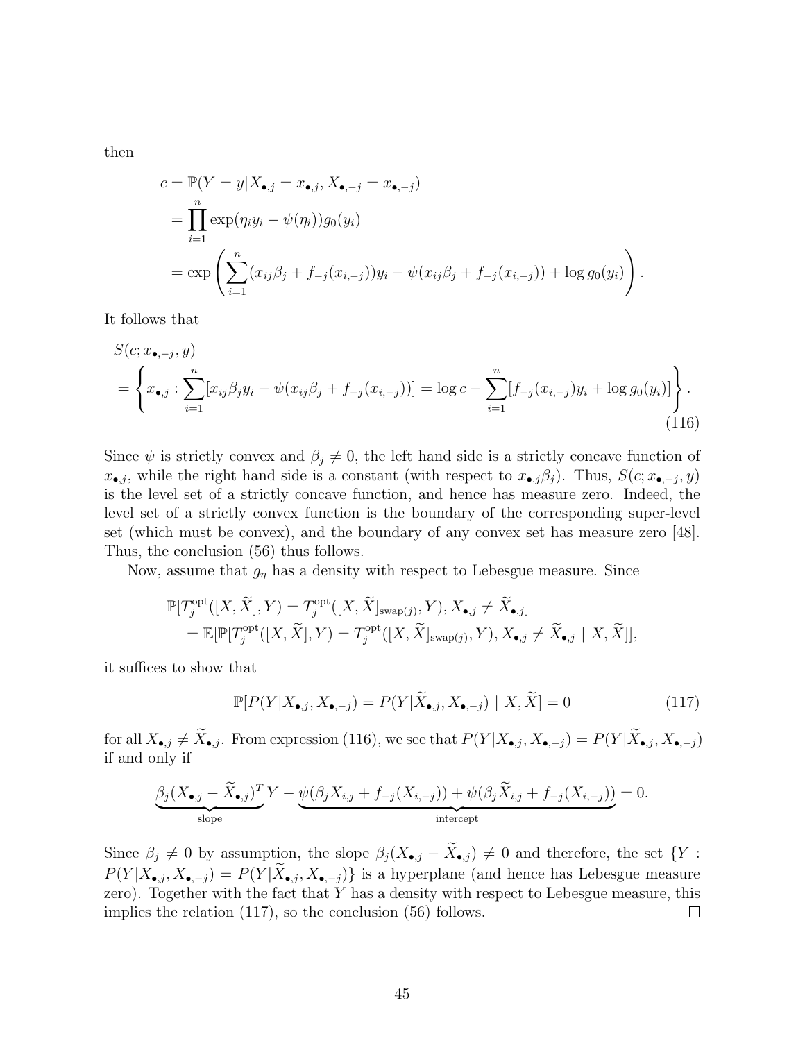then

$$
\begin{aligned}
c &= \mathbb{P}(Y = y | X_{\bullet,j} = x_{\bullet,j}, X_{\bullet,-j} = x_{\bullet,-j}) \\
&= \prod_{i=1}^{n} \exp(\eta_i y_i - \psi(\eta_i)) g_0(y_i) \\
&= \exp\left( \sum_{i=1}^{n} (x_{ij}\beta_j + f_{-j}(x_{i,-j})) y_i - \psi(x_{ij}\beta_j + f_{-j}(x_{i,-j})) + \log g_0(y_i) \right).
\end{aligned}
$$

It follows that

$$
\begin{aligned}
&S(c; x_{\bullet,-j}, y) \\
&= \left\{ x_{\bullet,j} : \sum_{i=1}^{n} [x_{ij}\beta_j y_i - \psi(x_{ij}\beta_j + f_{-j}(x_{i,-j}))] = \log c - \sum_{i=1}^{n} [f_{-j}(x_{i,-j}) y_i + \log g_0(y_i)] \right\}.
\end{aligned}
\tag{116}
$$

Since $\psi$ is strictly convex and $\beta_j \neq 0$, the left hand side is a strictly concave function of $x_{\bullet,j}$, while the right hand side is a constant (with respect to $x_{\bullet,j}\beta_j$). Thus, $S(c; x_{\bullet,-j}, y)$ is the level set of a strictly concave function, and hence has measure zero. Indeed, the level set of a strictly convex function is the boundary of the corresponding super-level set (which must be convex), and the boundary of any convex set has measure zero [48]. Thus, the conclusion (56) thus follows.

Now, assume that $g_\eta$ has a density with respect to Lebesgue measure. Since

$$
\begin{aligned}
&\mathbb{P}[T_j^{\text{opt}}([X, \widetilde{X}], Y) = T_j^{\text{opt}}([X, \widetilde{X}]_{\text{swap}(j)}, Y), X_{\bullet,j} \neq \widetilde{X}_{\bullet,j}] \\
&= \mathbb{E}[\mathbb{P}[T_j^{\text{opt}}([X, \widetilde{X}], Y) = T_j^{\text{opt}}([X, \widetilde{X}]_{\text{swap}(j)}, Y), X_{\bullet,j} \neq \widetilde{X}_{\bullet,j} \mid X, \widetilde{X}]],
\end{aligned}
$$

it suffices to show that

$$
\mathbb{P}[P(Y | X_{\bullet,j}, X_{\bullet,-j}) = P(Y | \widetilde{X}_{\bullet,j}, X_{\bullet,-j}) \mid X, \widetilde{X}] = 0 \tag{117}
$$

for all $X_{\bullet,j} \neq \widetilde{X}_{\bullet,j}$. From expression (116), we see that $P(Y|X_{\bullet,j}, X_{\bullet,-j}) = P(Y|\widetilde{X}_{\bullet,j}, X_{\bullet,-j})$ if and only if

$$
\underbrace{\beta_j (X_{\bullet,j} - \widetilde{X}_{\bullet,j})^T}_{\text{slope}} Y - \underbrace{\psi(\beta_j X_{i,j} + f_{-j}(X_{i,-j})) + \psi(\beta_j \widetilde{X}_{i,j} + f_{-j}(X_{i,-j}))}_{\text{intercept}} = 0.
$$

Since $\beta_j \neq 0$ by assumption, the slope $\beta_j (X_{\bullet,j} - \widetilde{X}_{\bullet,j}) \neq 0$ and therefore, the set $\{Y : P(Y|X_{\bullet,j}, X_{\bullet,-j}) = P(Y|\widetilde{X}_{\bullet,j}, X_{\bullet,-j})\}$ is a hyperplane (and hence has Lebesgue measure zero). Together with the fact that $Y$ has a density with respect to Lebesgue measure, this implies the relation (117), so the conclusion (56) follows. $\square$